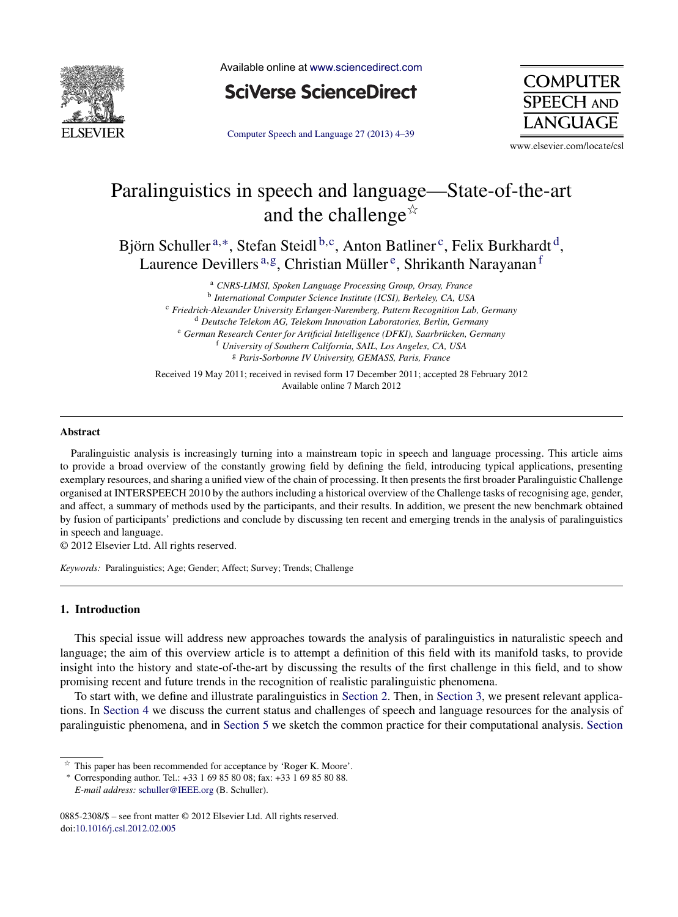# Paralinguistics in speech and language—State-of-the-art and the challenge☆

Björn Schuller[a,*], Stefan Steidl[b,c], Anton Batliner[c], Felix Burkhardt[d], Laurence Devillers[a,g], Christian Müller[e], Shrikanth Narayanan[f]

[a] *CNRS-LIMSI, Spoken Language Processing Group, Orsay, France*
[b] *International Computer Science Institute (ICSI), Berkeley, CA, USA*
[c] *Friedrich-Alexander University Erlangen-Nuremberg, Pattern Recognition Lab, Germany*
[d] *Deutsche Telekom AG, Telekom Innovation Laboratories, Berlin, Germany*
[e] *German Research Center for Artificial Intelligence (DFKI), Saarbrücken, Germany*
[f] *University of Southern California, SAIL, Los Angeles, CA, USA*
[g] *Paris-Sorbonne IV University, GEMASS, Paris, France*

Received 19 May 2011; received in revised form 17 December 2011; accepted 28 February 2012
Available online 7 March 2012

## Abstract

Paralinguistic analysis is increasingly turning into a mainstream topic in speech and language processing. This article aims to provide a broad overview of the constantly growing field by defining the field, introducing typical applications, presenting exemplary resources, and sharing a unified view of the chain of processing. It then presents the first broader Paralinguistic Challenge organised at INTERSPEECH 2010 by the authors including a historical overview of the Challenge tasks of recognising age, gender, and affect, a summary of methods used by the participants, and their results. In addition, we present the new benchmark obtained by fusion of participants' predictions and conclude by discussing ten recent and emerging trends in the analysis of paralinguistics in speech and language.

© 2012 Elsevier Ltd. All rights reserved.

*Keywords:* Paralinguistics; Age; Gender; Affect; Survey; Trends; Challenge

## 1. Introduction

This special issue will address new approaches towards the analysis of paralinguistics in naturalistic speech and language; the aim of this overview article is to attempt a definition of this field with its manifold tasks, to provide insight into the history and state-of-the-art by discussing the results of the first challenge in this field, and to show promising recent and future trends in the recognition of realistic paralinguistic phenomena.

To start with, we define and illustrate paralinguistics in Section 2. Then, in Section 3, we present relevant applications. In Section 4 we discuss the current status and challenges of speech and language resources for the analysis of paralinguistic phenomena, and in Section 5 we sketch the common practice for their computational analysis. Section

☆ This paper has been recommended for acceptance by 'Roger K. Moore'.
\* Corresponding author. Tel.: +33 1 69 85 80 08; fax: +33 1 69 85 80 88.
*E-mail address:* schuller@IEEE.org (B. Schuller).

0885-2308/$ – see front matter © 2012 Elsevier Ltd. All rights reserved.
doi:10.1016/j.csl.2012.02.005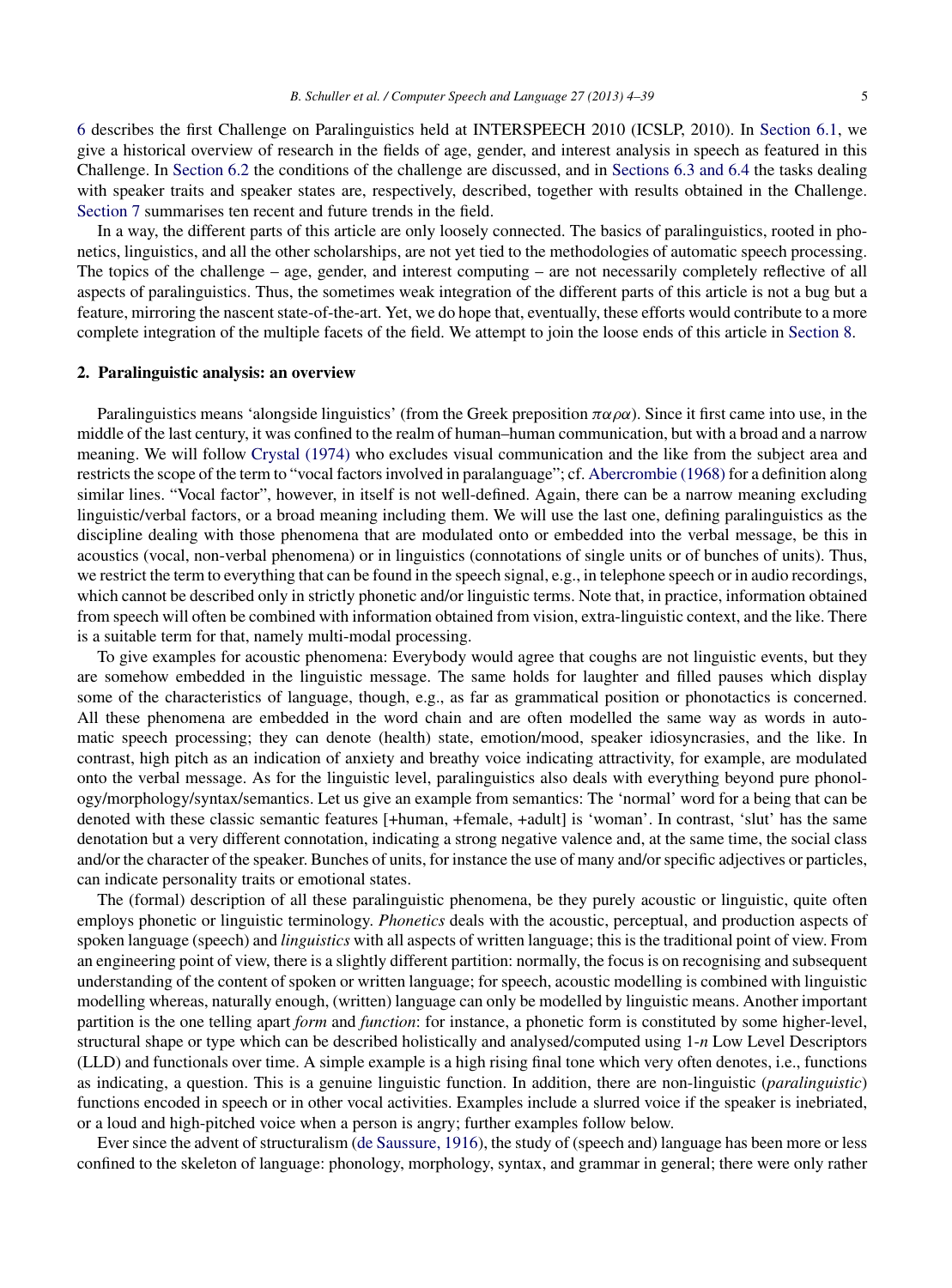6 describes the first Challenge on Paralinguistics held at INTERSPEECH 2010 (ICSLP, 2010). In Section 6.1, we give a historical overview of research in the fields of age, gender, and interest analysis in speech as featured in this Challenge. In Section 6.2 the conditions of the challenge are discussed, and in Sections 6.3 and 6.4 the tasks dealing with speaker traits and speaker states are, respectively, described, together with results obtained in the Challenge. Section 7 summarises ten recent and future trends in the field.

In a way, the different parts of this article are only loosely connected. The basics of paralinguistics, rooted in phonetics, linguistics, and all the other scholarships, are not yet tied to the methodologies of automatic speech processing. The topics of the challenge – age, gender, and interest computing – are not necessarily completely reflective of all aspects of paralinguistics. Thus, the sometimes weak integration of the different parts of this article is not a bug but a feature, mirroring the nascent state-of-the-art. Yet, we do hope that, eventually, these efforts would contribute to a more complete integration of the multiple facets of the field. We attempt to join the loose ends of this article in Section 8.

## 2. Paralinguistic analysis: an overview

Paralinguistics means 'alongside linguistics' (from the Greek preposition $\pi\alpha\rho\alpha$). Since it first came into use, in the middle of the last century, it was confined to the realm of human–human communication, but with a broad and a narrow meaning. We will follow Crystal (1974) who excludes visual communication and the like from the subject area and restricts the scope of the term to "vocal factors involved in paralanguage"; cf. Abercrombie (1968) for a definition along similar lines. "Vocal factor", however, in itself is not well-defined. Again, there can be a narrow meaning excluding linguistic/verbal factors, or a broad meaning including them. We will use the last one, defining paralinguistics as the discipline dealing with those phenomena that are modulated onto or embedded into the verbal message, be this in acoustics (vocal, non-verbal phenomena) or in linguistics (connotations of single units or of bunches of units). Thus, we restrict the term to everything that can be found in the speech signal, e.g., in telephone speech or in audio recordings, which cannot be described only in strictly phonetic and/or linguistic terms. Note that, in practice, information obtained from speech will often be combined with information obtained from vision, extra-linguistic context, and the like. There is a suitable term for that, namely multi-modal processing.

To give examples for acoustic phenomena: Everybody would agree that coughs are not linguistic events, but they are somehow embedded in the linguistic message. The same holds for laughter and filled pauses which display some of the characteristics of language, though, e.g., as far as grammatical position or phonotactics is concerned. All these phenomena are embedded in the word chain and are often modelled the same way as words in automatic speech processing; they can denote (health) state, emotion/mood, speaker idiosyncrasies, and the like. In contrast, high pitch as an indication of anxiety and breathy voice indicating attractivity, for example, are modulated onto the verbal message. As for the linguistic level, paralinguistics also deals with everything beyond pure phonology/morphology/syntax/semantics. Let us give an example from semantics: The 'normal' word for a being that can be denoted with these classic semantic features [+human, +female, +adult] is 'woman'. In contrast, 'slut' has the same denotation but a very different connotation, indicating a strong negative valence and, at the same time, the social class and/or the character of the speaker. Bunches of units, for instance the use of many and/or specific adjectives or particles, can indicate personality traits or emotional states.

The (formal) description of all these paralinguistic phenomena, be they purely acoustic or linguistic, quite often employs phonetic or linguistic terminology. *Phonetics* deals with the acoustic, perceptual, and production aspects of spoken language (speech) and *linguistics* with all aspects of written language; this is the traditional point of view. From an engineering point of view, there is a slightly different partition: normally, the focus is on recognising and subsequent understanding of the content of spoken or written language; for speech, acoustic modelling is combined with linguistic modelling whereas, naturally enough, (written) language can only be modelled by linguistic means. Another important partition is the one telling apart *form* and *function*: for instance, a phonetic form is constituted by some higher-level, structural shape or type which can be described holistically and analysed/computed using 1-*n* Low Level Descriptors (LLD) and functionals over time. A simple example is a high rising final tone which very often denotes, i.e., functions as indicating, a question. This is a genuine linguistic function. In addition, there are non-linguistic (*paralinguistic*) functions encoded in speech or in other vocal activities. Examples include a slurred voice if the speaker is inebriated, or a loud and high-pitched voice when a person is angry; further examples follow below.

Ever since the advent of structuralism (de Saussure, 1916), the study of (speech and) language has been more or less confined to the skeleton of language: phonology, morphology, syntax, and grammar in general; there were only rather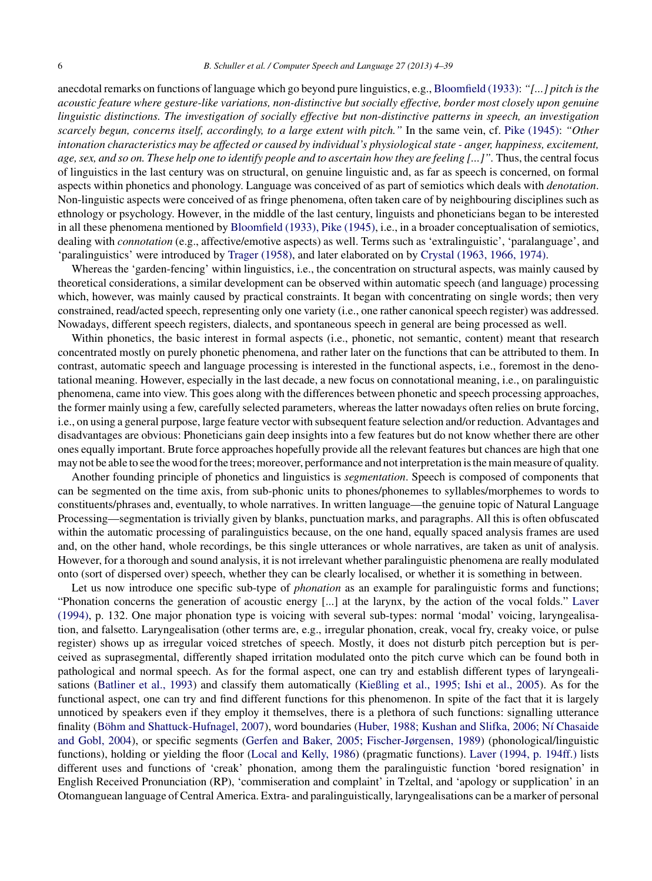anecdotal remarks on functions of language which go beyond pure linguistics, e.g., Bloomfield (1933): *"[...] pitch is the acoustic feature where gesture-like variations, non-distinctive but socially effective, border most closely upon genuine linguistic distinctions. The investigation of socially effective but non-distinctive patterns in speech, an investigation scarcely begun, concerns itself, accordingly, to a large extent with pitch."* In the same vein, cf. Pike (1945): *"Other intonation characteristics may be affected or caused by individual's physiological state - anger, happiness, excitement, age, sex, and so on. These help one to identify people and to ascertain how they are feeling [...]"*. Thus, the central focus of linguistics in the last century was on structural, on genuine linguistic and, as far as speech is concerned, on formal aspects within phonetics and phonology. Language was conceived of as part of semiotics which deals with *denotation*. Non-linguistic aspects were conceived of as fringe phenomena, often taken care of by neighbouring disciplines such as ethnology or psychology. However, in the middle of the last century, linguists and phoneticians began to be interested in all these phenomena mentioned by Bloomfield (1933), Pike (1945), i.e., in a broader conceptualisation of semiotics, dealing with *connotation* (e.g., affective/emotive aspects) as well. Terms such as 'extralinguistic', 'paralanguage', and 'paralinguistics' were introduced by Trager (1958), and later elaborated on by Crystal (1963, 1966, 1974).

Whereas the 'garden-fencing' within linguistics, i.e., the concentration on structural aspects, was mainly caused by theoretical considerations, a similar development can be observed within automatic speech (and language) processing which, however, was mainly caused by practical constraints. It began with concentrating on single words; then very constrained, read/acted speech, representing only one variety (i.e., one rather canonical speech register) was addressed. Nowadays, different speech registers, dialects, and spontaneous speech in general are being processed as well.

Within phonetics, the basic interest in formal aspects (i.e., phonetic, not semantic, content) meant that research concentrated mostly on purely phonetic phenomena, and rather later on the functions that can be attributed to them. In contrast, automatic speech and language processing is interested in the functional aspects, i.e., foremost in the denotational meaning. However, especially in the last decade, a new focus on connotational meaning, i.e., on paralinguistic phenomena, came into view. This goes along with the differences between phonetic and speech processing approaches, the former mainly using a few, carefully selected parameters, whereas the latter nowadays often relies on brute forcing, i.e., on using a general purpose, large feature vector with subsequent feature selection and/or reduction. Advantages and disadvantages are obvious: Phoneticians gain deep insights into a few features but do not know whether there are other ones equally important. Brute force approaches hopefully provide all the relevant features but chances are high that one may not be able to see the wood for the trees; moreover, performance and not interpretation is the main measure of quality.

Another founding principle of phonetics and linguistics is *segmentation*. Speech is composed of components that can be segmented on the time axis, from sub-phonic units to phones/phonemes to syllables/morphemes to words to constituents/phrases and, eventually, to whole narratives. In written language—the genuine topic of Natural Language Processing—segmentation is trivially given by blanks, punctuation marks, and paragraphs. All this is often obfuscated within the automatic processing of paralinguistics because, on the one hand, equally spaced analysis frames are used and, on the other hand, whole recordings, be this single utterances or whole narratives, are taken as unit of analysis. However, for a thorough and sound analysis, it is not irrelevant whether paralinguistic phenomena are really modulated onto (sort of dispersed over) speech, whether they can be clearly localised, or whether it is something in between.

Let us now introduce one specific sub-type of *phonation* as an example for paralinguistic forms and functions; "Phonation concerns the generation of acoustic energy [...] at the larynx, by the action of the vocal folds." Laver (1994), p. 132. One major phonation type is voicing with several sub-types: normal 'modal' voicing, laryngealisation, and falsetto. Laryngealisation (other terms are, e.g., irregular phonation, creak, vocal fry, creaky voice, or pulse register) shows up as irregular voiced stretches of speech. Mostly, it does not disturb pitch perception but is perceived as suprasegmental, differently shaped irritation modulated onto the pitch curve which can be found both in pathological and normal speech. As for the formal aspect, one can try and establish different types of laryngealisations (Batliner et al., 1993) and classify them automatically (Kießling et al., 1995; Ishi et al., 2005). As for the functional aspect, one can try and find different functions for this phenomenon. In spite of the fact that it is largely unnoticed by speakers even if they employ it themselves, there is a plethora of such functions: signalling utterance finality (Böhm and Shattuck-Hufnagel, 2007), word boundaries (Huber, 1988; Kushan and Slifka, 2006; Ní Chasaide and Gobl, 2004), or specific segments (Gerfen and Baker, 2005; Fischer-Jørgensen, 1989) (phonological/linguistic functions), holding or yielding the floor (Local and Kelly, 1986) (pragmatic functions). Laver (1994, p. 194ff.) lists different uses and functions of 'creak' phonation, among them the paralinguistic function 'bored resignation' in English Received Pronunciation (RP), 'commiseration and complaint' in Tzeltal, and 'apology or supplication' in an Otomanguean language of Central America. Extra- and paralinguistically, laryngealisations can be a marker of personal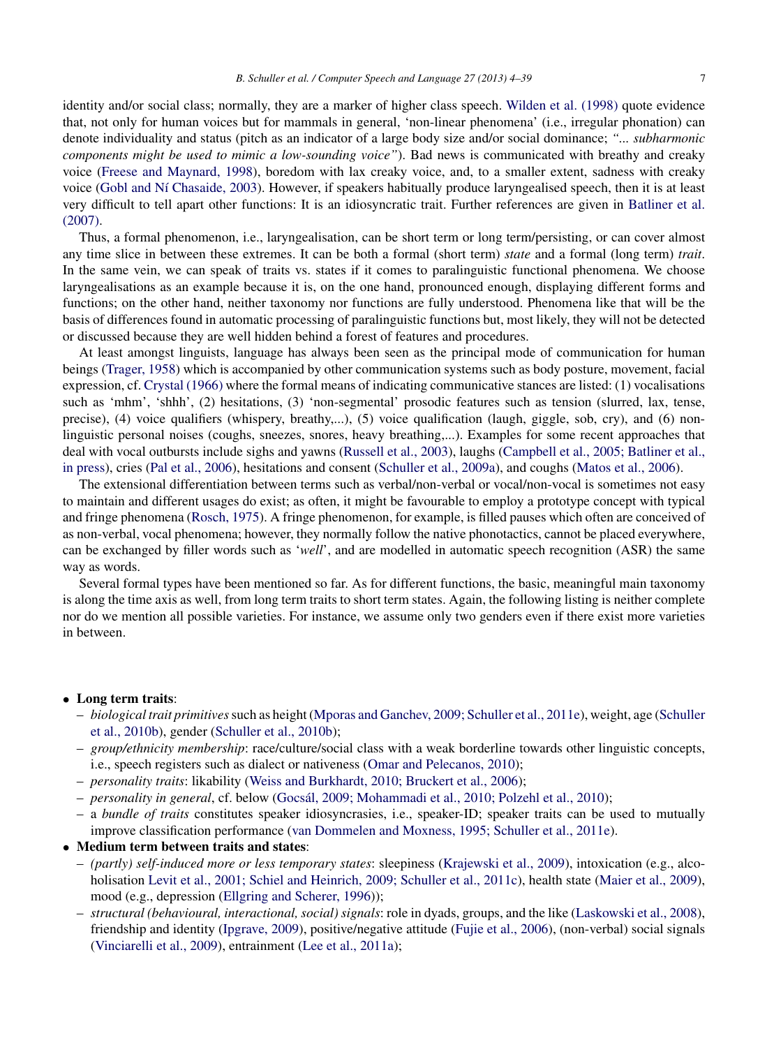identity and/or social class; normally, they are a marker of higher class speech. Wilden et al. (1998) quote evidence that, not only for human voices but for mammals in general, 'non-linear phenomena' (i.e., irregular phonation) can denote individuality and status (pitch as an indicator of a large body size and/or social dominance; *"... subharmonic components might be used to mimic a low-sounding voice"*). Bad news is communicated with breathy and creaky voice (Freese and Maynard, 1998), boredom with lax creaky voice, and, to a smaller extent, sadness with creaky voice (Gobl and Ní Chasaide, 2003). However, if speakers habitually produce laryngealised speech, then it is at least very difficult to tell apart other functions: It is an idiosyncratic trait. Further references are given in Batliner et al. (2007).

Thus, a formal phenomenon, i.e., laryngealisation, can be short term or long term/persisting, or can cover almost any time slice in between these extremes. It can be both a formal (short term) *state* and a formal (long term) *trait*. In the same vein, we can speak of traits vs. states if it comes to paralinguistic functional phenomena. We choose laryngealisations as an example because it is, on the one hand, pronounced enough, displaying different forms and functions; on the other hand, neither taxonomy nor functions are fully understood. Phenomena like that will be the basis of differences found in automatic processing of paralinguistic functions but, most likely, they will not be detected or discussed because they are well hidden behind a forest of features and procedures.

At least amongst linguists, language has always been seen as the principal mode of communication for human beings (Trager, 1958) which is accompanied by other communication systems such as body posture, movement, facial expression, cf. Crystal (1966) where the formal means of indicating communicative stances are listed: (1) vocalisations such as 'mhm', 'shhh', (2) hesitations, (3) 'non-segmental' prosodic features such as tension (slurred, lax, tense, precise), (4) voice qualifiers (whispery, breathy,...), (5) voice qualification (laugh, giggle, sob, cry), and (6) non-linguistic personal noises (coughs, sneezes, snores, heavy breathing,...). Examples for some recent approaches that deal with vocal outbursts include sighs and yawns (Russell et al., 2003), laughs (Campbell et al., 2005; Batliner et al., in press), cries (Pal et al., 2006), hesitations and consent (Schuller et al., 2009a), and coughs (Matos et al., 2006).

The extensional differentiation between terms such as verbal/non-verbal or vocal/non-vocal is sometimes not easy to maintain and different usages do exist; as often, it might be favourable to employ a prototype concept with typical and fringe phenomena (Rosch, 1975). A fringe phenomenon, for example, is filled pauses which often are conceived of as non-verbal, vocal phenomena; however, they normally follow the native phonotactics, cannot be placed everywhere, can be exchanged by filler words such as '*well*', and are modelled in automatic speech recognition (ASR) the same way as words.

Several formal types have been mentioned so far. As for different functions, the basic, meaningful main taxonomy is along the time axis as well, from long term traits to short term states. Again, the following listing is neither complete nor do we mention all possible varieties. For instance, we assume only two genders even if there exist more varieties in between.

- **Long term traits**:
  - *biological trait primitives* such as height (Mporas and Ganchev, 2009; Schuller et al., 2011e), weight, age (Schuller et al., 2010b), gender (Schuller et al., 2010b);
  - *group/ethnicity membership*: race/culture/social class with a weak borderline towards other linguistic concepts, i.e., speech registers such as dialect or nativeness (Omar and Pelecanos, 2010);
  - *personality traits*: likability (Weiss and Burkhardt, 2010; Bruckert et al., 2006);
  - *personality in general*, cf. below (Gocsál, 2009; Mohammadi et al., 2010; Polzehl et al., 2010);
  - a *bundle of traits* constitutes speaker idiosyncrasies, i.e., speaker-ID; speaker traits can be used to mutually improve classification performance (van Dommelen and Moxness, 1995; Schuller et al., 2011e).
- **Medium term between traits and states**:
  - *(partly) self-induced more or less temporary states*: sleepiness (Krajewski et al., 2009), intoxication (e.g., alcoholisation Levit et al., 2001; Schiel and Heinrich, 2009; Schuller et al., 2011c), health state (Maier et al., 2009), mood (e.g., depression (Ellgring and Scherer, 1996));
  - *structural (behavioural, interactional, social) signals*: role in dyads, groups, and the like (Laskowski et al., 2008), friendship and identity (Ipgrave, 2009), positive/negative attitude (Fujie et al., 2006), (non-verbal) social signals (Vinciarelli et al., 2009), entrainment (Lee et al., 2011a);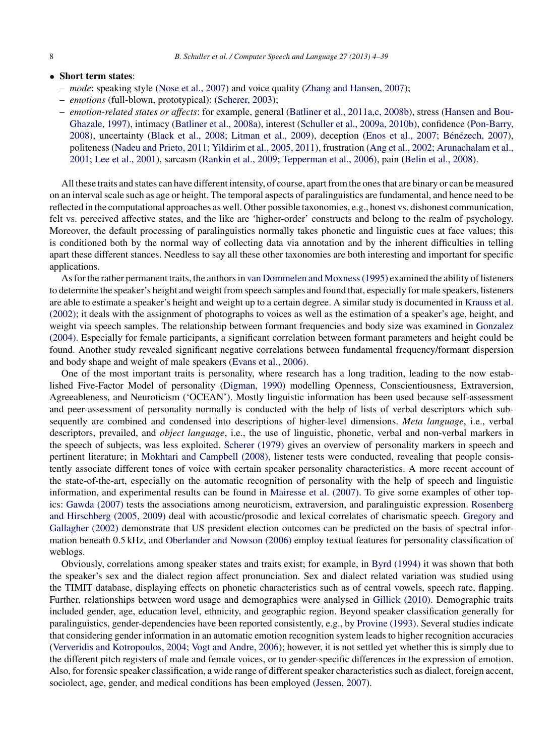- **Short term states**:
  - *mode*: speaking style (Nose et al., 2007) and voice quality (Zhang and Hansen, 2007);
  - *emotions* (full-blown, prototypical): (Scherer, 2003);
  - *emotion-related states or affects*: for example, general (Batliner et al., 2011a,c, 2008b), stress (Hansen and Bou-Ghazale, 1997), intimacy (Batliner et al., 2008a), interest (Schuller et al., 2009a, 2010b), confidence (Pon-Barry, 2008), uncertainty (Black et al., 2008; Litman et al., 2009), deception (Enos et al., 2007; Bénézech, 2007), politeness (Nadeu and Prieto, 2011; Yildirim et al., 2005, 2011), frustration (Ang et al., 2002; Arunachalam et al., 2001; Lee et al., 2001), sarcasm (Rankin et al., 2009; Tepperman et al., 2006), pain (Belin et al., 2008).

All these traits and states can have different intensity, of course, apart from the ones that are binary or can be measured on an interval scale such as age or height. The temporal aspects of paralinguistics are fundamental, and hence need to be reflected in the computational approaches as well. Other possible taxonomies, e.g., honest vs. dishonest communication, felt vs. perceived affective states, and the like are 'higher-order' constructs and belong to the realm of psychology. Moreover, the default processing of paralinguistics normally takes phonetic and linguistic cues at face values; this is conditioned both by the normal way of collecting data via annotation and by the inherent difficulties in telling apart these different stances. Needless to say all these other taxonomies are both interesting and important for specific applications.

As for the rather permanent traits, the authors in van Dommelen and Moxness (1995) examined the ability of listeners to determine the speaker's height and weight from speech samples and found that, especially for male speakers, listeners are able to estimate a speaker's height and weight up to a certain degree. A similar study is documented in Krauss et al. (2002); it deals with the assignment of photographs to voices as well as the estimation of a speaker's age, height, and weight via speech samples. The relationship between formant frequencies and body size was examined in Gonzalez (2004). Especially for female participants, a significant correlation between formant parameters and height could be found. Another study revealed significant negative correlations between fundamental frequency/formant dispersion and body shape and weight of male speakers (Evans et al., 2006).

One of the most important traits is personality, where research has a long tradition, leading to the now established Five-Factor Model of personality (Digman, 1990) modelling Openness, Conscientiousness, Extraversion, Agreeableness, and Neuroticism ('OCEAN'). Mostly linguistic information has been used because self-assessment and peer-assessment of personality normally is conducted with the help of lists of verbal descriptors which subsequently are combined and condensed into descriptions of higher-level dimensions. *Meta language*, i.e., verbal descriptors, prevailed, and *object language*, i.e., the use of linguistic, phonetic, verbal and non-verbal markers in the speech of subjects, was less exploited. Scherer (1979) gives an overview of personality markers in speech and pertinent literature; in Mokhtari and Campbell (2008), listener tests were conducted, revealing that people consistently associate different tones of voice with certain speaker personality characteristics. A more recent account of the state-of-the-art, especially on the automatic recognition of personality with the help of speech and linguistic information, and experimental results can be found in Mairesse et al. (2007). To give some examples of other topics: Gawda (2007) tests the associations among neuroticism, extraversion, and paralinguistic expression. Rosenberg and Hirschberg (2005, 2009) deal with acoustic/prosodic and lexical correlates of charismatic speech. Gregory and Gallagher (2002) demonstrate that US president election outcomes can be predicted on the basis of spectral information beneath 0.5 kHz, and Oberlander and Nowson (2006) employ textual features for personality classification of weblogs.

Obviously, correlations among speaker states and traits exist; for example, in Byrd (1994) it was shown that both the speaker's sex and the dialect region affect pronunciation. Sex and dialect related variation was studied using the TIMIT database, displaying effects on phonetic characteristics such as of central vowels, speech rate, flapping. Further, relationships between word usage and demographics were analysed in Gillick (2010). Demographic traits included gender, age, education level, ethnicity, and geographic region. Beyond speaker classification generally for paralinguistics, gender-dependencies have been reported consistently, e.g., by Provine (1993). Several studies indicate that considering gender information in an automatic emotion recognition system leads to higher recognition accuracies (Ververidis and Kotropoulos, 2004; Vogt and Andre, 2006); however, it is not settled yet whether this is simply due to the different pitch registers of male and female voices, or to gender-specific differences in the expression of emotion. Also, for forensic speaker classification, a wide range of different speaker characteristics such as dialect, foreign accent, sociolect, age, gender, and medical conditions has been employed (Jessen, 2007).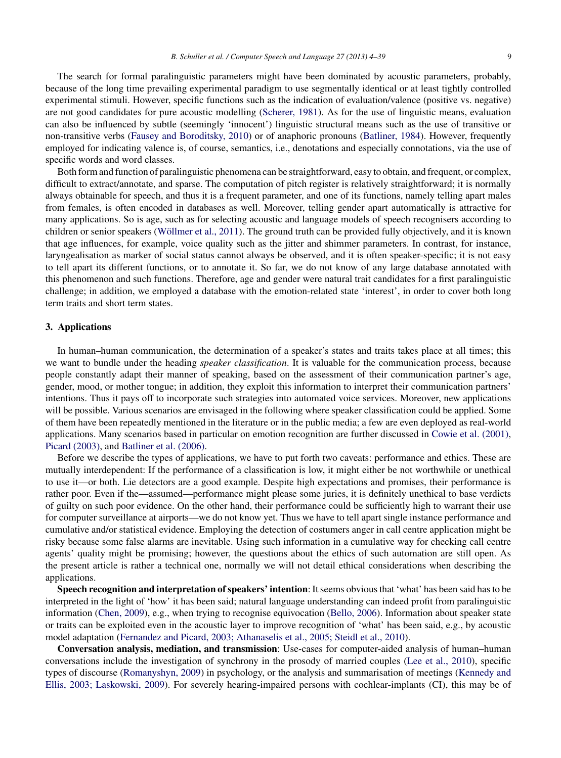The search for formal paralinguistic parameters might have been dominated by acoustic parameters, probably, because of the long time prevailing experimental paradigm to use segmentally identical or at least tightly controlled experimental stimuli. However, specific functions such as the indication of evaluation/valence (positive vs. negative) are not good candidates for pure acoustic modelling (Scherer, 1981). As for the use of linguistic means, evaluation can also be influenced by subtle (seemingly 'innocent') linguistic structural means such as the use of transitive or non-transitive verbs (Fausey and Boroditsky, 2010) or of anaphoric pronouns (Batliner, 1984). However, frequently employed for indicating valence is, of course, semantics, i.e., denotations and especially connotations, via the use of specific words and word classes.

Both form and function of paralinguistic phenomena can be straightforward, easy to obtain, and frequent, or complex, difficult to extract/annotate, and sparse. The computation of pitch register is relatively straightforward; it is normally always obtainable for speech, and thus it is a frequent parameter, and one of its functions, namely telling apart males from females, is often encoded in databases as well. Moreover, telling gender apart automatically is attractive for many applications. So is age, such as for selecting acoustic and language models of speech recognisers according to children or senior speakers (Wöllmer et al., 2011). The ground truth can be provided fully objectively, and it is known that age influences, for example, voice quality such as the jitter and shimmer parameters. In contrast, for instance, laryngealisation as marker of social status cannot always be observed, and it is often speaker-specific; it is not easy to tell apart its different functions, or to annotate it. So far, we do not know of any large database annotated with this phenomenon and such functions. Therefore, age and gender were natural trait candidates for a first paralinguistic challenge; in addition, we employed a database with the emotion-related state 'interest', in order to cover both long term traits and short term states.

## 3. Applications

In human–human communication, the determination of a speaker's states and traits takes place at all times; this we want to bundle under the heading *speaker classification*. It is valuable for the communication process, because people constantly adapt their manner of speaking, based on the assessment of their communication partner's age, gender, mood, or mother tongue; in addition, they exploit this information to interpret their communication partners' intentions. Thus it pays off to incorporate such strategies into automated voice services. Moreover, new applications will be possible. Various scenarios are envisaged in the following where speaker classification could be applied. Some of them have been repeatedly mentioned in the literature or in the public media; a few are even deployed as real-world applications. Many scenarios based in particular on emotion recognition are further discussed in Cowie et al. (2001), Picard (2003), and Batliner et al. (2006).

Before we describe the types of applications, we have to put forth two caveats: performance and ethics. These are mutually interdependent: If the performance of a classification is low, it might either be not worthwhile or unethical to use it—or both. Lie detectors are a good example. Despite high expectations and promises, their performance is rather poor. Even if the—assumed—performance might please some juries, it is definitely unethical to base verdicts of guilty on such poor evidence. On the other hand, their performance could be sufficiently high to warrant their use for computer surveillance at airports—we do not know yet. Thus we have to tell apart single instance performance and cumulative and/or statistical evidence. Employing the detection of costumers anger in call centre application might be risky because some false alarms are inevitable. Using such information in a cumulative way for checking call centre agents' quality might be promising; however, the questions about the ethics of such automation are still open. As the present article is rather a technical one, normally we will not detail ethical considerations when describing the applications.

**Speech recognition and interpretation of speakers' intention**: It seems obvious that 'what' has been said has to be interpreted in the light of 'how' it has been said; natural language understanding can indeed profit from paralinguistic information (Chen, 2009), e.g., when trying to recognise equivocation (Bello, 2006). Information about speaker state or traits can be exploited even in the acoustic layer to improve recognition of 'what' has been said, e.g., by acoustic model adaptation (Fernandez and Picard, 2003; Athanaselis et al., 2005; Steidl et al., 2010).

**Conversation analysis, mediation, and transmission**: Use-cases for computer-aided analysis of human–human conversations include the investigation of synchrony in the prosody of married couples (Lee et al., 2010), specific types of discourse (Romanyshyn, 2009) in psychology, or the analysis and summarisation of meetings (Kennedy and Ellis, 2003; Laskowski, 2009). For severely hearing-impaired persons with cochlear-implants (CI), this may be of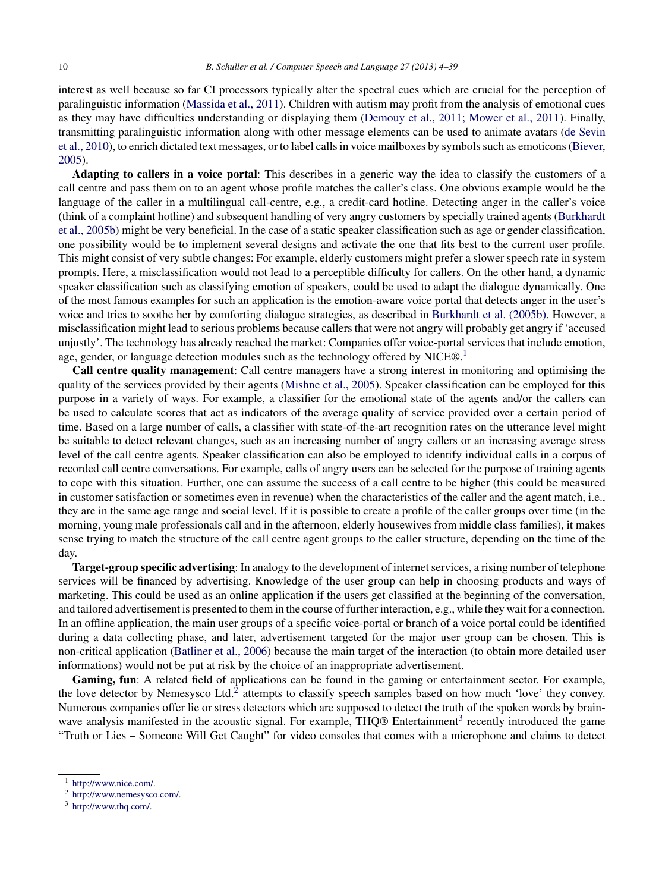interest as well because so far CI processors typically alter the spectral cues which are crucial for the perception of paralinguistic information (Massida et al., 2011). Children with autism may profit from the analysis of emotional cues as they may have difficulties understanding or displaying them (Demouy et al., 2011; Mower et al., 2011). Finally, transmitting paralinguistic information along with other message elements can be used to animate avatars (de Sevin et al., 2010), to enrich dictated text messages, or to label calls in voice mailboxes by symbols such as emoticons (Biever, 2005).

**Adapting to callers in a voice portal**: This describes in a generic way the idea to classify the customers of a call centre and pass them on to an agent whose profile matches the caller's class. One obvious example would be the language of the caller in a multilingual call-centre, e.g., a credit-card hotline. Detecting anger in the caller's voice (think of a complaint hotline) and subsequent handling of very angry customers by specially trained agents (Burkhardt et al., 2005b) might be very beneficial. In the case of a static speaker classification such as age or gender classification, one possibility would be to implement several designs and activate the one that fits best to the current user profile. This might consist of very subtle changes: For example, elderly customers might prefer a slower speech rate in system prompts. Here, a misclassification would not lead to a perceptible difficulty for callers. On the other hand, a dynamic speaker classification such as classifying emotion of speakers, could be used to adapt the dialogue dynamically. One of the most famous examples for such an application is the emotion-aware voice portal that detects anger in the user's voice and tries to soothe her by comforting dialogue strategies, as described in Burkhardt et al. (2005b). However, a misclassification might lead to serious problems because callers that were not angry will probably get angry if 'accused unjustly'. The technology has already reached the market: Companies offer voice-portal services that include emotion, age, gender, or language detection modules such as the technology offered by NICE®.[1]

**Call centre quality management**: Call centre managers have a strong interest in monitoring and optimising the quality of the services provided by their agents (Mishne et al., 2005). Speaker classification can be employed for this purpose in a variety of ways. For example, a classifier for the emotional state of the agents and/or the callers can be used to calculate scores that act as indicators of the average quality of service provided over a certain period of time. Based on a large number of calls, a classifier with state-of-the-art recognition rates on the utterance level might be suitable to detect relevant changes, such as an increasing number of angry callers or an increasing average stress level of the call centre agents. Speaker classification can also be employed to identify individual calls in a corpus of recorded call centre conversations. For example, calls of angry users can be selected for the purpose of training agents to cope with this situation. Further, one can assume the success of a call centre to be higher (this could be measured in customer satisfaction or sometimes even in revenue) when the characteristics of the caller and the agent match, i.e., they are in the same age range and social level. If it is possible to create a profile of the caller groups over time (in the morning, young male professionals call and in the afternoon, elderly housewives from middle class families), it makes sense trying to match the structure of the call centre agent groups to the caller structure, depending on the time of the day.

**Target-group specific advertising**: In analogy to the development of internet services, a rising number of telephone services will be financed by advertising. Knowledge of the user group can help in choosing products and ways of marketing. This could be used as an online application if the users get classified at the beginning of the conversation, and tailored advertisement is presented to them in the course of further interaction, e.g., while they wait for a connection. In an offline application, the main user groups of a specific voice-portal or branch of a voice portal could be identified during a data collecting phase, and later, advertisement targeted for the major user group can be chosen. This is non-critical application (Batliner et al., 2006) because the main target of the interaction (to obtain more detailed user informations) would not be put at risk by the choice of an inappropriate advertisement.

**Gaming, fun**: A related field of applications can be found in the gaming or entertainment sector. For example, the love detector by Nemesysco Ltd.[2] attempts to classify speech samples based on how much 'love' they convey. Numerous companies offer lie or stress detectors which are supposed to detect the truth of the spoken words by brain-wave analysis manifested in the acoustic signal. For example, THQ® Entertainment[3] recently introduced the game "Truth or Lies – Someone Will Get Caught" for video consoles that comes with a microphone and claims to detect

---

[1] http://www.nice.com/.

[2] http://www.nemesysco.com/.

[3] http://www.thq.com/.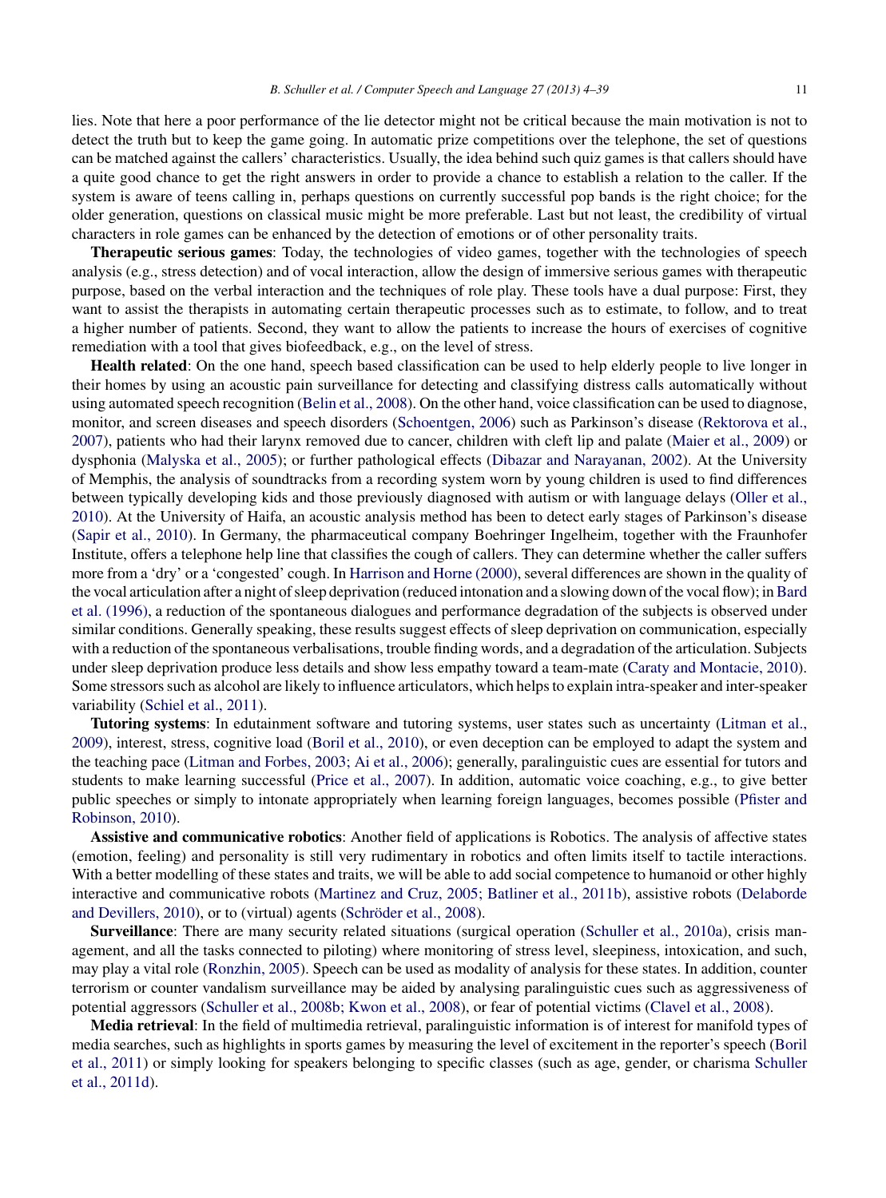lies. Note that here a poor performance of the lie detector might not be critical because the main motivation is not to detect the truth but to keep the game going. In automatic prize competitions over the telephone, the set of questions can be matched against the callers' characteristics. Usually, the idea behind such quiz games is that callers should have a quite good chance to get the right answers in order to provide a chance to establish a relation to the caller. If the system is aware of teens calling in, perhaps questions on currently successful pop bands is the right choice; for the older generation, questions on classical music might be more preferable. Last but not least, the credibility of virtual characters in role games can be enhanced by the detection of emotions or of other personality traits.

**Therapeutic serious games**: Today, the technologies of video games, together with the technologies of speech analysis (e.g., stress detection) and of vocal interaction, allow the design of immersive serious games with therapeutic purpose, based on the verbal interaction and the techniques of role play. These tools have a dual purpose: First, they want to assist the therapists in automating certain therapeutic processes such as to estimate, to follow, and to treat a higher number of patients. Second, they want to allow the patients to increase the hours of exercises of cognitive remediation with a tool that gives biofeedback, e.g., on the level of stress.

**Health related**: On the one hand, speech based classification can be used to help elderly people to live longer in their homes by using an acoustic pain surveillance for detecting and classifying distress calls automatically without using automated speech recognition (Belin et al., 2008). On the other hand, voice classification can be used to diagnose, monitor, and screen diseases and speech disorders (Schoentgen, 2006) such as Parkinson's disease (Rektorova et al., 2007), patients who had their larynx removed due to cancer, children with cleft lip and palate (Maier et al., 2009) or dysphonia (Malyska et al., 2005); or further pathological effects (Dibazar and Narayanan, 2002). At the University of Memphis, the analysis of soundtracks from a recording system worn by young children is used to find differences between typically developing kids and those previously diagnosed with autism or with language delays (Oller et al., 2010). At the University of Haifa, an acoustic analysis method has been to detect early stages of Parkinson's disease (Sapir et al., 2010). In Germany, the pharmaceutical company Boehringer Ingelheim, together with the Fraunhofer Institute, offers a telephone help line that classifies the cough of callers. They can determine whether the caller suffers more from a 'dry' or a 'congested' cough. In Harrison and Horne (2000), several differences are shown in the quality of the vocal articulation after a night of sleep deprivation (reduced intonation and a slowing down of the vocal flow); in Bard et al. (1996), a reduction of the spontaneous dialogues and performance degradation of the subjects is observed under similar conditions. Generally speaking, these results suggest effects of sleep deprivation on communication, especially with a reduction of the spontaneous verbalisations, trouble finding words, and a degradation of the articulation. Subjects under sleep deprivation produce less details and show less empathy toward a team-mate (Caraty and Montacie, 2010). Some stressors such as alcohol are likely to influence articulators, which helps to explain intra-speaker and inter-speaker variability (Schiel et al., 2011).

**Tutoring systems**: In edutainment software and tutoring systems, user states such as uncertainty (Litman et al., 2009), interest, stress, cognitive load (Boril et al., 2010), or even deception can be employed to adapt the system and the teaching pace (Litman and Forbes, 2003; Ai et al., 2006); generally, paralinguistic cues are essential for tutors and students to make learning successful (Price et al., 2007). In addition, automatic voice coaching, e.g., to give better public speeches or simply to intonate appropriately when learning foreign languages, becomes possible (Pfister and Robinson, 2010).

**Assistive and communicative robotics**: Another field of applications is Robotics. The analysis of affective states (emotion, feeling) and personality is still very rudimentary in robotics and often limits itself to tactile interactions. With a better modelling of these states and traits, we will be able to add social competence to humanoid or other highly interactive and communicative robots (Martinez and Cruz, 2005; Batliner et al., 2011b), assistive robots (Delaborde and Devillers, 2010), or to (virtual) agents (Schröder et al., 2008).

**Surveillance**: There are many security related situations (surgical operation (Schuller et al., 2010a), crisis management, and all the tasks connected to piloting) where monitoring of stress level, sleepiness, intoxication, and such, may play a vital role (Ronzhin, 2005). Speech can be used as modality of analysis for these states. In addition, counter terrorism or counter vandalism surveillance may be aided by analysing paralinguistic cues such as aggressiveness of potential aggressors (Schuller et al., 2008b; Kwon et al., 2008), or fear of potential victims (Clavel et al., 2008).

**Media retrieval**: In the field of multimedia retrieval, paralinguistic information is of interest for manifold types of media searches, such as highlights in sports games by measuring the level of excitement in the reporter's speech (Boril et al., 2011) or simply looking for speakers belonging to specific classes (such as age, gender, or charisma Schuller et al., 2011d).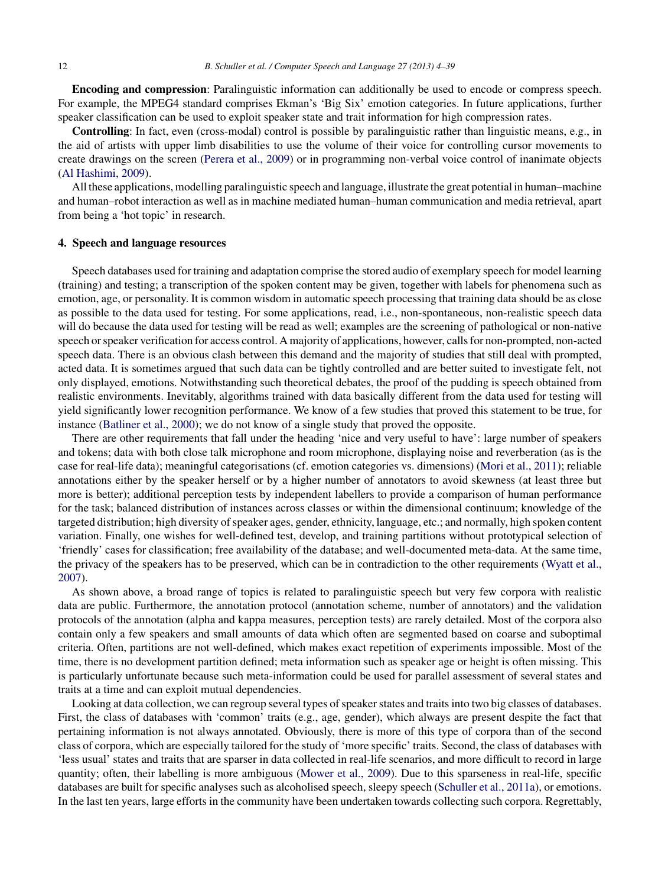**Encoding and compression**: Paralinguistic information can additionally be used to encode or compress speech. For example, the MPEG4 standard comprises Ekman's 'Big Six' emotion categories. In future applications, further speaker classification can be used to exploit speaker state and trait information for high compression rates.

**Controlling**: In fact, even (cross-modal) control is possible by paralinguistic rather than linguistic means, e.g., in the aid of artists with upper limb disabilities to use the volume of their voice for controlling cursor movements to create drawings on the screen (Perera et al., 2009) or in programming non-verbal voice control of inanimate objects (Al Hashimi, 2009).

All these applications, modelling paralinguistic speech and language, illustrate the great potential in human–machine and human–robot interaction as well as in machine mediated human–human communication and media retrieval, apart from being a 'hot topic' in research.

## 4. Speech and language resources

Speech databases used for training and adaptation comprise the stored audio of exemplary speech for model learning (training) and testing; a transcription of the spoken content may be given, together with labels for phenomena such as emotion, age, or personality. It is common wisdom in automatic speech processing that training data should be as close as possible to the data used for testing. For some applications, read, i.e., non-spontaneous, non-realistic speech data will do because the data used for testing will be read as well; examples are the screening of pathological or non-native speech or speaker verification for access control. A majority of applications, however, calls for non-prompted, non-acted speech data. There is an obvious clash between this demand and the majority of studies that still deal with prompted, acted data. It is sometimes argued that such data can be tightly controlled and are better suited to investigate felt, not only displayed, emotions. Notwithstanding such theoretical debates, the proof of the pudding is speech obtained from realistic environments. Inevitably, algorithms trained with data basically different from the data used for testing will yield significantly lower recognition performance. We know of a few studies that proved this statement to be true, for instance (Batliner et al., 2000); we do not know of a single study that proved the opposite.

There are other requirements that fall under the heading 'nice and very useful to have': large number of speakers and tokens; data with both close talk microphone and room microphone, displaying noise and reverberation (as is the case for real-life data); meaningful categorisations (cf. emotion categories vs. dimensions) (Mori et al., 2011); reliable annotations either by the speaker herself or by a higher number of annotators to avoid skewness (at least three but more is better); additional perception tests by independent labellers to provide a comparison of human performance for the task; balanced distribution of instances across classes or within the dimensional continuum; knowledge of the targeted distribution; high diversity of speaker ages, gender, ethnicity, language, etc.; and normally, high spoken content variation. Finally, one wishes for well-defined test, develop, and training partitions without prototypical selection of 'friendly' cases for classification; free availability of the database; and well-documented meta-data. At the same time, the privacy of the speakers has to be preserved, which can be in contradiction to the other requirements (Wyatt et al., 2007).

As shown above, a broad range of topics is related to paralinguistic speech but very few corpora with realistic data are public. Furthermore, the annotation protocol (annotation scheme, number of annotators) and the validation protocols of the annotation (alpha and kappa measures, perception tests) are rarely detailed. Most of the corpora also contain only a few speakers and small amounts of data which often are segmented based on coarse and suboptimal criteria. Often, partitions are not well-defined, which makes exact repetition of experiments impossible. Most of the time, there is no development partition defined; meta information such as speaker age or height is often missing. This is particularly unfortunate because such meta-information could be used for parallel assessment of several states and traits at a time and can exploit mutual dependencies.

Looking at data collection, we can regroup several types of speaker states and traits into two big classes of databases. First, the class of databases with 'common' traits (e.g., age, gender), which always are present despite the fact that pertaining information is not always annotated. Obviously, there is more of this type of corpora than of the second class of corpora, which are especially tailored for the study of 'more specific' traits. Second, the class of databases with 'less usual' states and traits that are sparser in data collected in real-life scenarios, and more difficult to record in large quantity; often, their labelling is more ambiguous (Mower et al., 2009). Due to this sparseness in real-life, specific databases are built for specific analyses such as alcoholised speech, sleepy speech (Schuller et al., 2011a), or emotions. In the last ten years, large efforts in the community have been undertaken towards collecting such corpora. Regrettably,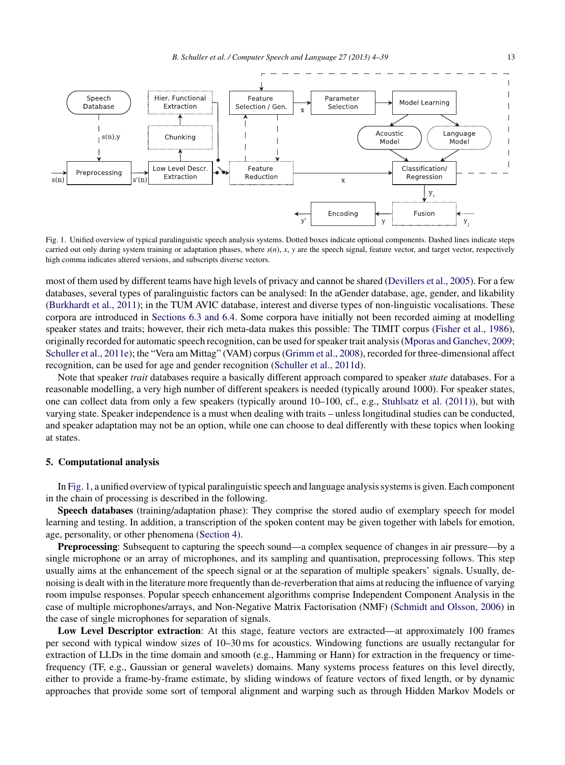Fig. 1. Unified overview of typical paralinguistic speech analysis systems. Dotted boxes indicate optional components. Dashed lines indicate steps carried out only during system training or adaptation phases, where $s(n)$, $x$, $y$ are the speech signal, feature vector, and target vector, respectively high comma indicates altered versions, and subscripts diverse vectors.

most of them used by different teams have high levels of privacy and cannot be shared (Devillers et al., 2005). For a few databases, several types of paralinguistic factors can be analysed: In the aGender database, age, gender, and likability (Burkhardt et al., 2011); in the TUM AVIC database, interest and diverse types of non-linguistic vocalisations. These corpora are introduced in Sections 6.3 and 6.4. Some corpora have initially not been recorded aiming at modelling speaker states and traits; however, their rich meta-data makes this possible: The TIMIT corpus (Fisher et al., 1986), originally recorded for automatic speech recognition, can be used for speaker trait analysis (Mporas and Ganchev, 2009; Schuller et al., 2011e); the "Vera am Mittag" (VAM) corpus (Grimm et al., 2008), recorded for three-dimensional affect recognition, can be used for age and gender recognition (Schuller et al., 2011d).

Note that speaker *trait* databases require a basically different approach compared to speaker *state* databases. For a reasonable modelling, a very high number of different speakers is needed (typically around 1000). For speaker states, one can collect data from only a few speakers (typically around 10–100, cf., e.g., Stuhlsatz et al. (2011)), but with varying state. Speaker independence is a must when dealing with traits – unless longitudinal studies can be conducted, and speaker adaptation may not be an option, while one can choose to deal differently with these topics when looking at states.

## 5. Computational analysis

In Fig. 1, a unified overview of typical paralinguistic speech and language analysis systems is given. Each component in the chain of processing is described in the following.

**Speech databases** (training/adaptation phase): They comprise the stored audio of exemplary speech for model learning and testing. In addition, a transcription of the spoken content may be given together with labels for emotion, age, personality, or other phenomena (Section 4).

**Preprocessing**: Subsequent to capturing the speech sound—a complex sequence of changes in air pressure—by a single microphone or an array of microphones, and its sampling and quantisation, preprocessing follows. This step usually aims at the enhancement of the speech signal or at the separation of multiple speakers' signals. Usually, de-noising is dealt with in the literature more frequently than de-reverberation that aims at reducing the influence of varying room impulse responses. Popular speech enhancement algorithms comprise Independent Component Analysis in the case of multiple microphones/arrays, and Non-Negative Matrix Factorisation (NMF) (Schmidt and Olsson, 2006) in the case of single microphones for separation of signals.

**Low Level Descriptor extraction**: At this stage, feature vectors are extracted—at approximately 100 frames per second with typical window sizes of 10–30 ms for acoustics. Windowing functions are usually rectangular for extraction of LLDs in the time domain and smooth (e.g., Hamming or Hann) for extraction in the frequency or time-frequency (TF, e.g., Gaussian or general wavelets) domains. Many systems process features on this level directly, either to provide a frame-by-frame estimate, by sliding windows of feature vectors of fixed length, or by dynamic approaches that provide some sort of temporal alignment and warping such as through Hidden Markov Models or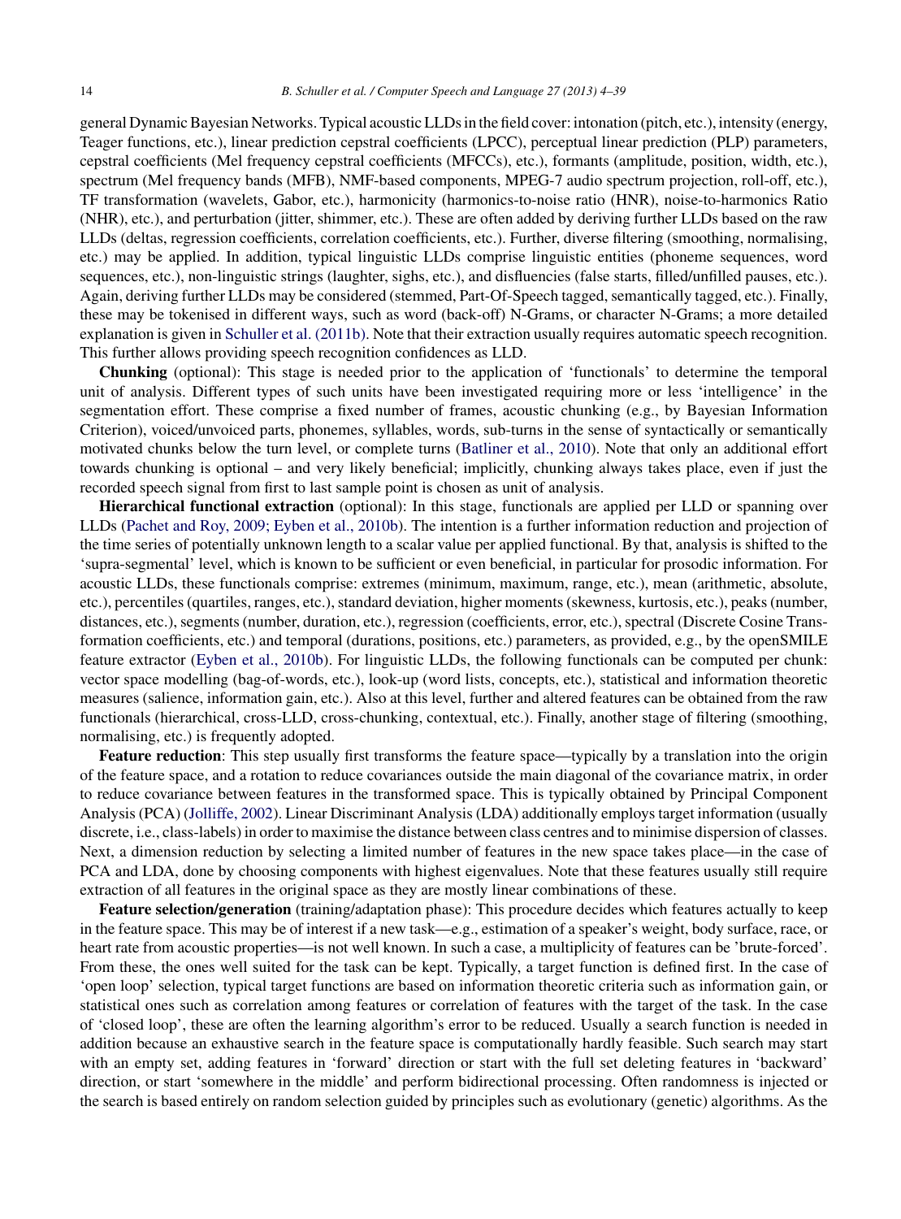general Dynamic Bayesian Networks. Typical acoustic LLDs in the field cover: intonation (pitch, etc.), intensity (energy, Teager functions, etc.), linear prediction cepstral coefficients (LPCC), perceptual linear prediction (PLP) parameters, cepstral coefficients (Mel frequency cepstral coefficients (MFCCs), etc.), formants (amplitude, position, width, etc.), spectrum (Mel frequency bands (MFB), NMF-based components, MPEG-7 audio spectrum projection, roll-off, etc.), TF transformation (wavelets, Gabor, etc.), harmonicity (harmonics-to-noise ratio (HNR), noise-to-harmonics Ratio (NHR), etc.), and perturbation (jitter, shimmer, etc.). These are often added by deriving further LLDs based on the raw LLDs (deltas, regression coefficients, correlation coefficients, etc.). Further, diverse filtering (smoothing, normalising, etc.) may be applied. In addition, typical linguistic LLDs comprise linguistic entities (phoneme sequences, word sequences, etc.), non-linguistic strings (laughter, sighs, etc.), and disfluencies (false starts, filled/unfilled pauses, etc.). Again, deriving further LLDs may be considered (stemmed, Part-Of-Speech tagged, semantically tagged, etc.). Finally, these may be tokenised in different ways, such as word (back-off) N-Grams, or character N-Grams; a more detailed explanation is given in Schuller et al. (2011b). Note that their extraction usually requires automatic speech recognition. This further allows providing speech recognition confidences as LLD.

**Chunking** (optional): This stage is needed prior to the application of 'functionals' to determine the temporal unit of analysis. Different types of such units have been investigated requiring more or less 'intelligence' in the segmentation effort. These comprise a fixed number of frames, acoustic chunking (e.g., by Bayesian Information Criterion), voiced/unvoiced parts, phonemes, syllables, words, sub-turns in the sense of syntactically or semantically motivated chunks below the turn level, or complete turns (Batliner et al., 2010). Note that only an additional effort towards chunking is optional – and very likely beneficial; implicitly, chunking always takes place, even if just the recorded speech signal from first to last sample point is chosen as unit of analysis.

**Hierarchical functional extraction** (optional): In this stage, functionals are applied per LLD or spanning over LLDs (Pachet and Roy, 2009; Eyben et al., 2010b). The intention is a further information reduction and projection of the time series of potentially unknown length to a scalar value per applied functional. By that, analysis is shifted to the 'supra-segmental' level, which is known to be sufficient or even beneficial, in particular for prosodic information. For acoustic LLDs, these functionals comprise: extremes (minimum, maximum, range, etc.), mean (arithmetic, absolute, etc.), percentiles (quartiles, ranges, etc.), standard deviation, higher moments (skewness, kurtosis, etc.), peaks (number, distances, etc.), segments (number, duration, etc.), regression (coefficients, error, etc.), spectral (Discrete Cosine Transformation coefficients, etc.) and temporal (durations, positions, etc.) parameters, as provided, e.g., by the openSMILE feature extractor (Eyben et al., 2010b). For linguistic LLDs, the following functionals can be computed per chunk: vector space modelling (bag-of-words, etc.), look-up (word lists, concepts, etc.), statistical and information theoretic measures (salience, information gain, etc.). Also at this level, further and altered features can be obtained from the raw functionals (hierarchical, cross-LLD, cross-chunking, contextual, etc.). Finally, another stage of filtering (smoothing, normalising, etc.) is frequently adopted.

**Feature reduction**: This step usually first transforms the feature space—typically by a translation into the origin of the feature space, and a rotation to reduce covariances outside the main diagonal of the covariance matrix, in order to reduce covariance between features in the transformed space. This is typically obtained by Principal Component Analysis (PCA) (Jolliffe, 2002). Linear Discriminant Analysis (LDA) additionally employs target information (usually discrete, i.e., class-labels) in order to maximise the distance between class centres and to minimise dispersion of classes. Next, a dimension reduction by selecting a limited number of features in the new space takes place—in the case of PCA and LDA, done by choosing components with highest eigenvalues. Note that these features usually still require extraction of all features in the original space as they are mostly linear combinations of these.

**Feature selection/generation** (training/adaptation phase): This procedure decides which features actually to keep in the feature space. This may be of interest if a new task—e.g., estimation of a speaker's weight, body surface, race, or heart rate from acoustic properties—is not well known. In such a case, a multiplicity of features can be 'brute-forced'. From these, the ones well suited for the task can be kept. Typically, a target function is defined first. In the case of 'open loop' selection, typical target functions are based on information theoretic criteria such as information gain, or statistical ones such as correlation among features or correlation of features with the target of the task. In the case of 'closed loop', these are often the learning algorithm's error to be reduced. Usually a search function is needed in addition because an exhaustive search in the feature space is computationally hardly feasible. Such search may start with an empty set, adding features in 'forward' direction or start with the full set deleting features in 'backward' direction, or start 'somewhere in the middle' and perform bidirectional processing. Often randomness is injected or the search is based entirely on random selection guided by principles such as evolutionary (genetic) algorithms. As the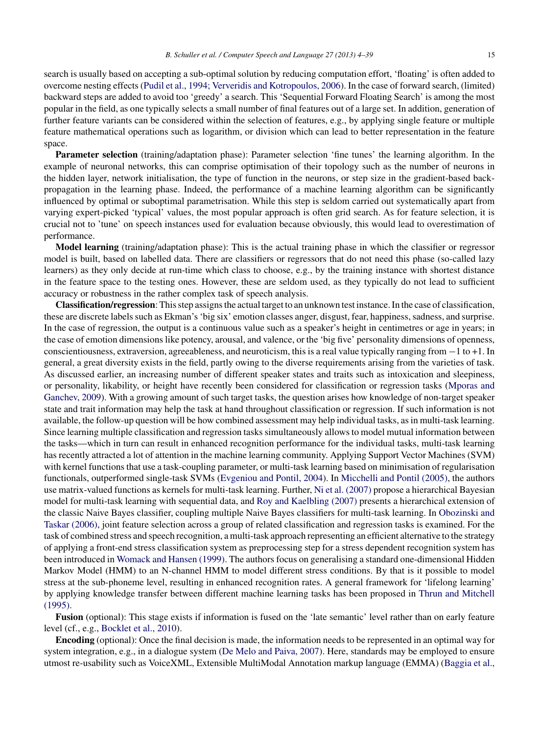search is usually based on accepting a sub-optimal solution by reducing computation effort, 'floating' is often added to overcome nesting effects (Pudil et al., 1994; Ververidis and Kotropoulos, 2006). In the case of forward search, (limited) backward steps are added to avoid too 'greedy' a search. This 'Sequential Forward Floating Search' is among the most popular in the field, as one typically selects a small number of final features out of a large set. In addition, generation of further feature variants can be considered within the selection of features, e.g., by applying single feature or multiple feature mathematical operations such as logarithm, or division which can lead to better representation in the feature space.

**Parameter selection** (training/adaptation phase): Parameter selection 'fine tunes' the learning algorithm. In the example of neuronal networks, this can comprise optimisation of their topology such as the number of neurons in the hidden layer, network initialisation, the type of function in the neurons, or step size in the gradient-based back-propagation in the learning phase. Indeed, the performance of a machine learning algorithm can be significantly influenced by optimal or suboptimal parametrisation. While this step is seldom carried out systematically apart from varying expert-picked 'typical' values, the most popular approach is often grid search. As for feature selection, it is crucial not to 'tune' on speech instances used for evaluation because obviously, this would lead to overestimation of performance.

**Model learning** (training/adaptation phase): This is the actual training phase in which the classifier or regressor model is built, based on labelled data. There are classifiers or regressors that do not need this phase (so-called lazy learners) as they only decide at run-time which class to choose, e.g., by the training instance with shortest distance in the feature space to the testing ones. However, these are seldom used, as they typically do not lead to sufficient accuracy or robustness in the rather complex task of speech analysis.

**Classification/regression**: This step assigns the actual target to an unknown test instance. In the case of classification, these are discrete labels such as Ekman's 'big six' emotion classes anger, disgust, fear, happiness, sadness, and surprise. In the case of regression, the output is a continuous value such as a speaker's height in centimetres or age in years; in the case of emotion dimensions like potency, arousal, and valence, or the 'big five' personality dimensions of openness, conscientiousness, extraversion, agreeableness, and neuroticism, this is a real value typically ranging from −1 to +1. In general, a great diversity exists in the field, partly owing to the diverse requirements arising from the varieties of task. As discussed earlier, an increasing number of different speaker states and traits such as intoxication and sleepiness, or personality, likability, or height have recently been considered for classification or regression tasks (Mporas and Ganchev, 2009). With a growing amount of such target tasks, the question arises how knowledge of non-target speaker state and trait information may help the task at hand throughout classification or regression. If such information is not available, the follow-up question will be how combined assessment may help individual tasks, as in multi-task learning. Since learning multiple classification and regression tasks simultaneously allows to model mutual information between the tasks—which in turn can result in enhanced recognition performance for the individual tasks, multi-task learning has recently attracted a lot of attention in the machine learning community. Applying Support Vector Machines (SVM) with kernel functions that use a task-coupling parameter, or multi-task learning based on minimisation of regularisation functionals, outperformed single-task SVMs (Evgeniou and Pontil, 2004). In Micchelli and Pontil (2005), the authors use matrix-valued functions as kernels for multi-task learning. Further, Ni et al. (2007) propose a hierarchical Bayesian model for multi-task learning with sequential data, and Roy and Kaelbling (2007) presents a hierarchical extension of the classic Naive Bayes classifier, coupling multiple Naive Bayes classifiers for multi-task learning. In Obozinski and Taskar (2006), joint feature selection across a group of related classification and regression tasks is examined. For the task of combined stress and speech recognition, a multi-task approach representing an efficient alternative to the strategy of applying a front-end stress classification system as preprocessing step for a stress dependent recognition system has been introduced in Womack and Hansen (1999). The authors focus on generalising a standard one-dimensional Hidden Markov Model (HMM) to an N-channel HMM to model different stress conditions. By that is it possible to model stress at the sub-phoneme level, resulting in enhanced recognition rates. A general framework for 'lifelong learning' by applying knowledge transfer between different machine learning tasks has been proposed in Thrun and Mitchell (1995).

**Fusion** (optional): This stage exists if information is fused on the 'late semantic' level rather than on early feature level (cf., e.g., Bocklet et al., 2010).

**Encoding** (optional): Once the final decision is made, the information needs to be represented in an optimal way for system integration, e.g., in a dialogue system (De Melo and Paiva, 2007). Here, standards may be employed to ensure utmost re-usability such as VoiceXML, Extensible MultiModal Annotation markup language (EMMA) (Baggia et al.,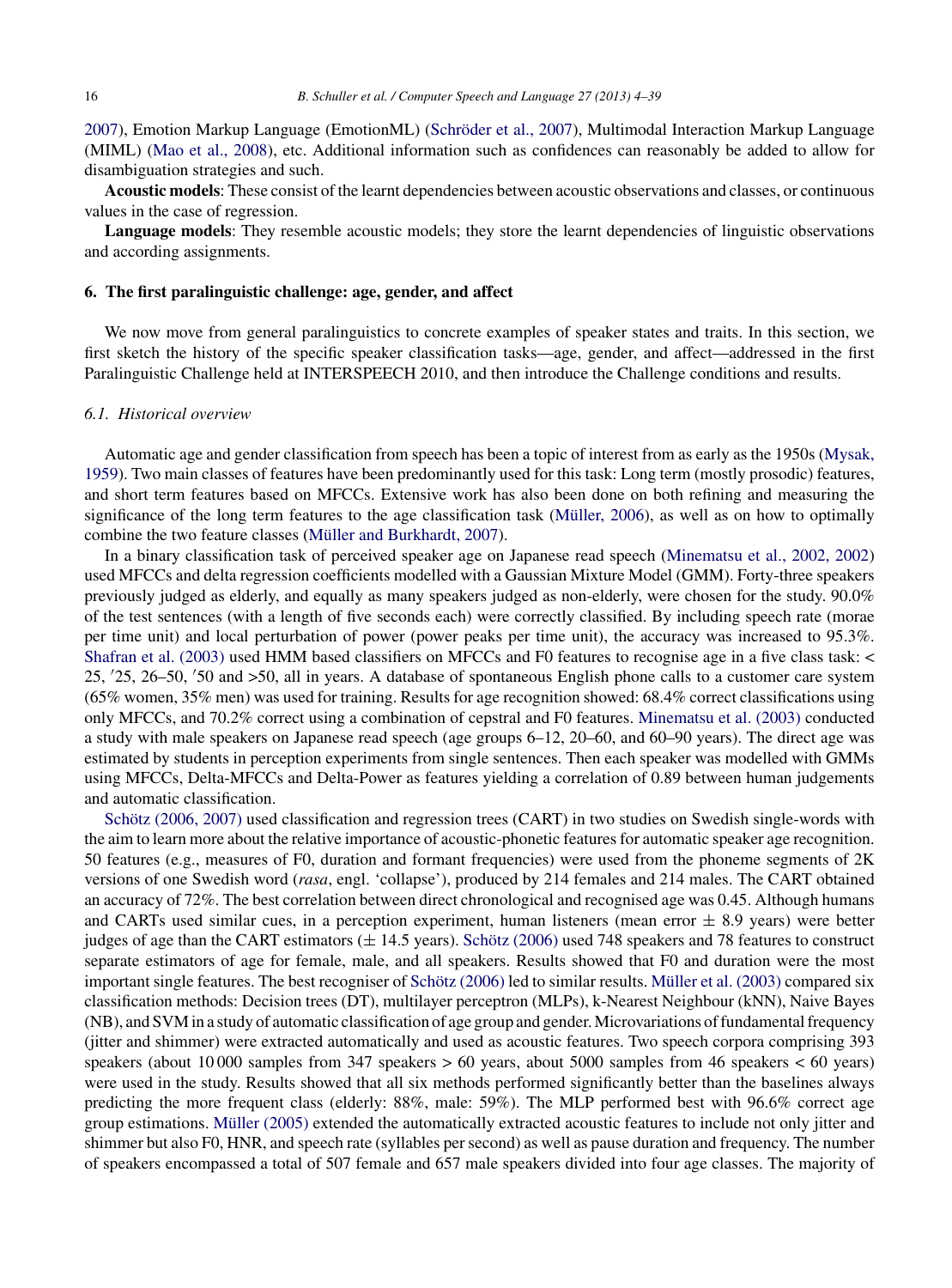2007), Emotion Markup Language (EmotionML) (Schröder et al., 2007), Multimodal Interaction Markup Language (MIML) (Mao et al., 2008), etc. Additional information such as confidences can reasonably be added to allow for disambiguation strategies and such.

**Acoustic models**: These consist of the learnt dependencies between acoustic observations and classes, or continuous values in the case of regression.

**Language models**: They resemble acoustic models; they store the learnt dependencies of linguistic observations and according assignments.

## 6. The first paralinguistic challenge: age, gender, and affect

We now move from general paralinguistics to concrete examples of speaker states and traits. In this section, we first sketch the history of the specific speaker classification tasks—age, gender, and affect—addressed in the first Paralinguistic Challenge held at INTERSPEECH 2010, and then introduce the Challenge conditions and results.

### 6.1. Historical overview

Automatic age and gender classification from speech has been a topic of interest from as early as the 1950s (Mysak, 1959). Two main classes of features have been predominantly used for this task: Long term (mostly prosodic) features, and short term features based on MFCCs. Extensive work has also been done on both refining and measuring the significance of the long term features to the age classification task (Müller, 2006), as well as on how to optimally combine the two feature classes (Müller and Burkhardt, 2007).

In a binary classification task of perceived speaker age on Japanese read speech (Minematsu et al., 2002, 2002) used MFCCs and delta regression coefficients modelled with a Gaussian Mixture Model (GMM). Forty-three speakers previously judged as elderly, and equally as many speakers judged as non-elderly, were chosen for the study. 90.0% of the test sentences (with a length of five seconds each) were correctly classified. By including speech rate (morae per time unit) and local perturbation of power (power peaks per time unit), the accuracy was increased to 95.3%. Shafran et al. (2003) used HMM based classifiers on MFCCs and F0 features to recognise age in a five class task: < 25, ′25, 26–50, ′50 and >50, all in years. A database of spontaneous English phone calls to a customer care system (65% women, 35% men) was used for training. Results for age recognition showed: 68.4% correct classifications using only MFCCs, and 70.2% correct using a combination of cepstral and F0 features. Minematsu et al. (2003) conducted a study with male speakers on Japanese read speech (age groups 6–12, 20–60, and 60–90 years). The direct age was estimated by students in perception experiments from single sentences. Then each speaker was modelled with GMMs using MFCCs, Delta-MFCCs and Delta-Power as features yielding a correlation of 0.89 between human judgements and automatic classification.

Schötz (2006, 2007) used classification and regression trees (CART) in two studies on Swedish single-words with the aim to learn more about the relative importance of acoustic-phonetic features for automatic speaker age recognition. 50 features (e.g., measures of F0, duration and formant frequencies) were used from the phoneme segments of 2K versions of one Swedish word (*rasa*, engl. 'collapse'), produced by 214 females and 214 males. The CART obtained an accuracy of 72%. The best correlation between direct chronological and recognised age was 0.45. Although humans and CARTs used similar cues, in a perception experiment, human listeners (mean error ± 8.9 years) were better judges of age than the CART estimators (± 14.5 years). Schötz (2006) used 748 speakers and 78 features to construct separate estimators of age for female, male, and all speakers. Results showed that F0 and duration were the most important single features. The best recogniser of Schötz (2006) led to similar results. Müller et al. (2003) compared six classification methods: Decision trees (DT), multilayer perceptron (MLPs), k-Nearest Neighbour (kNN), Naive Bayes (NB), and SVM in a study of automatic classification of age group and gender. Microvariations of fundamental frequency (jitter and shimmer) were extracted automatically and used as acoustic features. Two speech corpora comprising 393 speakers (about 10 000 samples from 347 speakers > 60 years, about 5000 samples from 46 speakers < 60 years) were used in the study. Results showed that all six methods performed significantly better than the baselines always predicting the more frequent class (elderly: 88%, male: 59%). The MLP performed best with 96.6% correct age group estimations. Müller (2005) extended the automatically extracted acoustic features to include not only jitter and shimmer but also F0, HNR, and speech rate (syllables per second) as well as pause duration and frequency. The number of speakers encompassed a total of 507 female and 657 male speakers divided into four age classes. The majority of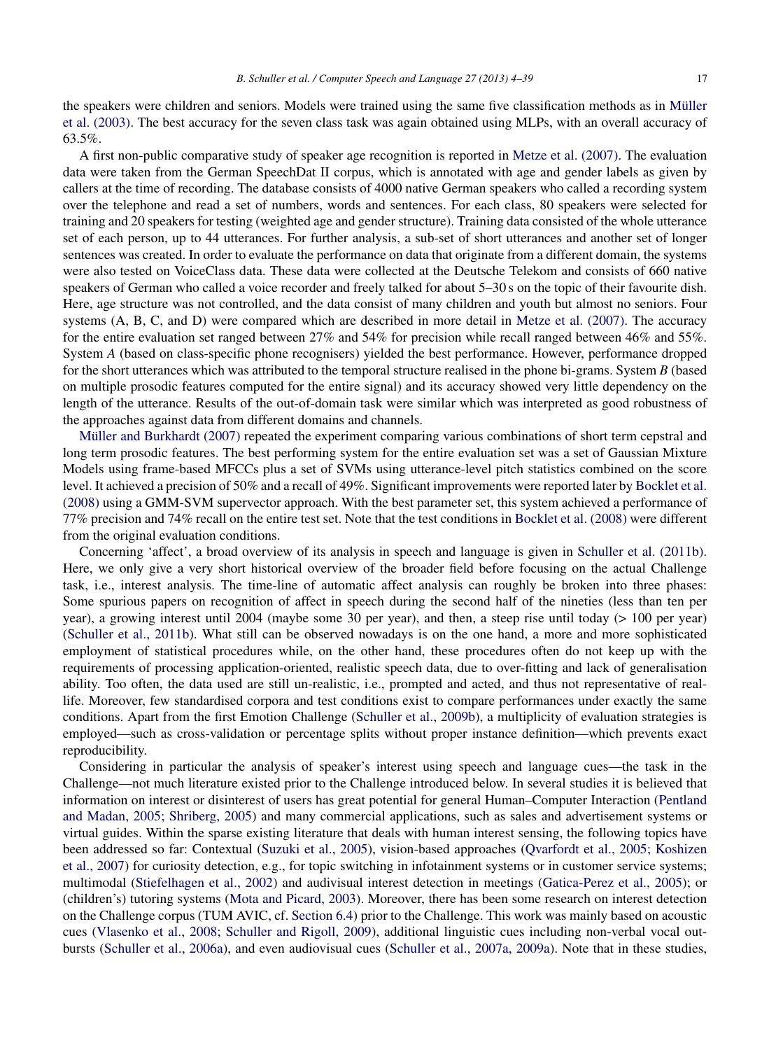the speakers were children and seniors. Models were trained using the same five classification methods as in Müller et al. (2003). The best accuracy for the seven class task was again obtained using MLPs, with an overall accuracy of 63.5%.

A first non-public comparative study of speaker age recognition is reported in Metze et al. (2007). The evaluation data were taken from the German SpeechDat II corpus, which is annotated with age and gender labels as given by callers at the time of recording. The database consists of 4000 native German speakers who called a recording system over the telephone and read a set of numbers, words and sentences. For each class, 80 speakers were selected for training and 20 speakers for testing (weighted age and gender structure). Training data consisted of the whole utterance set of each person, up to 44 utterances. For further analysis, a sub-set of short utterances and another set of longer sentences was created. In order to evaluate the performance on data that originate from a different domain, the systems were also tested on VoiceClass data. These data were collected at the Deutsche Telekom and consists of 660 native speakers of German who called a voice recorder and freely talked for about 5–30 s on the topic of their favourite dish. Here, age structure was not controlled, and the data consist of many children and youth but almost no seniors. Four systems (A, B, C, and D) were compared which are described in more detail in Metze et al. (2007). The accuracy for the entire evaluation set was ranged between 27% and 54% for precision while recall ranged between 46% and 55%. System *A* (based on class-specific phone recognisers) yielded the best performance. However, performance dropped for the short utterances which was attributed to the temporal structure realised in the phone bi-grams. System *B* (based on multiple prosodic features computed for the entire signal) and its accuracy showed very little dependency on the length of the utterance. Results of the out-of-domain task were similar which was interpreted as good robustness of the approaches against data from different domains and channels.

Müller and Burkhardt (2007) repeated the experiment comparing various combinations of short term cepstral and long term prosodic features. The best performing system for the entire evaluation set was a set of Gaussian Mixture Models using frame-based MFCCs plus a set of SVMs using utterance-level pitch statistics combined on the score level. It achieved a precision of 50% and a recall of 49%. Significant improvements were reported later by Bocklet et al. (2008) using a GMM-SVM supervector approach. With the best parameter set, this system achieved a performance of 77% precision and 74% recall on the entire test set. Note that the test conditions in Bocklet et al. (2008) were different from the original evaluation conditions.

Concerning 'affect', a broad overview of its analysis in speech and language is given in Schuller et al. (2011b). Here, we only give a very short historical overview of the broader field before focusing on the actual Challenge task, i.e., interest analysis. The time-line of automatic affect analysis can roughly be broken into three phases: Some spurious papers on recognition of affect in speech during the second half of the nineties (less than ten per year), a growing interest until 2004 (maybe some 30 per year), and then, a steep rise until today (> 100 per year) (Schuller et al., 2011b). What still can be observed nowadays is on the one hand, a more and more sophisticated employment of statistical procedures while, on the other hand, these procedures often do not keep up with the requirements of processing application-oriented, realistic speech data, due to over-fitting and lack of generalisation ability. Too often, the data used are still un-realistic, i.e., prompted and acted, and thus not representative of real-life. Moreover, few standardised corpora and test conditions exist to compare performances under exactly the same conditions. Apart from the first Emotion Challenge (Schuller et al., 2009b), a multiplicity of evaluation strategies is employed—such as cross-validation or percentage splits without proper instance definition—which prevents exact reproducibility.

Considering in particular the analysis of speaker's interest using speech and language cues—the task in the Challenge—not much literature existed prior to the Challenge introduced below. In several studies it is believed that information on interest or disinterest of users has great potential for general Human–Computer Interaction (Pentland and Madan, 2005; Shriberg, 2005) and many commercial applications, such as sales and advertisement systems or virtual guides. Within the sparse existing literature that deals with human interest sensing, the following topics have been addressed so far: Contextual (Suzuki et al., 2005), vision-based approaches (Qvarfordt et al., 2005; Koshizen et al., 2007) for curiosity detection, e.g., for topic switching in infotainment systems or in customer service systems; multimodal (Stiefelhagen et al., 2002) and audivisual interest detection in meetings (Gatica-Perez et al., 2005); or (children's) tutoring systems (Mota and Picard, 2003). Moreover, there has been some research on interest detection on the Challenge corpus (TUM AVIC, cf. Section 6.4) prior to the Challenge. This work was mainly based on acoustic cues (Vlasenko et al., 2008; Schuller and Rigoll, 2009), additional linguistic cues including non-verbal vocal outbursts (Schuller et al., 2006a), and even audiovisual cues (Schuller et al., 2007a, 2009a). Note that in these studies,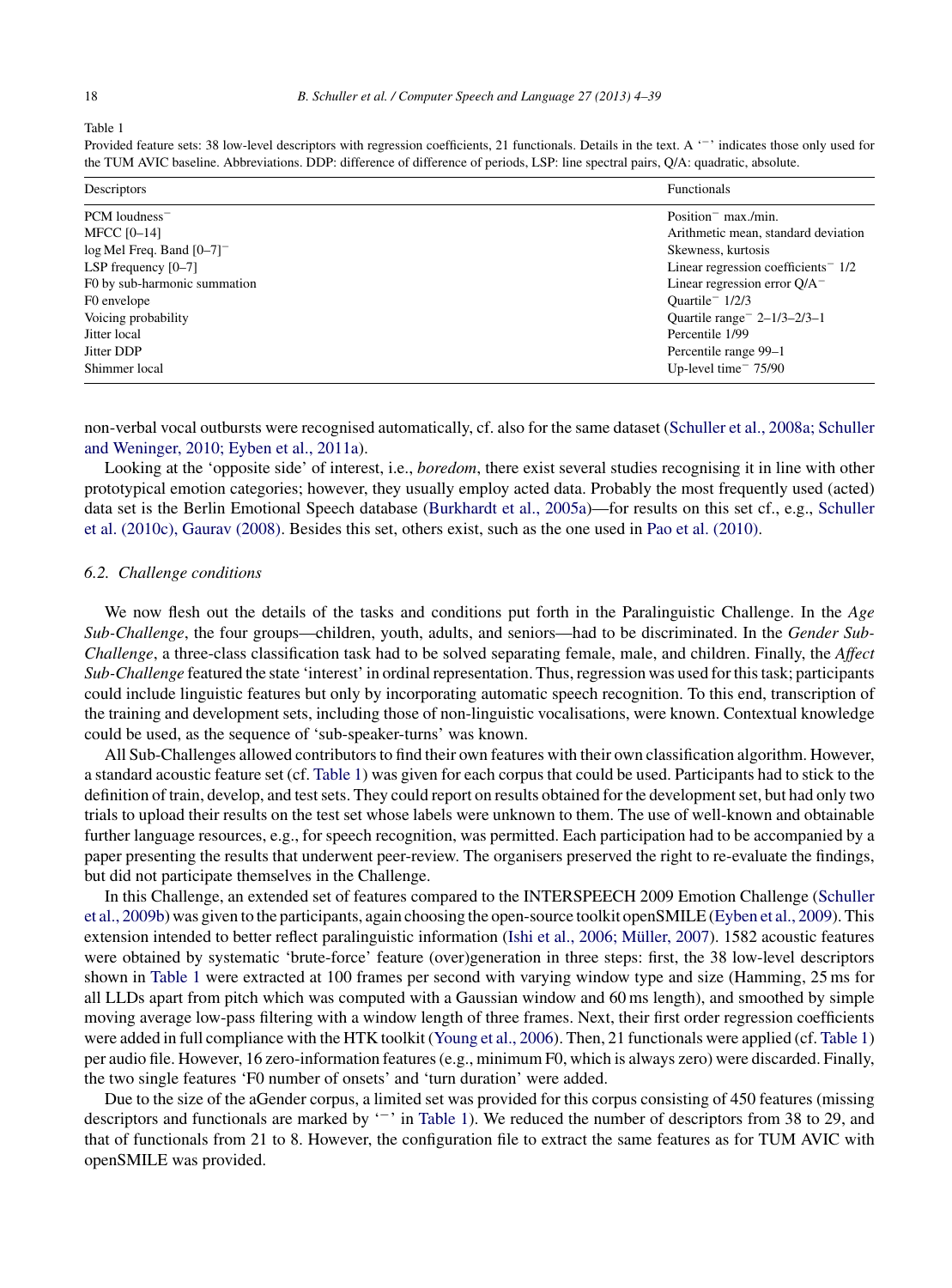Table 1

Provided feature sets: 38 low-level descriptors with regression coefficients, 21 functionals. Details in the text. A '$^-$' indicates those only used for the TUM AVIC baseline. Abbreviations. DDP: difference of difference of periods, LSP: line spectral pairs, Q/A: quadratic, absolute.

| Descriptors | Functionals |
|---|---|
| PCM loudness$^-$ | Position$^-$ max./min. |
| MFCC [0–14] | Arithmetic mean, standard deviation |
| log Mel Freq. Band [0–7]$^-$ | Skewness, kurtosis |
| LSP frequency [0–7] | Linear regression coefficients$^-$ 1/2 |
| F0 by sub-harmonic summation | Linear regression error Q/A$^-$ |
| F0 envelope | Quartile$^-$ 1/2/3 |
| Voicing probability | Quartile range$^-$ 2–1/3–2/3–1 |
| Jitter local | Percentile 1/99 |
| Jitter DDP | Percentile range 99–1 |
| Shimmer local | Up-level time$^-$ 75/90 |

non-verbal vocal outbursts were recognised automatically, cf. also for the same dataset (Schuller et al., 2008a; Schuller and Weninger, 2010; Eyben et al., 2011a).

Looking at the 'opposite side' of interest, i.e., *boredom*, there exist several studies recognising it in line with other prototypical emotion categories; however, they usually employ acted data. Probably the most frequently used (acted) data set is the Berlin Emotional Speech database (Burkhardt et al., 2005a)—for results on this set cf., e.g., Schuller et al. (2010c), Gaurav (2008). Besides this set, others exist, such as the one used in Pao et al. (2010).

### 6.2. Challenge conditions

We now flesh out the details of the tasks and conditions put forth in the Paralinguistic Challenge. In the *Age Sub-Challenge*, the four groups—children, youth, adults, and seniors—had to be discriminated. In the *Gender Sub-Challenge*, a three-class classification task had to be solved separating female, male, and children. Finally, the *Affect Sub-Challenge* featured the state 'interest' in ordinal representation. Thus, regression was used for this task; participants could include linguistic features but only by incorporating automatic speech recognition. To this end, transcription of the training and development sets, including those of non-linguistic vocalisations, were known. Contextual knowledge could be used, as the sequence of 'sub-speaker-turns' was known.

All Sub-Challenges allowed contributors to find their own features with their own classification algorithm. However, a standard acoustic feature set (cf. Table 1) was given for each corpus that could be used. Participants had to stick to the definition of train, develop, and test sets. They could report on results obtained for the development set, but had only two trials to upload their results on the test set whose labels were unknown to them. The use of well-known and obtainable further language resources, e.g., for speech recognition, was permitted. Each participation had to be accompanied by a paper presenting the results that underwent peer-review. The organisers preserved the right to re-evaluate the findings, but did not participate themselves in the Challenge.

In this Challenge, an extended set of features compared to the INTERSPEECH 2009 Emotion Challenge (Schuller et al., 2009b) was given to the participants, again choosing the open-source toolkit openSMILE (Eyben et al., 2009). This extension intended to better reflect paralinguistic information (Ishi et al., 2006; Müller, 2007). 1582 acoustic features were obtained by systematic 'brute-force' feature (over)generation in three steps: first, the 38 low-level descriptors shown in Table 1 were extracted at 100 frames per second with varying window type and size (Hamming, 25 ms for all LLDs apart from pitch which was computed with a Gaussian window and 60 ms length), and smoothed by simple moving average low-pass filtering with a window length of three frames. Next, their first order regression coefficients were added in full compliance with the HTK toolkit (Young et al., 2006). Then, 21 functionals were applied (cf. Table 1) per audio file. However, 16 zero-information features (e.g., minimum F0, which is always zero) were discarded. Finally, the two single features 'F0 number of onsets' and 'turn duration' were added.

Due to the size of the aGender corpus, a limited set was provided for this corpus consisting of 450 features (missing descriptors and functionals are marked by '$^-$' in Table 1). We reduced the number of descriptors from 38 to 29, and that of functionals from 21 to 8. However, the configuration file to extract the same features as for TUM AVIC with openSMILE was provided.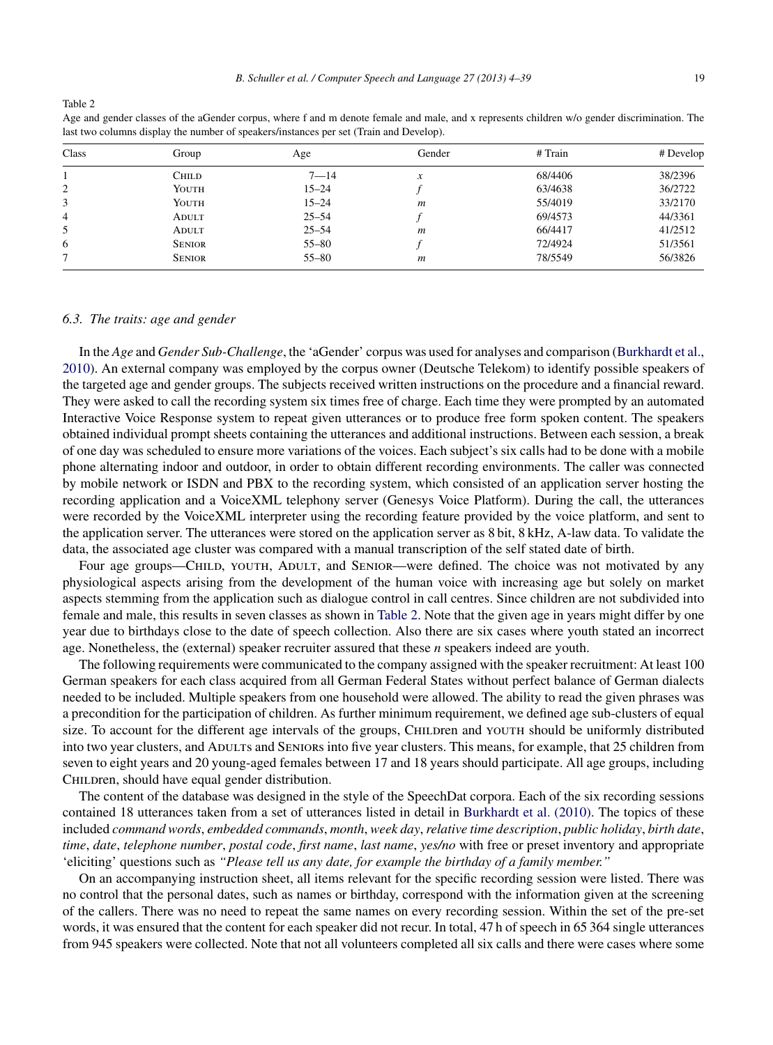Table 2
Age and gender classes of the aGender corpus, where f and m denote female and male, and x represents children w/o gender discrimination. The last two columns display the number of speakers/instances per set (Train and Develop).

| Class | Group | Age | Gender | # Train | # Develop |
|---|---|---|---|---|---|
| 1 | Child | 7—14 | *x* | 68/4406 | 38/2396 |
| 2 | Youth | 15–24 | *f* | 63/4638 | 36/2722 |
| 3 | Youth | 15–24 | *m* | 55/4019 | 33/2170 |
| 4 | Adult | 25–54 | *f* | 69/4573 | 44/3361 |
| 5 | Adult | 25–54 | *m* | 66/4417 | 41/2512 |
| 6 | Senior | 55–80 | *f* | 72/4924 | 51/3561 |
| 7 | Senior | 55–80 | *m* | 78/5549 | 56/3826 |

### 6.3. The traits: age and gender

In the *Age* and *Gender Sub-Challenge*, the 'aGender' corpus was used for analyses and comparison (Burkhardt et al., 2010). An external company was employed by the corpus owner (Deutsche Telekom) to identify possible speakers of the targeted age and gender groups. The subjects received written instructions on the procedure and a financial reward. They were asked to call the recording system six times free of charge. Each time they were prompted by an automated Interactive Voice Response system to repeat given utterances or to produce free form spoken content. The speakers obtained individual prompt sheets containing the utterances and additional instructions. Between each session, a break of one day was scheduled to ensure more variations of the voices. Each subject's six calls had to be done with a mobile phone alternating indoor and outdoor, in order to obtain different recording environments. The caller was connected by mobile network or ISDN and PBX to the recording system, which consisted of an application server hosting the recording application and a VoiceXML telephony server (Genesys Voice Platform). During the call, the utterances were recorded by the VoiceXML interpreter using the recording feature provided by the voice platform, and sent to the application server. The utterances were stored on the application server as 8 bit, 8 kHz, A-law data. To validate the data, the associated age cluster was compared with a manual transcription of the self stated date of birth.

Four age groups—Child, youth, Adult, and Senior—were defined. The choice was not motivated by any physiological aspects arising from the development of the human voice with increasing age but solely on market aspects stemming from the application such as dialogue control in call centres. Since children are not subdivided into female and male, this results in seven classes as shown in Table 2. Note that the given age in years might differ by one year due to birthdays close to the date of speech collection. Also there are six cases where youth stated an incorrect age. Nonetheless, the (external) speaker recruiter assured that these *n* speakers indeed are youth.

The following requirements were communicated to the company assigned with the speaker recruitment: At least 100 German speakers for each class acquired from all German Federal States without perfect balance of German dialects needed to be included. Multiple speakers from one household were allowed. The ability to read the given phrases was a precondition for the participation of children. As further minimum requirement, we defined age sub-clusters of equal size. To account for the different age intervals of the groups, Children and youth should be uniformly distributed into two year clusters, and Adults and Seniors into five year clusters. This means, for example, that 25 children from seven to eight years and 20 young-aged females between 17 and 18 years should participate. All age groups, including Children, should have equal gender distribution.

The content of the database was designed in the style of the SpeechDat corpora. Each of the six recording sessions contained 18 utterances taken from a set of utterances listed in detail in Burkhardt et al. (2010). The topics of these included *command words*, *embedded commands*, *month*, *week day*, *relative time description*, *public holiday*, *birth date*, *time*, *date*, *telephone number*, *postal code*, *first name*, *last name*, *yes/no* with free or preset inventory and appropriate 'eliciting' questions such as *"Please tell us any date, for example the birthday of a family member."*

On an accompanying instruction sheet, all items relevant for the specific recording session were listed. There was no control that the personal dates, such as names or birthday, correspond with the information given at the screening of the callers. There was no need to repeat the same names on every recording session. Within the set of the pre-set words, it was ensured that the content for each speaker did not recur. In total, 47 h of speech in 65 364 single utterances from 945 speakers were collected. Note that not all volunteers completed all six calls and there were cases where some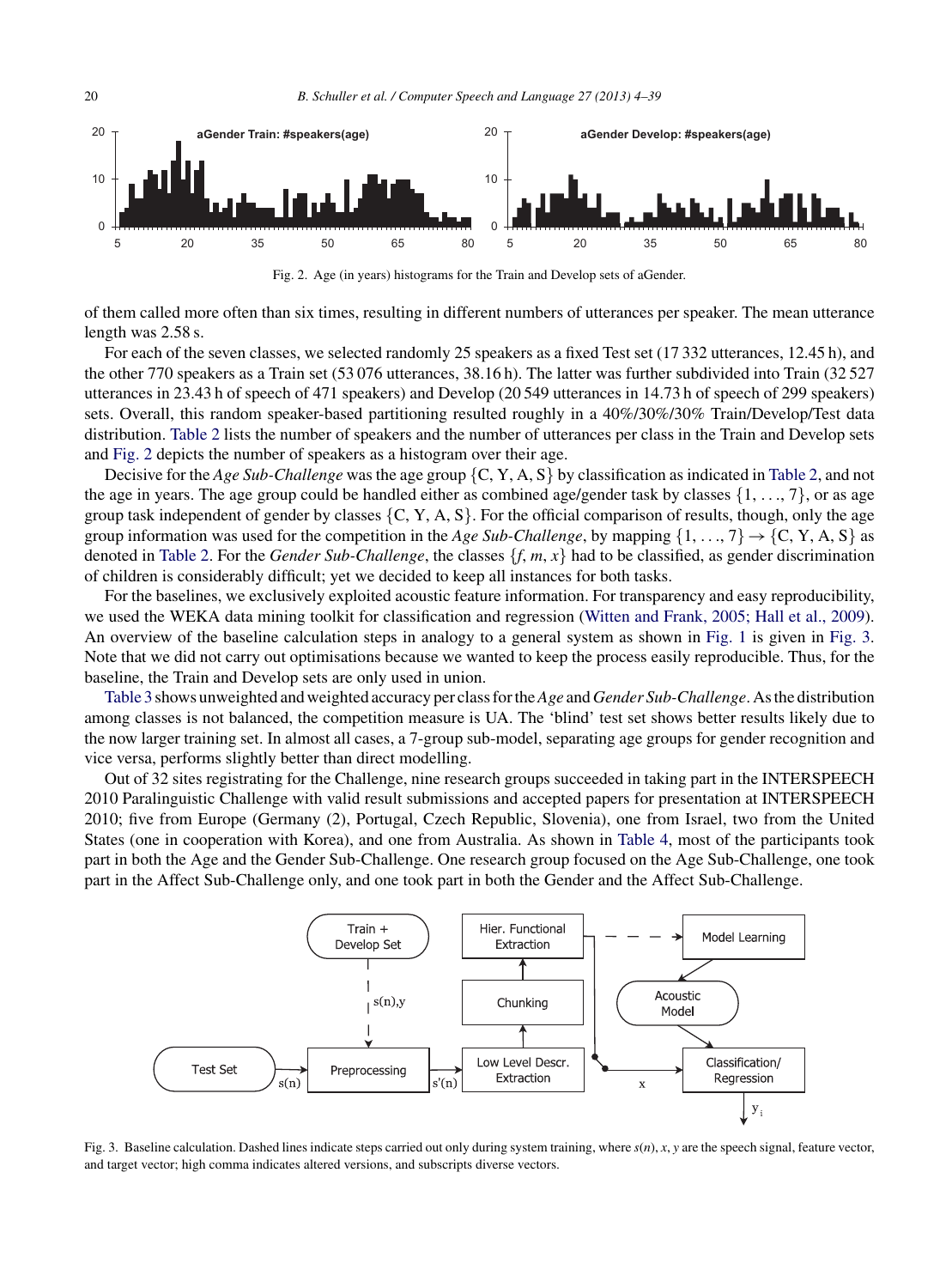Fig. 2. Age (in years) histograms for the Train and Develop sets of aGender.

of them called more often than six times, resulting in different numbers of utterances per speaker. The mean utterance length was 2.58 s.

For each of the seven classes, we selected randomly 25 speakers as a fixed Test set (17 332 utterances, 12.45 h), and the other 770 speakers as a Train set (53 076 utterances, 38.16 h). The latter was further subdivided into Train (32 527 utterances in 23.43 h of speech of 471 speakers) and Develop (20 549 utterances in 14.73 h of speech of 299 speakers) sets. Overall, this random speaker-based partitioning resulted roughly in a 40%/30%/30% Train/Develop/Test data distribution. Table 2 lists the number of speakers and the number of utterances per class in the Train and Develop sets and Fig. 2 depicts the number of speakers as a histogram over their age.

Decisive for the *Age Sub-Challenge* was the age group {C, Y, A, S} by classification as indicated in Table 2, and not the age in years. The age group could be handled either as combined age/gender task by classes {1, . . ., 7}, or as age group task independent of gender by classes {C, Y, A, S}. For the official comparison of results, though, only the age group information was used for the competition in the *Age Sub-Challenge*, by mapping $\{1, \ldots, 7\} \rightarrow \{C, Y, A, S\}$ as denoted in Table 2. For the *Gender Sub-Challenge*, the classes {*f*, *m*, *x*} had to be classified, as gender discrimination of children is considerably difficult; yet we decided to keep all instances for both tasks.

For the baselines, we exclusively exploited acoustic feature information. For transparency and easy reproducibility, we used the WEKA data mining toolkit for classification and regression (Witten and Frank, 2005; Hall et al., 2009). An overview of the baseline calculation steps in analogy to a general system as shown in Fig. 1 is given in Fig. 3. Note that we did not carry out optimisations because we wanted to keep the process easily reproducible. Thus, for the baseline, the Train and Develop sets are only used in union.

Table 3 shows unweighted and weighted accuracy per class for the *Age* and *Gender Sub-Challenge*. As the distribution among classes is not balanced, the competition measure is UA. The 'blind' test set shows better results likely due to the now larger training set. In almost all cases, a 7-group sub-model, separating age groups for gender recognition and vice versa, performs slightly better than direct modelling.

Out of 32 sites registrating for the Challenge, nine research groups succeeded in taking part in the INTERSPEECH 2010 Paralinguistic Challenge with valid result submissions and accepted papers for presentation at INTERSPEECH 2010; five from Europe (Germany (2), Portugal, Czech Republic, Slovenia), one from Israel, two from the United States (one in cooperation with Korea), and one from Australia. As shown in Table 4, most of the participants took part in both the Age and the Gender Sub-Challenge. One research group focused on the Age Sub-Challenge, one took part in the Affect Sub-Challenge only, and one took part in both the Gender and the Affect Sub-Challenge.

Fig. 3. Baseline calculation. Dashed lines indicate steps carried out only during system training, where $s(n)$, $x$, $y$ are the speech signal, feature vector, and target vector; high comma indicates altered versions, and subscripts diverse vectors.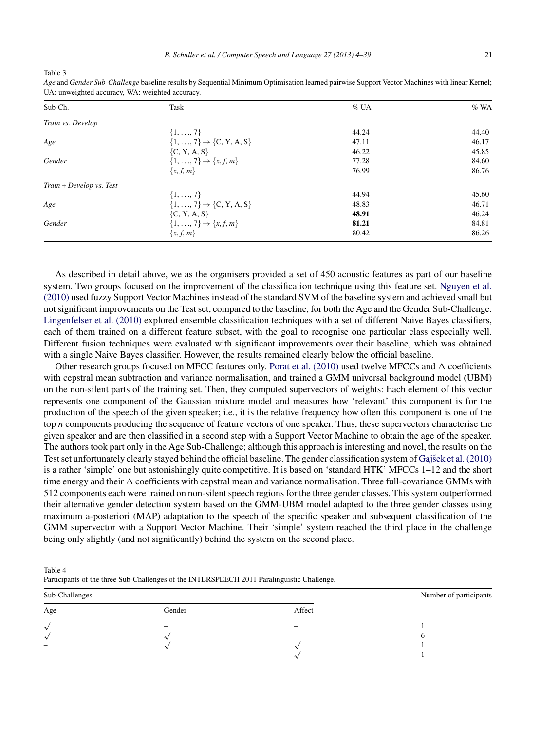Table 3
*Age* and *Gender Sub-Challenge* baseline results by Sequential Minimum Optimisation learned pairwise Support Vector Machines with linear Kernel; UA: unweighted accuracy, WA: weighted accuracy.

| Sub-Ch. | Task | % UA | % WA |
|---|---|---|---|
| *Train vs. Develop* | | | |
| – | $\{1, \ldots, 7\}$ | 44.24 | 44.40 |
| *Age* | $\{1, \ldots, 7\} \rightarrow \{\text{C, Y, A, S}\}$ | 47.11 | 46.17 |
| | $\{\text{C, Y, A, S}\}$ | 46.22 | 45.85 |
| *Gender* | $\{1, \ldots, 7\} \rightarrow \{x, f, m\}$ | 77.28 | 84.60 |
| | $\{x, f, m\}$ | 76.99 | 86.76 |
| *Train + Develop vs. Test* | | | |
| – | $\{1, \ldots, 7\}$ | 44.94 | 45.60 |
| *Age* | $\{1, \ldots, 7\} \rightarrow \{\text{C, Y, A, S}\}$ | 48.83 | 46.71 |
| | $\{\text{C, Y, A, S}\}$ | **48.91** | 46.24 |
| *Gender* | $\{1, \ldots, 7\} \rightarrow \{x, f, m\}$ | **81.21** | 84.81 |
| | $\{x, f, m\}$ | 80.42 | 86.26 |

As described in detail above, we as the organisers provided a set of 450 acoustic features as part of our baseline system. Two groups focused on the improvement of the classification technique using this feature set. Nguyen et al. (2010) used fuzzy Support Vector Machines instead of the standard SVM of the baseline system and achieved small but not significant improvements on the Test set, compared to the baseline, for both the Age and the Gender Sub-Challenge. Lingenfelser et al. (2010) explored ensemble classification techniques with a set of different Naive Bayes classifiers, each of them trained on a different feature subset, with the goal to recognise one particular class especially well. Different fusion techniques were evaluated with significant improvements over their baseline, which was obtained with a single Naive Bayes classifier. However, the results remained clearly below the official baseline.

Other research groups focused on MFCC features only. Porat et al. (2010) used twelve MFCCs and $\Delta$ coefficients with cepstral mean subtraction and variance normalisation, and trained a GMM universal background model (UBM) on the non-silent parts of the training set. Then, they computed supervectors of weights: Each element of this vector represents one component of the Gaussian mixture model and measures how 'relevant' this component is for the production of the speech of the given speaker; i.e., it is the relative frequency how often this component is one of the top *n* components producing the sequence of feature vectors of one speaker. Thus, these supervectors characterise the given speaker and are then classified in a second step with a Support Vector Machine to obtain the age of the speaker. The authors took part only in the Age Sub-Challenge; although this approach is interesting and novel, the results on the Test set unfortunately clearly stayed behind the official baseline. The gender classification system of Gajšek et al. (2010) is a rather 'simple' one but astonishingly quite competitive. It is based on 'standard HTK' MFCCs 1–12 and the short time energy and their $\Delta$ coefficients with cepstral mean and variance normalisation. Three full-covariance GMMs with 512 components each were trained on non-silent speech regions for the three gender classes. This system outperformed their alternative gender detection system based on the GMM-UBM model adapted to the three gender classes using maximum a-posteriori (MAP) adaptation to the speech of the specific speaker and subsequent classification of the GMM supervector with a Support Vector Machine. Their 'simple' system reached the third place in the challenge being only slightly (and not significantly) behind the system on the second place.

Table 4
Participants of the three Sub-Challenges of the INTERSPEECH 2011 Paralinguistic Challenge.

| Sub-Challenges | | | Number of participants |
|---|---|---|---|
| Age | Gender | Affect | |
| √ | – | – | 1 |
| √ | √ | – | 6 |
| – | √ | √ | 1 |
| – | – | √ | 1 |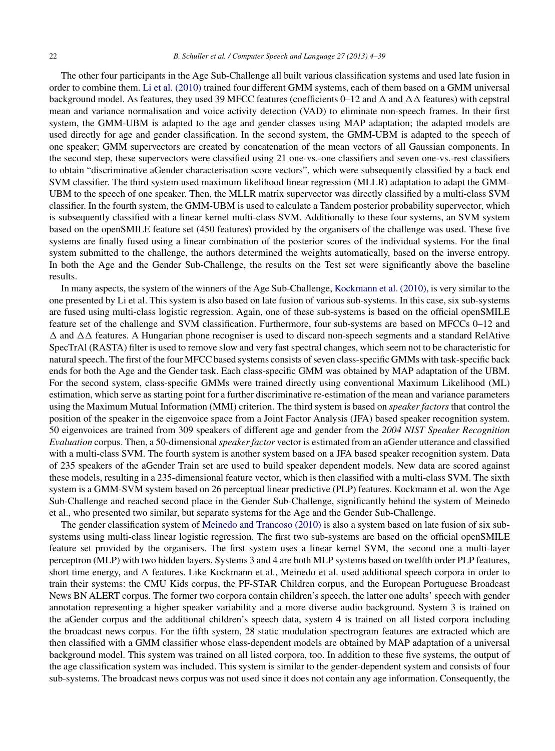The other four participants in the Age Sub-Challenge all built various classification systems and used late fusion in order to combine them. Li et al. (2010) trained four different GMM systems, each of them based on a GMM universal background model. As features, they used 39 MFCC features (coefficients 0–12 and $\Delta$ and $\Delta\Delta$ features) with cepstral mean and variance normalisation and voice activity detection (VAD) to eliminate non-speech frames. In their first system, the GMM-UBM is adapted to the age and gender classes using MAP adaptation; the adapted models are used directly for age and gender classification. In the second system, the GMM-UBM is adapted to the speech of one speaker; GMM supervectors are created by concatenation of the mean vectors of all Gaussian components. In the second step, these supervectors were classified using 21 one-vs.-one classifiers and seven one-vs.-rest classifiers to obtain "discriminative aGender characterisation score vectors", which were subsequently classified by a back end SVM classifier. The third system used maximum likelihood linear regression (MLLR) adaptation to adapt the GMM-UBM to the speech of one speaker. Then, the MLLR matrix supervector was directly classified by a multi-class SVM classifier. In the fourth system, the GMM-UBM is used to calculate a Tandem posterior probability supervector, which is subsequently classified with a linear kernel multi-class SVM. Additionally to these four systems, an SVM system based on the openSMILE feature set (450 features) provided by the organisers of the challenge was used. These five systems are finally fused using a linear combination of the posterior scores of the individual systems. For the final system submitted to the challenge, the authors determined the weights automatically, based on the inverse entropy. In both the Age and the Gender Sub-Challenge, the results on the Test set were significantly above the baseline results.

In many aspects, the system of the winners of the Age Sub-Challenge, Kockmann et al. (2010), is very similar to the one presented by Li et al. This system is also based on late fusion of various sub-systems. In this case, six sub-systems are fused using multi-class logistic regression. Again, one of these sub-systems is based on the official openSMILE feature set of the challenge and SVM classification. Furthermore, four sub-systems are based on MFCCs 0–12 and $\Delta$ and $\Delta\Delta$ features. A Hungarian phone recogniser is used to discard non-speech segments and a standard RelAtive SpecTrAl (RASTA) filter is used to remove slow and very fast spectral changes, which seem not to be characteristic for natural speech. The first of the four MFCC based systems consists of seven class-specific GMMs with task-specific back ends for both the Age and the Gender task. Each class-specific GMM was obtained by MAP adaptation of the UBM. For the second system, class-specific GMMs were trained directly using conventional Maximum Likelihood (ML) estimation, which serve as starting point for a further discriminative re-estimation of the mean and variance parameters using the Maximum Mutual Information (MMI) criterion. The third system is based on *speaker factors* that control the position of the speaker in the eigenvoice space from a Joint Factor Analysis (JFA) based speaker recognition system. 50 eigenvoices are trained from 309 speakers of different age and gender from the *2004 NIST Speaker Recognition Evaluation* corpus. Then, a 50-dimensional *speaker factor* vector is estimated from an aGender utterance and classified with a multi-class SVM. The fourth system is another system based on a JFA based speaker recognition system. Data of 235 speakers of the aGender Train set are used to build speaker dependent models. New data are scored against these models, resulting in a 235-dimensional feature vector, which is then classified with a multi-class SVM. The sixth system is a GMM-SVM system based on 26 perceptual linear predictive (PLP) features. Kockmann et al. won the Age Sub-Challenge and reached second place in the Gender Sub-Challenge, significantly behind the system of Meinedo et al., who presented two similar, but separate systems for the Age and the Gender Sub-Challenge.

The gender classification system of Meinedo and Trancoso (2010) is also a system based on late fusion of six sub-systems using multi-class linear logistic regression. The first two sub-systems are based on the official openSMILE feature set provided by the organisers. The first system uses a linear kernel SVM, the second one a multi-layer perceptron (MLP) with two hidden layers. Systems 3 and 4 are both MLP systems based on twelfth order PLP features, short time energy, and $\Delta$ features. Like Kockmann et al., Meinedo et al. used additional speech corpora in order to train their systems: the CMU Kids corpus, the PF-STAR Children corpus, and the European Portuguese Broadcast News BN ALERT corpus. The former two corpora contain children's speech, the latter one adults' speech with gender annotation representing a higher speaker variability and a more diverse audio background. System 3 is trained on the aGender corpus and the additional children's speech data, system 4 is trained on all listed corpora including the broadcast news corpus. For the fifth system, 28 static modulation spectrogram features are extracted which are then classified with a GMM classifier whose class-dependent models are obtained by MAP adaptation of a universal background model. This system was trained on all listed corpora, too. In addition to these five systems, the output of the age classification system was included. This system is similar to the gender-dependent system and consists of four sub-systems. The broadcast news corpus was not used since it does not contain any age information. Consequently, the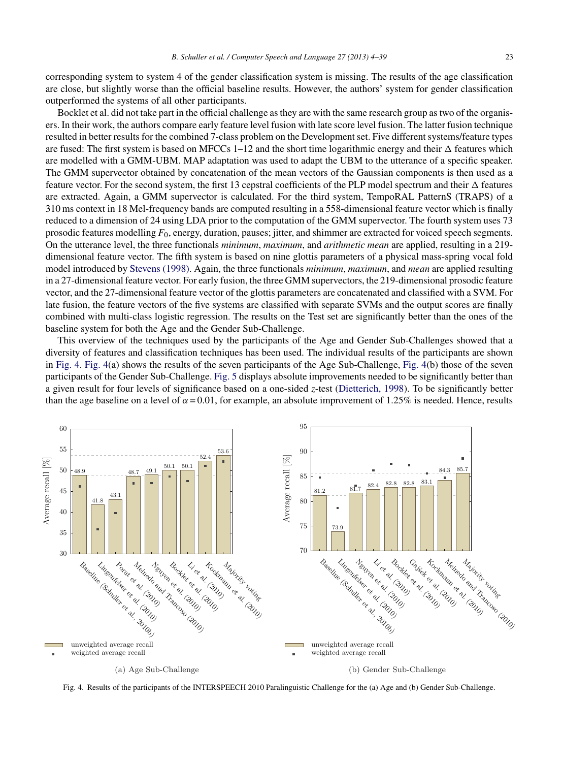corresponding system to system 4 of the gender classification system is missing. The results of the age classification are close, but slightly worse than the official baseline results. However, the authors' system for gender classification outperformed the systems of all other participants.

Bocklet et al. did not take part in the official challenge as they are with the same research group as two of the organisers. In their work, the authors compare early feature level fusion with late score level fusion. The latter fusion technique resulted in better results for the combined 7-class problem on the Development set. Five different systems/feature types are fused: The first system is based on MFCCs 1–12 and the short time logarithmic energy and their $\Delta$ features which are modelled with a GMM-UBM. MAP adaptation was used to adapt the UBM to the utterance of a specific speaker. The GMM supervector obtained by concatenation of the mean vectors of the Gaussian components is then used as a feature vector. For the second system, the first 13 cepstral coefficients of the PLP model spectrum and their $\Delta$ features are extracted. Again, a GMM supervector is calculated. For the third system, TempoRAL PatternS (TRAPS) of a 310 ms context in 18 Mel-frequency bands are computed resulting in a 558-dimensional feature vector which is finally reduced to a dimension of 24 using LDA prior to the computation of the GMM supervector. The fourth system uses 73 prosodic features modelling $F_0$, energy, duration, pauses; jitter, and shimmer are extracted for voiced speech segments. On the utterance level, the three functionals *minimum*, *maximum*, and *arithmetic mean* are applied, resulting in a 219-dimensional feature vector. The fifth system is based on nine glottis parameters of a physical mass-spring vocal fold model introduced by Stevens (1998). Again, the three functionals *minimum*, *maximum*, and *mean* are applied resulting in a 27-dimensional feature vector. For early fusion, the three GMM supervectors, the 219-dimensional prosodic feature vector, and the 27-dimensional feature vector of the glottis parameters are concatenated and classified with a SVM. For late fusion, the feature vectors of the five systems are classified with separate SVMs and the output scores are finally combined with multi-class logistic regression. The results on the Test set are significantly better than the ones of the baseline system for both the Age and the Gender Sub-Challenge.

This overview of the techniques used by the participants of the Age and Gender Sub-Challenges showed that a diversity of features and classification techniques has been used. The individual results of the participants are shown in Fig. 4. Fig. 4(a) shows the results of the seven participants of the Age Sub-Challenge, Fig. 4(b) those of the seven participants of the Gender Sub-Challenge. Fig. 5 displays absolute improvements needed to be significantly better than a given result for four levels of significance based on a one-sided $z$-test (Dietterich, 1998). To be significantly better than the age baseline on a level of $\alpha = 0.01$, for example, an absolute improvement of 1.25% is needed. Hence, results

(a) Age Sub-Challenge

(b) Gender Sub-Challenge

Fig. 4. Results of the participants of the INTERSPEECH 2010 Paralinguistic Challenge for the (a) Age and (b) Gender Sub-Challenge.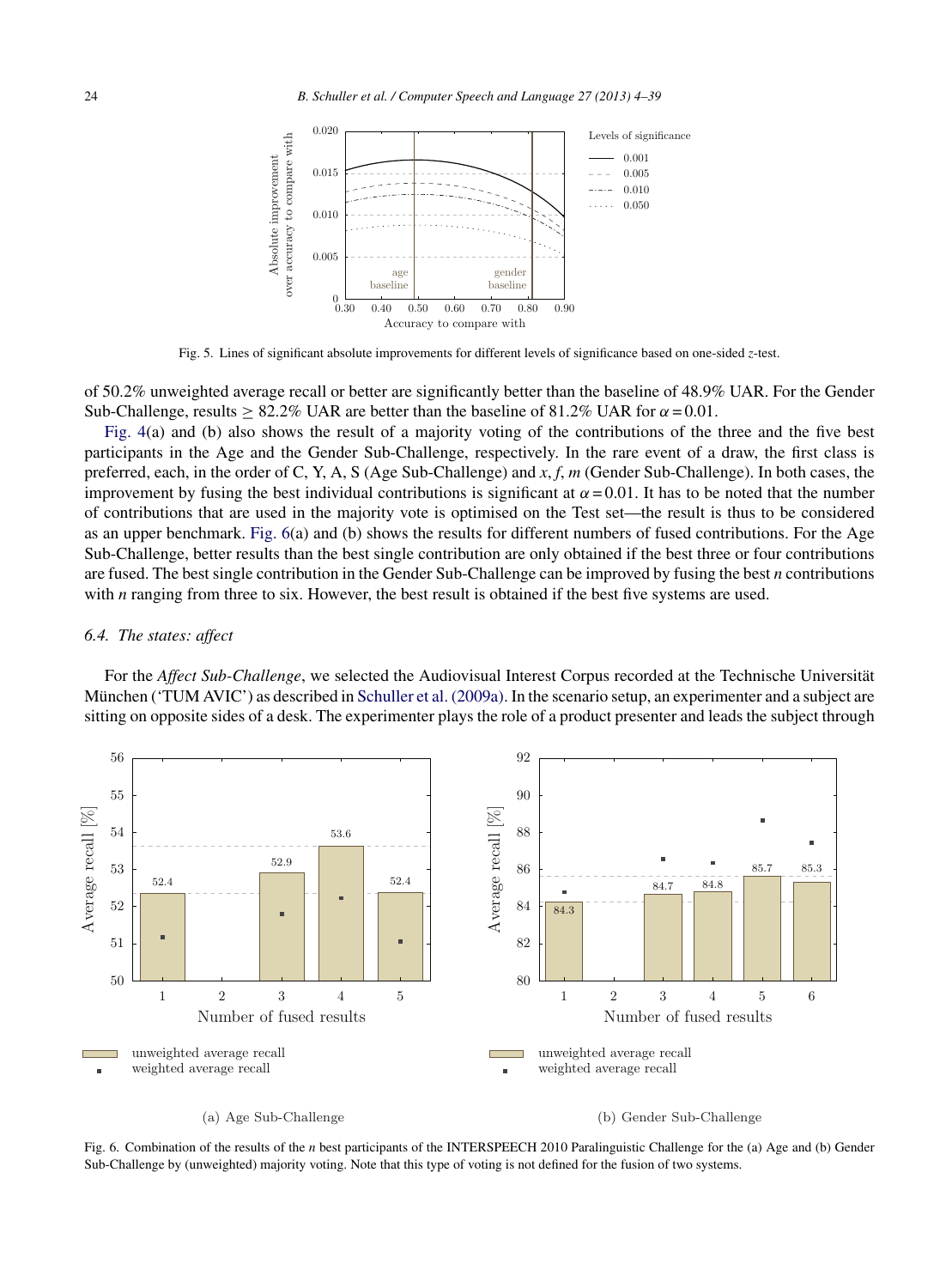Fig. 5. Lines of significant absolute improvements for different levels of significance based on one-sided $z$-test.

of 50.2% unweighted average recall or better are significantly better than the baseline of 48.9% UAR. For the Gender Sub-Challenge, results $\geq$ 82.2% UAR are better than the baseline of 81.2% UAR for $\alpha = 0.01$.

Fig. 4(a) and (b) also shows the result of a majority voting of the contributions of the three and the five best participants in the Age and the Gender Sub-Challenge, respectively. In the rare event of a draw, the first class is preferred, each, in the order of C, Y, A, S (Age Sub-Challenge) and $x$, $f$, $m$ (Gender Sub-Challenge). In both cases, the improvement by fusing the best individual contributions is significant at $\alpha = 0.01$. It has to be noted that the number of contributions that are used in the majority vote is optimised on the Test set—the result is thus to be considered as an upper benchmark. Fig. 6(a) and (b) shows the results for different numbers of fused contributions. For the Age Sub-Challenge, better results than the best single contribution are only obtained if the best three or four contributions are fused. The best single contribution in the Gender Sub-Challenge can be improved by fusing the best $n$ contributions with $n$ ranging from three to six. However, the best result is obtained if the best five systems are used.

### 6.4. The states: affect

For the *Affect Sub-Challenge*, we selected the Audiovisual Interest Corpus recorded at the Technische Universität München ('TUM AVIC') as described in Schuller et al. (2009a). In the scenario setup, an experimenter and a subject are sitting on opposite sides of a desk. The experimenter plays the role of a product presenter and leads the subject through

(a) Age Sub-Challenge

(b) Gender Sub-Challenge

Fig. 6. Combination of the results of the $n$ best participants of the INTERSPEECH 2010 Paralinguistic Challenge for the (a) Age and (b) Gender Sub-Challenge by (unweighted) majority voting. Note that this type of voting is not defined for the fusion of two systems.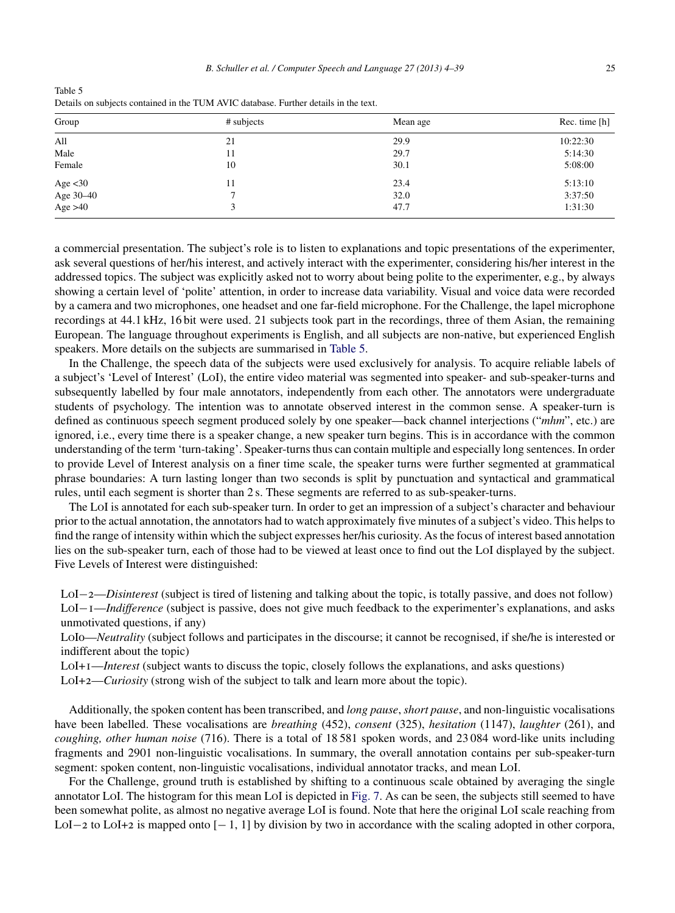Table 5
Details on subjects contained in the TUM AVIC database. Further details in the text.

| Group | # subjects | Mean age | Rec. time [h] |
|---|---|---|---|
| All | 21 | 29.9 | 10:22:30 |
| Male | 11 | 29.7 | 5:14:30 |
| Female | 10 | 30.1 | 5:08:00 |
| Age <30 | 11 | 23.4 | 5:13:10 |
| Age 30–40 | 7 | 32.0 | 3:37:50 |
| Age >40 | 3 | 47.7 | 1:31:30 |

a commercial presentation. The subject's role is to listen to explanations and topic presentations of the experimenter, ask several questions of her/his interest, and actively interact with the experimenter, considering his/her interest in the addressed topics. The subject was explicitly asked not to worry about being polite to the experimenter, e.g., by always showing a certain level of 'polite' attention, in order to increase data variability. Visual and voice data were recorded by a camera and two microphones, one headset and one far-field microphone. For the Challenge, the lapel microphone recordings at 44.1 kHz, 16 bit were used. 21 subjects took part in the recordings, three of them Asian, the remaining European. The language throughout experiments is English, and all subjects are non-native, but experienced English speakers. More details on the subjects are summarised in Table 5.

In the Challenge, the speech data of the subjects were used exclusively for analysis. To acquire reliable labels of a subject's 'Level of Interest' (LoI), the entire video material was segmented into speaker- and sub-speaker-turns and subsequently labelled by four male annotators, independently from each other. The annotators were undergraduate students of psychology. The intention was to annotate observed interest in the common sense. A speaker-turn is defined as continuous speech segment produced solely by one speaker—back channel interjections ("*mhm*", etc.) are ignored, i.e., every time there is a speaker change, a new speaker turn begins. This is in accordance with the common understanding of the term 'turn-taking'. Speaker-turns thus can contain multiple and especially long sentences. In order to provide Level of Interest analysis on a finer time scale, the speaker turns were further segmented at grammatical phrase boundaries: A turn lasting longer than two seconds is split by punctuation and syntactical and grammatical rules, until each segment is shorter than 2 s. These segments are referred to as sub-speaker-turns.

The LoI is annotated for each sub-speaker turn. In order to get an impression of a subject's character and behaviour prior to the actual annotation, the annotators had to watch approximately five minutes of a subject's video. This helps to find the range of intensity within which the subject expresses her/his curiosity. As the focus of interest based annotation lies on the sub-speaker turn, each of those had to be viewed at least once to find out the LoI displayed by the subject. Five Levels of Interest were distinguished:

LoI−2—*Disinterest* (subject is tired of listening and talking about the topic, is totally passive, and does not follow)
LoI−1—*Indifference* (subject is passive, does not give much feedback to the experimenter's explanations, and asks unmotivated questions, if any)
LoI0—*Neutrality* (subject follows and participates in the discourse; it cannot be recognised, if she/he is interested or indifferent about the topic)
LoI+1—*Interest* (subject wants to discuss the topic, closely follows the explanations, and asks questions)
LoI+2—*Curiosity* (strong wish of the subject to talk and learn more about the topic).

Additionally, the spoken content has been transcribed, and *long pause*, *short pause*, and non-linguistic vocalisations have been labelled. These vocalisations are *breathing* (452), *consent* (325), *hesitation* (1147), *laughter* (261), and *coughing, other human noise* (716). There is a total of 18 581 spoken words, and 23 084 word-like units including fragments and 2901 non-linguistic vocalisations. In summary, the overall annotation contains per sub-speaker-turn segment: spoken content, non-linguistic vocalisations, individual annotator tracks, and mean LoI.

For the Challenge, ground truth is established by shifting to a continuous scale obtained by averaging the single annotator LoI. The histogram for this mean LoI is depicted in Fig. 7. As can be seen, the subjects still seemed to have been somewhat polite, as almost no negative average LoI is found. Note that here the original LoI scale reaching from LoI−2 to LoI+2 is mapped onto $[-1, 1]$ by division by two in accordance with the scaling adopted in other corpora,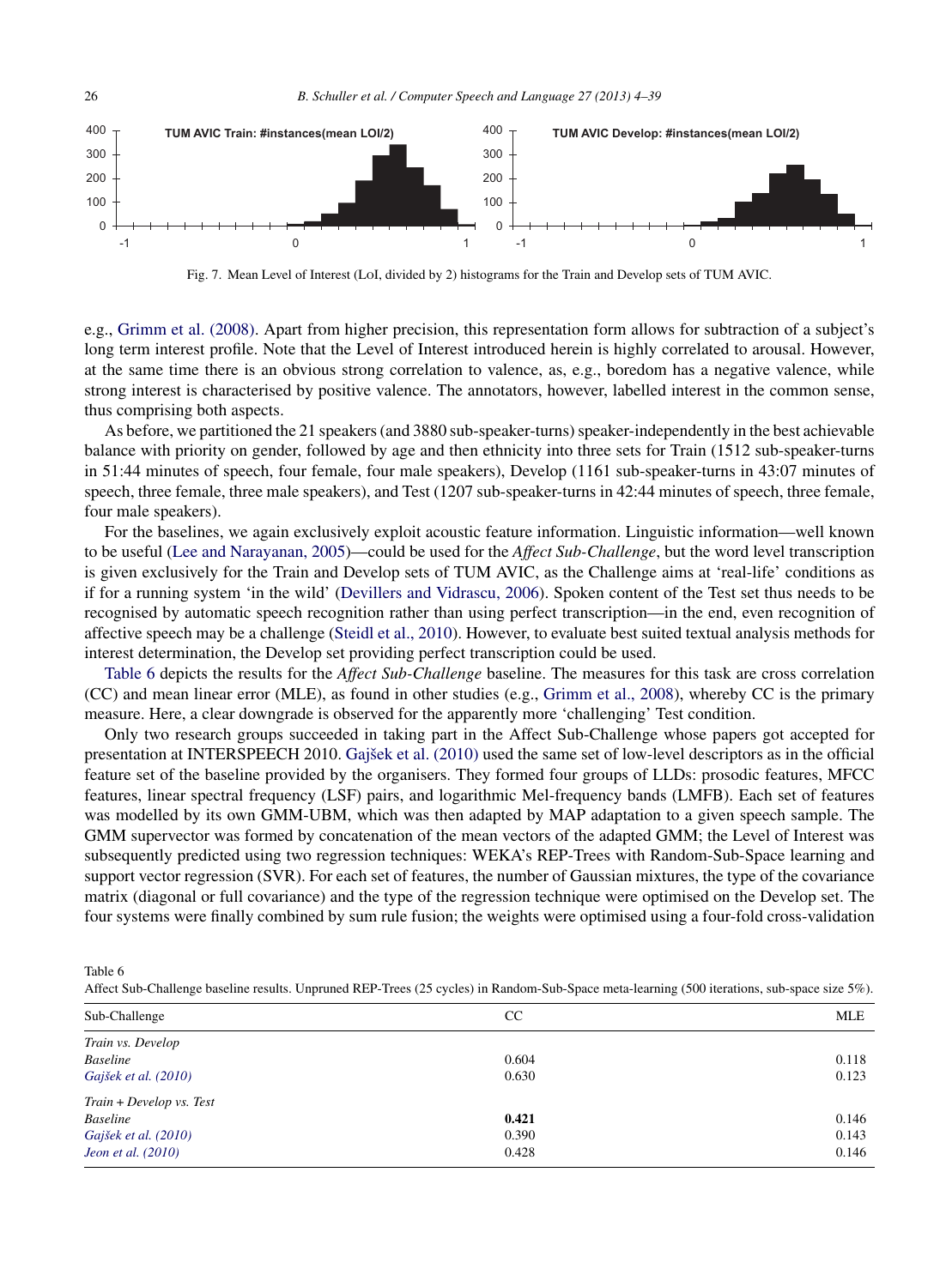Fig. 7. Mean Level of Interest (LoI, divided by 2) histograms for the Train and Develop sets of TUM AVIC.

e.g., Grimm et al. (2008). Apart from higher precision, this representation form allows for subtraction of a subject's long term interest profile. Note that the Level of Interest introduced herein is highly correlated to arousal. However, at the same time there is an obvious strong correlation to valence, as, e.g., boredom has a negative valence, while strong interest is characterised by positive valence. The annotators, however, labelled interest in the common sense, thus comprising both aspects.

As before, we partitioned the 21 speakers (and 3880 sub-speaker-turns) speaker-independently in the best achievable balance with priority on gender, followed by age and then ethnicity into three sets for Train (1512 sub-speaker-turns in 51:44 minutes of speech, four female, four male speakers), Develop (1161 sub-speaker-turns in 43:07 minutes of speech, three female, three male speakers), and Test (1207 sub-speaker-turns in 42:44 minutes of speech, three female, four male speakers).

For the baselines, we again exclusively exploit acoustic feature information. Linguistic information—well known to be useful (Lee and Narayanan, 2005)—could be used for the *Affect Sub-Challenge*, but the word level transcription is given exclusively for the Train and Develop sets of TUM AVIC, as the Challenge aims at 'real-life' conditions as if for a running system 'in the wild' (Devillers and Vidrascu, 2006). Spoken content of the Test set thus needs to be recognised by automatic speech recognition rather than using perfect transcription—in the end, even recognition of affective speech may be a challenge (Steidl et al., 2010). However, to evaluate best suited textual analysis methods for interest determination, the Develop set providing perfect transcription could be used.

Table 6 depicts the results for the *Affect Sub-Challenge* baseline. The measures for this task are cross correlation (CC) and mean linear error (MLE), as found in other studies (e.g., Grimm et al., 2008), whereby CC is the primary measure. Here, a clear downgrade is observed for the apparently more 'challenging' Test condition.

Only two research groups succeeded in taking part in the Affect Sub-Challenge whose papers got accepted for presentation at INTERSPEECH 2010. Gajšek et al. (2010) used the same set of low-level descriptors as in the official feature set of the baseline provided by the organisers. They formed four groups of LLDs: prosodic features, MFCC features, linear spectral frequency (LSF) pairs, and logarithmic Mel-frequency bands (LMFB). Each set of features was modelled by its own GMM-UBM, which was then adapted by MAP adaptation to a given speech sample. The GMM supervector was formed by concatenation of the mean vectors of the adapted GMM; the Level of Interest was subsequently predicted using two regression techniques: WEKA's REP-Trees with Random-Sub-Space learning and support vector regression (SVR). For each set of features, the number of Gaussian mixtures, the type of the covariance matrix (diagonal or full covariance) and the type of the regression technique were optimised on the Develop set. The four systems were finally combined by sum rule fusion; the weights were optimised using a four-fold cross-validation

Table 6
Affect Sub-Challenge baseline results. Unpruned REP-Trees (25 cycles) in Random-Sub-Space meta-learning (500 iterations, sub-space size 5%).

| Sub-Challenge | CC | MLE |
|---|---|---|
| *Train vs. Develop* | | |
| *Baseline* | 0.604 | 0.118 |
| *Gajšek et al. (2010)* | 0.630 | 0.123 |
| *Train + Develop vs. Test* | | |
| *Baseline* | **0.421** | 0.146 |
| *Gajšek et al. (2010)* | 0.390 | 0.143 |
| *Jeon et al. (2010)* | 0.428 | 0.146 |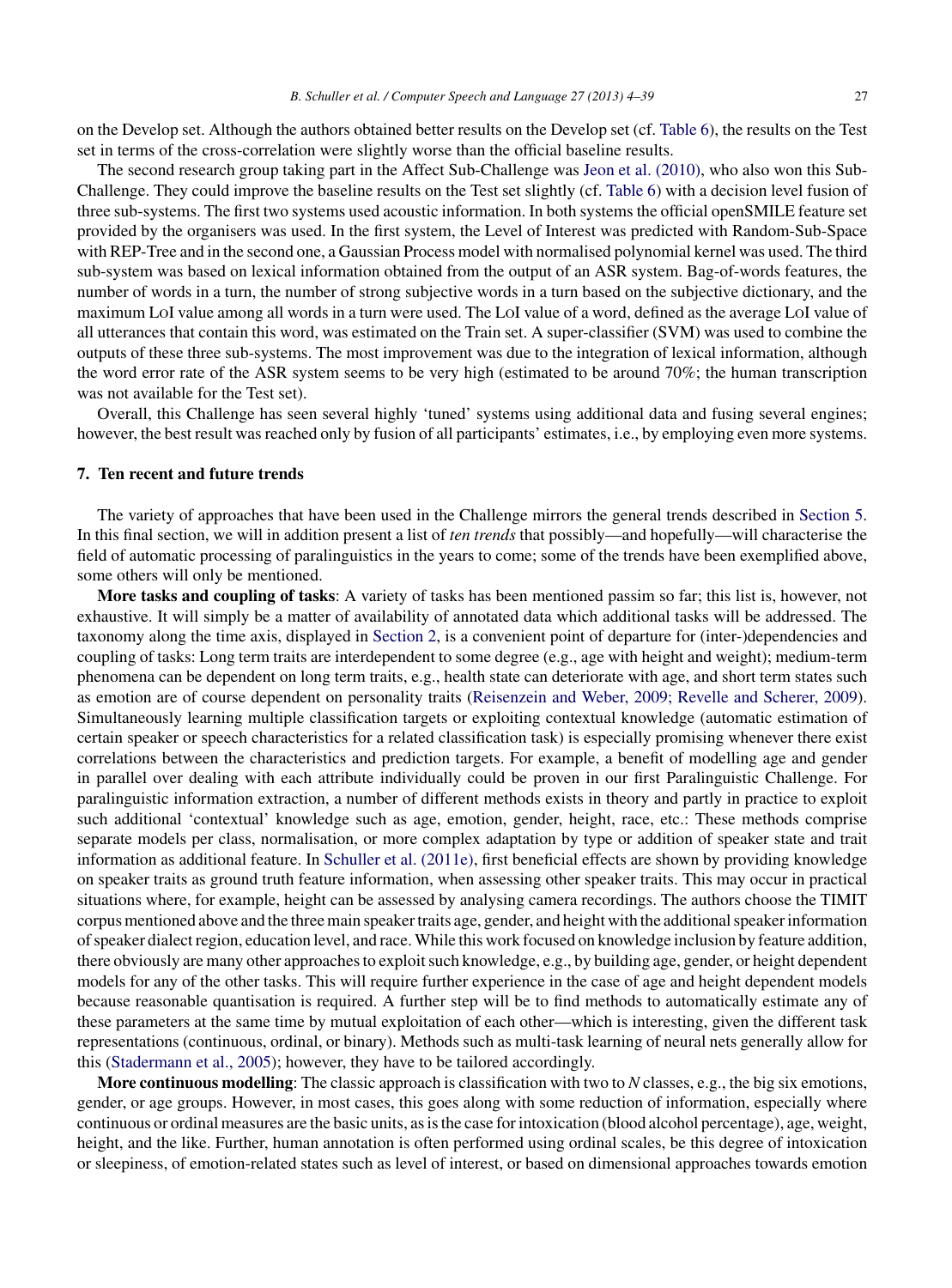on the Develop set. Although the authors obtained better results on the Develop set (cf. Table 6), the results on the Test set in terms of the cross-correlation were slightly worse than the official baseline results.

The second research group taking part in the Affect Sub-Challenge was Jeon et al. (2010), who also won this Sub-Challenge. They could improve the baseline results on the Test set slightly (cf. Table 6) with a decision level fusion of three sub-systems. The first two systems used acoustic information. In both systems the official openSMILE feature set provided by the organisers was used. In the first system, the Level of Interest was predicted with Random-Sub-Space with REP-Tree and in the second one, a Gaussian Process model with normalised polynomial kernel was used. The third sub-system was based on lexical information obtained from the output of an ASR system. Bag-of-words features, the number of words in a turn, the number of strong subjective words in a turn based on the subjective dictionary, and the maximum LoI value among all words in a turn were used. The LoI value of a word, defined as the average LoI value of all utterances that contain this word, was estimated on the Train set. A super-classifier (SVM) was used to combine the outputs of these three sub-systems. The most improvement was due to the integration of lexical information, although the word error rate of the ASR system seems to be very high (estimated to be around 70%; the human transcription was not available for the Test set).

Overall, this Challenge has seen several highly 'tuned' systems using additional data and fusing several engines; however, the best result was reached only by fusion of all participants' estimates, i.e., by employing even more systems.

## 7. Ten recent and future trends

The variety of approaches that have been used in the Challenge mirrors the general trends described in Section 5. In this final section, we will in addition present a list of *ten trends* that possibly—and hopefully—will characterise the field of automatic processing of paralinguistics in the years to come; some of the trends have been exemplified above, some others will only be mentioned.

**More tasks and coupling of tasks**: A variety of tasks has been mentioned passim so far; this list is, however, not exhaustive. It will simply be a matter of availability of annotated data which additional tasks will be addressed. The taxonomy along the time axis, displayed in Section 2, is a convenient point of departure for (inter-)dependencies and coupling of tasks: Long term traits are interdependent to some degree (e.g., age with height and weight); medium-term phenomena can be dependent on long term traits, e.g., health state can deteriorate with age, and short term states such as emotion are of course dependent on personality traits (Reisenzein and Weber, 2009; Revelle and Scherer, 2009). Simultaneously learning multiple classification targets or exploiting contextual knowledge (automatic estimation of certain speaker or speech characteristics for a related classification task) is especially promising whenever there exist correlations between the characteristics and prediction targets. For example, a benefit of modelling age and gender in parallel over dealing with each attribute individually could be proven in our first Paralinguistic Challenge. For paralinguistic information extraction, a number of different methods exists in theory and partly in practice to exploit such additional 'contextual' knowledge such as age, emotion, gender, height, race, etc.: These methods comprise separate models per class, normalisation, or more complex adaptation by type or addition of speaker state and trait information as additional feature. In Schuller et al. (2011e), first beneficial effects are shown by providing knowledge on speaker traits as ground truth feature information, when assessing other speaker traits. This may occur in practical situations where, for example, height can be assessed by analysing camera recordings. The authors choose the TIMIT corpus mentioned above and the three main speaker traits age, gender, and height with the additional speaker information of speaker dialect region, education level, and race. While this work focused on knowledge inclusion by feature addition, there obviously are many other approaches to exploit such knowledge, e.g., by building age, gender, or height dependent models for any of the other tasks. This will require further experience in the case of age and height dependent models because reasonable quantisation is required. A further step will be to find methods to automatically estimate any of these parameters at the same time by mutual exploitation of each other—which is interesting, given the different task representations (continuous, ordinal, or binary). Methods such as multi-task learning of neural nets generally allow for this (Stadermann et al., 2005); however, they have to be tailored accordingly.

**More continuous modelling**: The classic approach is classification with two to *N* classes, e.g., the big six emotions, gender, or age groups. However, in most cases, this goes along with some reduction of information, especially where continuous or ordinal measures are the basic units, as is the case for intoxication (blood alcohol percentage), age, weight, height, and the like. Further, human annotation is often performed using ordinal scales, be this degree of intoxication or sleepiness, of emotion-related states such as level of interest, or based on dimensional approaches towards emotion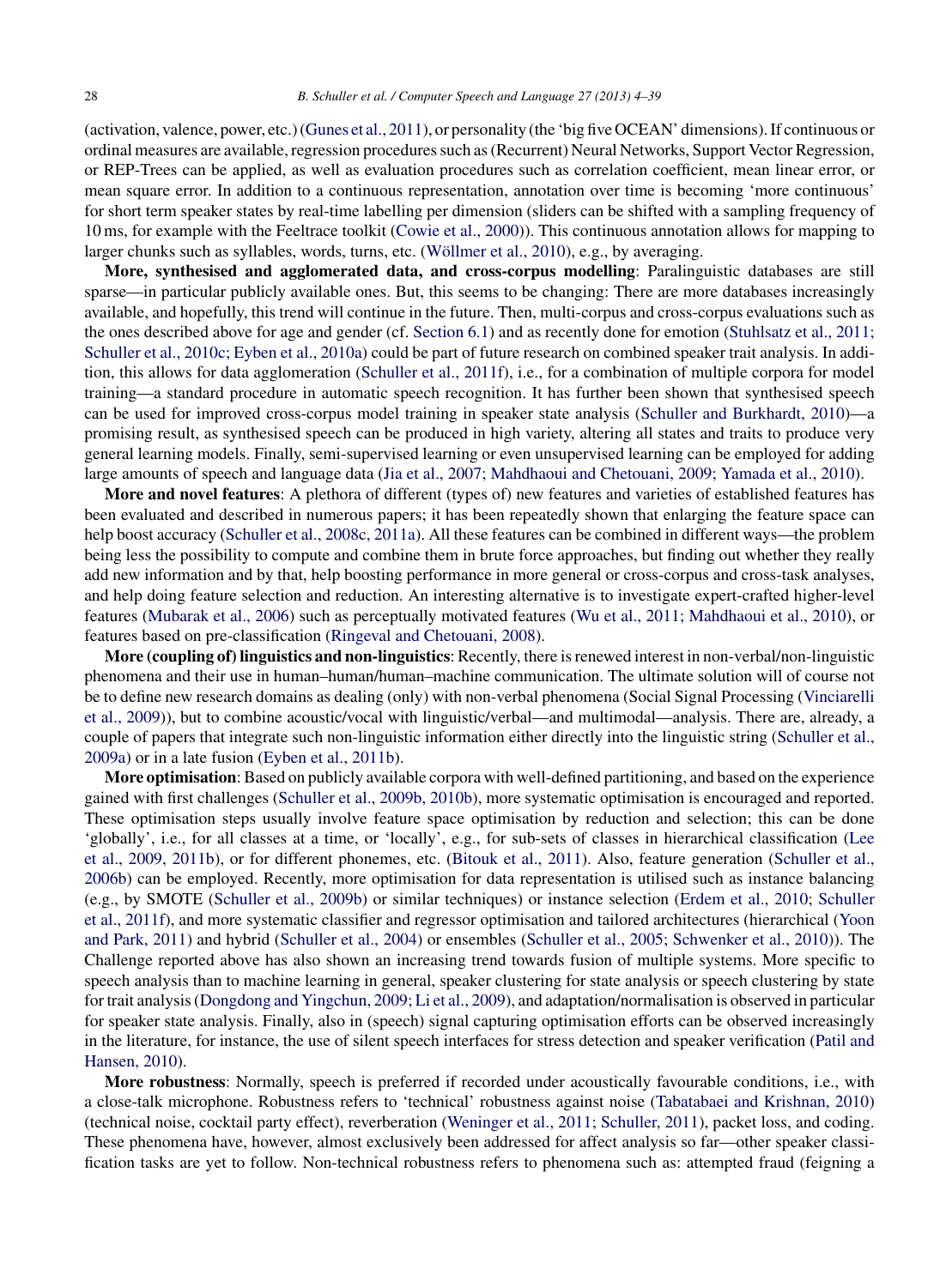(activation, valence, power, etc.) (Gunes et al., 2011), or personality (the 'big five OCEAN' dimensions). If continuous or ordinal measures are available, regression procedures such as (Recurrent) Neural Networks, Support Vector Regression, or REP-Trees can be applied, as well as evaluation procedures such as correlation coefficient, mean linear error, or mean square error. In addition to a continuous representation, annotation over time is becoming 'more continuous' for short term speaker states by real-time labelling per dimension (sliders can be shifted with a sampling frequency of 10 ms, for example with the Feeltrace toolkit (Cowie et al., 2000)). This continuous annotation allows for mapping to larger chunks such as syllables, words, turns, etc. (Wöllmer et al., 2010), e.g., by averaging.

**More, synthesised and agglomerated data, and cross-corpus modelling**: Paralinguistic databases are still sparse—in particular publicly available ones. But, this seems to be changing: There are more databases increasingly available, and hopefully, this trend will continue in the future. Then, multi-corpus and cross-corpus evaluations such as the ones described above for age and gender (cf. Section 6.1) and as recently done for emotion (Stuhlsatz et al., 2011; Schuller et al., 2010c; Eyben et al., 2010a) could be part of future research on combined speaker trait analysis. In addition, this allows for data agglomeration (Schuller et al., 2011f), i.e., for a combination of multiple corpora for model training—a standard procedure in automatic speech recognition. It has further been shown that synthesised speech can be used for improved cross-corpus model training in speaker state analysis (Schuller and Burkhardt, 2010)—a promising result, as synthesised speech can be produced in high variety, altering all states and traits to produce very general learning models. Finally, semi-supervised learning or even unsupervised learning can be employed for adding large amounts of speech and language data (Jia et al., 2007; Mahdhaoui and Chetouani, 2009; Yamada et al., 2010).

**More and novel features**: A plethora of different (types of) new features and varieties of established features has been evaluated and described in numerous papers; it has been repeatedly shown that enlarging the feature space can help boost accuracy (Schuller et al., 2008c, 2011a). All these features can be combined in different ways—the problem being less the possibility to compute and combine them in brute force approaches, but finding out whether they really add new information and by that, help boosting performance in more general or cross-corpus and cross-task analyses, and help doing feature selection and reduction. An interesting alternative is to investigate expert-crafted higher-level features (Mubarak et al., 2006) such as perceptually motivated features (Wu et al., 2011; Mahdhaoui et al., 2010), or features based on pre-classification (Ringeval and Chetouani, 2008).

**More (coupling of) linguistics and non-linguistics**: Recently, there is renewed interest in non-verbal/non-linguistic phenomena and their use in human–human/human–machine communication. The ultimate solution will of course not be to define new research domains as dealing (only) with non-verbal phenomena (Social Signal Processing (Vinciarelli et al., 2009)), but to combine acoustic/vocal with linguistic/verbal—and multimodal—analysis. There are, already, a couple of papers that integrate such non-linguistic information either directly into the linguistic string (Schuller et al., 2009a) or in a late fusion (Eyben et al., 2011b).

**More optimisation**: Based on publicly available corpora with well-defined partitioning, and based on the experience gained with first challenges (Schuller et al., 2009b, 2010b), more systematic optimisation is encouraged and reported. These optimisation steps usually involve feature space optimisation by reduction and selection; this can be done 'globally', i.e., for all classes at a time, or 'locally', e.g., for sub-sets of classes in hierarchical classification (Lee et al., 2009, 2011b), or for different phonemes, etc. (Bitouk et al., 2011). Also, feature generation (Schuller et al., 2006b) can be employed. Recently, more optimisation for data representation is utilised such as instance balancing (e.g., by SMOTE (Schuller et al., 2009b) or similar techniques) or instance selection (Erdem et al., 2010; Schuller et al., 2011f), and more systematic classifier and regressor optimisation and tailored architectures (hierarchical (Yoon and Park, 2011) and hybrid (Schuller et al., 2004) or ensembles (Schuller et al., 2005; Schwenker et al., 2010)). The Challenge reported above has also shown an increasing trend towards fusion of multiple systems. More specific to speech analysis than to machine learning in general, speaker clustering for state analysis or speech clustering by state for trait analysis (Dongdong and Yingchun, 2009; Li et al., 2009), and adaptation/normalisation is observed in particular for speaker state analysis. Finally, also in (speech) signal capturing optimisation efforts can be observed increasingly in the literature, for instance, the use of silent speech interfaces for stress detection and speaker verification (Patil and Hansen, 2010).

**More robustness**: Normally, speech is preferred if recorded under acoustically favourable conditions, i.e., with a close-talk microphone. Robustness refers to 'technical' robustness against noise (Tabatabaei and Krishnan, 2010) (technical noise, cocktail party effect), reverberation (Weninger et al., 2011; Schuller, 2011), packet loss, and coding. These phenomena have, however, almost exclusively been addressed for affect analysis so far—other speaker classification tasks are yet to follow. Non-technical robustness refers to phenomena such as: attempted fraud (feigning a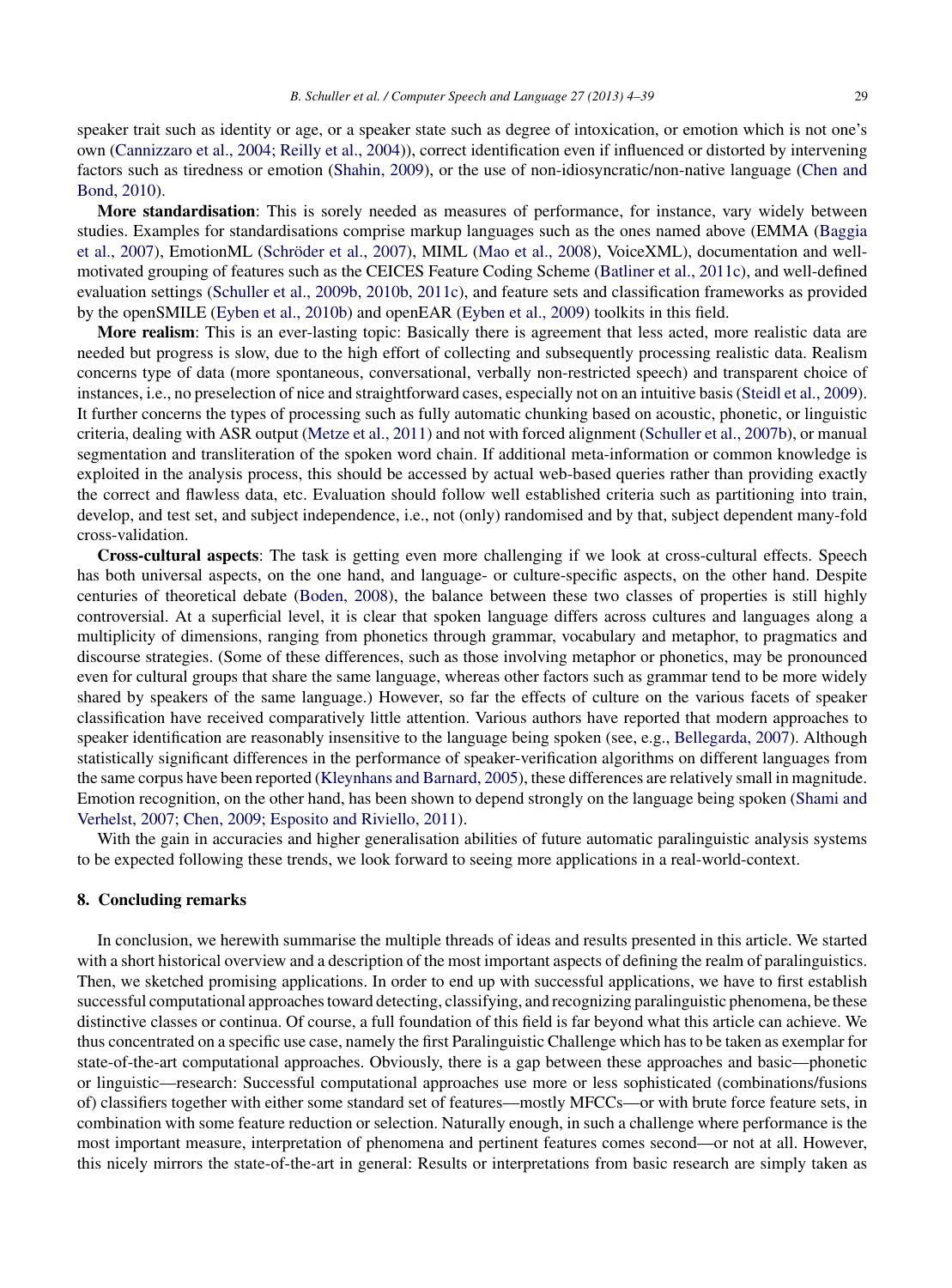speaker trait such as identity or age, or a speaker state such as degree of intoxication, or emotion which is not one's own (Cannizzaro et al., 2004; Reilly et al., 2004)), correct identification even if influenced or distorted by intervening factors such as tiredness or emotion (Shahin, 2009), or the use of non-idiosyncratic/non-native language (Chen and Bond, 2010).

**More standardisation**: This is sorely needed as measures of performance, for instance, vary widely between studies. Examples for standardisations comprise markup languages such as the ones named above (EMMA (Baggia et al., 2007), EmotionML (Schröder et al., 2007), MIML (Mao et al., 2008), VoiceXML), documentation and well-motivated grouping of features such as the CEICES Feature Coding Scheme (Batliner et al., 2011c), and well-defined evaluation settings (Schuller et al., 2009b, 2010b, 2011c), and feature sets and classification frameworks as provided by the openSMILE (Eyben et al., 2010b) and openEAR (Eyben et al., 2009) toolkits in this field.

**More realism**: This is an ever-lasting topic: Basically there is agreement that less acted, more realistic data are needed but progress is slow, due to the high effort of collecting and subsequently processing realistic data. Realism concerns type of data (more spontaneous, conversational, verbally non-restricted speech) and transparent choice of instances, i.e., no preselection of nice and straightforward cases, especially not on an intuitive basis (Steidl et al., 2009). It further concerns the types of processing such as fully automatic chunking based on acoustic, phonetic, or linguistic criteria, dealing with ASR output (Metze et al., 2011) and not with forced alignment (Schuller et al., 2007b), or manual segmentation and transliteration of the spoken word chain. If additional meta-information or common knowledge is exploited in the analysis process, this should be accessed by actual web-based queries rather than providing exactly the correct and flawless data, etc. Evaluation should follow well established criteria such as partitioning into train, develop, and test set, and subject independence, i.e., not (only) randomised and by that, subject dependent many-fold cross-validation.

**Cross-cultural aspects**: The task is getting even more challenging if we look at cross-cultural effects. Speech has both universal aspects, on the one hand, and language- or culture-specific aspects, on the other hand. Despite centuries of theoretical debate (Boden, 2008), the balance between these two classes of properties is still highly controversial. At a superficial level, it is clear that spoken language differs across cultures and languages along a multiplicity of dimensions, ranging from phonetics through grammar, vocabulary and metaphor, to pragmatics and discourse strategies. (Some of these differences, such as those involving metaphor or phonetics, may be pronounced even for cultural groups that share the same language, whereas other factors such as grammar tend to be more widely shared by speakers of the same language.) However, so far the effects of culture on the various facets of speaker classification have received comparatively little attention. Various authors have reported that modern approaches to speaker identification are reasonably insensitive to the language being spoken (see, e.g., Bellegarda, 2007). Although statistically significant differences in the performance of speaker-verification algorithms on different languages from the same corpus have been reported (Kleynhans and Barnard, 2005), these differences are relatively small in magnitude. Emotion recognition, on the other hand, has been shown to depend strongly on the language being spoken (Shami and Verhelst, 2007; Chen, 2009; Esposito and Riviello, 2011).

With the gain in accuracies and higher generalisation abilities of future automatic paralinguistic analysis systems to be expected following these trends, we look forward to seeing more applications in a real-world-context.

## 8. Concluding remarks

In conclusion, we herewith summarise the multiple threads of ideas and results presented in this article. We started with a short historical overview and a description of the most important aspects of defining the realm of paralinguistics. Then, we sketched promising applications. In order to end up with successful applications, we have to first establish successful computational approaches toward detecting, classifying, and recognizing paralinguistic phenomena, be these distinctive classes or continua. Of course, a full foundation of this field is far beyond what this article can achieve. We thus concentrated on a specific use case, namely the first Paralinguistic Challenge which has to be taken as exemplar for state-of-the-art computational approaches. Obviously, there is a gap between these approaches and basic—phonetic or linguistic—research: Successful computational approaches use more or less sophisticated (combinations/fusions of) classifiers together with either some standard set of features—mostly MFCCs—or with brute force feature sets, in combination with some feature reduction or selection. Naturally enough, in such a challenge where performance is the most important measure, interpretation of phenomena and pertinent features comes second—or not at all. However, this nicely mirrors the state-of-the-art in general: Results or interpretations from basic research are simply taken as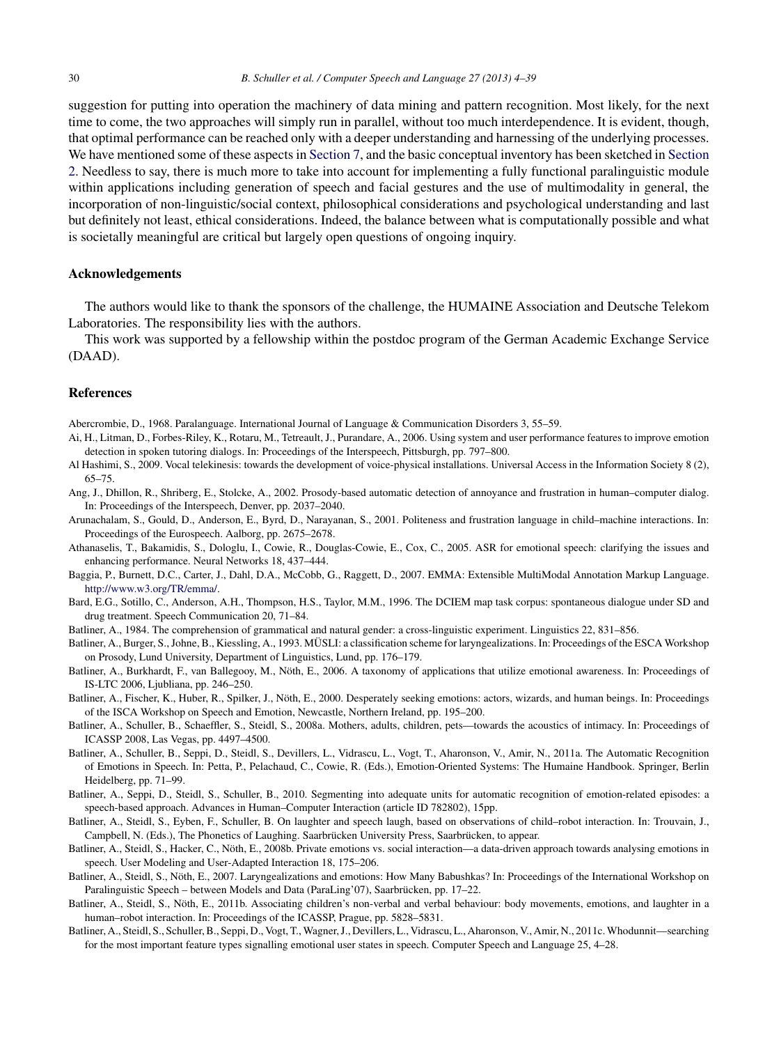suggestion for putting into operation the machinery of data mining and pattern recognition. Most likely, for the next time to come, the two approaches will simply run in parallel, without too much interdependence. It is evident, though, that optimal performance can be reached only with a deeper understanding and harnessing of the underlying processes. We have mentioned some of these aspects in Section 7, and the basic conceptual inventory has been sketched in Section 2. Needless to say, there is much more to take into account for implementing a fully functional paralinguistic module within applications including generation of speech and facial gestures and the use of multimodality in general, the incorporation of non-linguistic/social context, philosophical considerations and psychological understanding and last but definitely not least, ethical considerations. Indeed, the balance between what is computationally possible and what is societally meaningful are critical but largely open questions of ongoing inquiry.

## Acknowledgements

The authors would like to thank the sponsors of the challenge, the HUMAINE Association and Deutsche Telekom Laboratories. The responsibility lies with the authors.

This work was supported by a fellowship within the postdoc program of the German Academic Exchange Service (DAAD).

## References

Abercrombie, D., 1968. Paralanguage. International Journal of Language & Communication Disorders 3, 55–59.

Ai, H., Litman, D., Forbes-Riley, K., Rotaru, M., Tetreault, J., Purandare, A., 2006. Using system and user performance features to improve emotion detection in spoken tutoring dialogs. In: Proceedings of the Interspeech, Pittsburgh, pp. 797–800.

Al Hashimi, S., 2009. Vocal telekinesis: towards the development of voice-physical installations. Universal Access in the Information Society 8 (2), 65–75.

Ang, J., Dhillon, R., Shriberg, E., Stolcke, A., 2002. Prosody-based automatic detection of annoyance and frustration in human–computer dialog. In: Proceedings of the Interspeech, Denver, pp. 2037–2040.

Arunachalam, S., Gould, D., Anderson, E., Byrd, D., Narayanan, S., 2001. Politeness and frustration language in child–machine interactions. In: Proceedings of the Eurospeech. Aalborg, pp. 2675–2678.

Athanaselis, T., Bakamidis, S., Dologlu, I., Cowie, R., Douglas-Cowie, E., Cox, C., 2005. ASR for emotional speech: clarifying the issues and enhancing performance. Neural Networks 18, 437–444.

Baggia, P., Burnett, D.C., Carter, J., Dahl, D.A., McCobb, G., Raggett, D., 2007. EMMA: Extensible MultiModal Annotation Markup Language. http://www.w3.org/TR/emma/.

Bard, E.G., Sotillo, C., Anderson, A.H., Thompson, H.S., Taylor, M.M., 1996. The DCIEM map task corpus: spontaneous dialogue under SD and drug treatment. Speech Communication 20, 71–84.

Batliner, A., 1984. The comprehension of grammatical and natural gender: a cross-linguistic experiment. Linguistics 22, 831–856.

Batliner, A., Burger, S., Johne, B., Kiessling, A., 1993. MÜSLI: a classification scheme for laryngealizations. In: Proceedings of the ESCA Workshop on Prosody, Lund University, Department of Linguistics, Lund, pp. 176–179.

Batliner, A., Burkhardt, F., van Ballegooy, M., Nöth, E., 2006. A taxonomy of applications that utilize emotional awareness. In: Proceedings of IS-LTC 2006, Ljubliana, pp. 246–250.

Batliner, A., Fischer, K., Huber, R., Spilker, J., Nöth, E., 2000. Desperately seeking emotions: actors, wizards, and human beings. In: Proceedings of the ISCA Workshop on Speech and Emotion, Newcastle, Northern Ireland, pp. 195–200.

Batliner, A., Schuller, B., Schaeffler, S., Steidl, S., 2008a. Mothers, adults, children, pets—towards the acoustics of intimacy. In: Proceedings of ICASSP 2008, Las Vegas, pp. 4497–4500.

Batliner, A., Schuller, B., Seppi, D., Steidl, S., Devillers, L., Vidrascu, L., Vogt, T., Aharonson, V., Amir, N., 2011a. The Automatic Recognition of Emotions in Speech. In: Petta, P., Pelachaud, C., Cowie, R. (Eds.), Emotion-Oriented Systems: The Humaine Handbook. Springer, Berlin Heidelberg, pp. 71–99.

Batliner, A., Seppi, D., Steidl, S., Schuller, B., 2010. Segmenting into adequate units for automatic recognition of emotion-related episodes: a speech-based approach. Advances in Human–Computer Interaction (article ID 782802), 15pp.

Batliner, A., Steidl, S., Eyben, F., Schuller, B. On laughter and speech laugh, based on observations of child–robot interaction. In: Trouvain, J., Campbell, N. (Eds.), The Phonetics of Laughing. Saarbrücken University Press, Saarbrücken, to appear.

Batliner, A., Steidl, S., Hacker, C., Nöth, E., 2008b. Private emotions vs. social interaction—a data-driven approach towards analysing emotions in speech. User Modeling and User-Adapted Interaction 18, 175–206.

Batliner, A., Steidl, S., Nöth, E., 2007. Laryngealizations and emotions: How Many Babushkas? In: Proceedings of the International Workshop on Paralinguistic Speech – between Models and Data (ParaLing'07), Saarbrücken, pp. 17–22.

Batliner, A., Steidl, S., Nöth, E., 2011b. Associating children's non-verbal and verbal behaviour: body movements, emotions, and laughter in a human–robot interaction. In: Proceedings of the ICASSP, Prague, pp. 5828–5831.

Batliner, A., Steidl, S., Schuller, B., Seppi, D., Vogt, T., Wagner, J., Devillers, L., Vidrascu, L., Aharonson, V., Amir, N., 2011c. Whodunnit—searching for the most important feature types signalling emotional user states in speech. Computer Speech and Language 25, 4–28.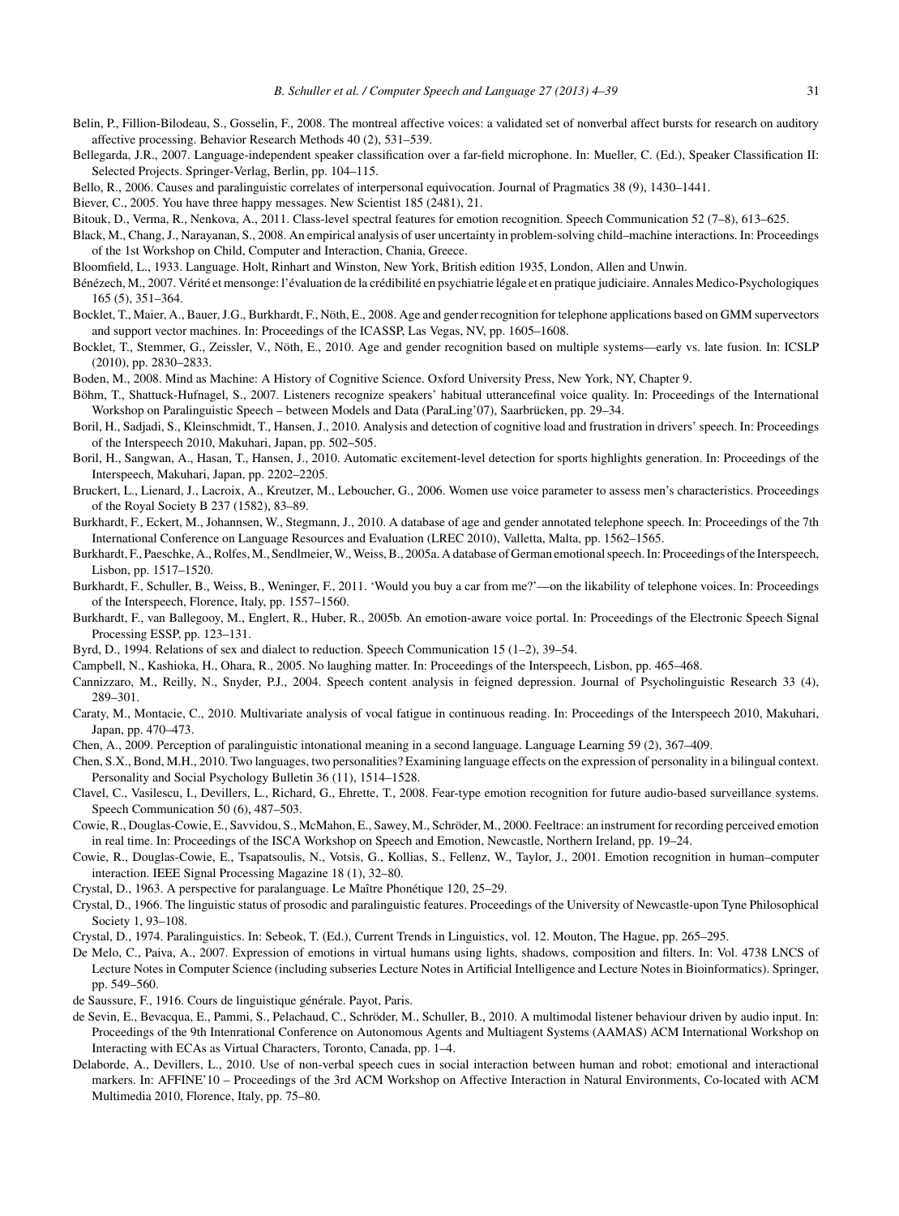Belin, P., Fillion-Bilodeau, S., Gosselin, F., 2008. The montreal affective voices: a validated set of nonverbal affect bursts for research on auditory affective processing. Behavior Research Methods 40 (2), 531–539.

Bellegarda, J.R., 2007. Language-independent speaker classification over a far-field microphone. In: Mueller, C. (Ed.), Speaker Classification II: Selected Projects. Springer-Verlag, Berlin, pp. 104–115.

Bello, R., 2006. Causes and paralinguistic correlates of interpersonal equivocation. Journal of Pragmatics 38 (9), 1430–1441.

Biever, C., 2005. You have three happy messages. New Scientist 185 (2481), 21.

Bitouk, D., Verma, R., Nenkova, A., 2011. Class-level spectral features for emotion recognition. Speech Communication 52 (7–8), 613–625.

Black, M., Chang, J., Narayanan, S., 2008. An empirical analysis of user uncertainty in problem-solving child–machine interactions. In: Proceedings of the 1st Workshop on Child, Computer and Interaction, Chania, Greece.

Bloomfield, L., 1933. Language. Holt, Rinhart and Winston, New York, British edition 1935, London, Allen and Unwin.

Bénézech, M., 2007. Vérité et mensonge: l'évaluation de la crédibilité en psychiatrie légale et en pratique judiciaire. Annales Medico-Psychologiques 165 (5), 351–364.

Bocklet, T., Maier, A., Bauer, J.G., Burkhardt, F., Nöth, E., 2008. Age and gender recognition for telephone applications based on GMM supervectors and support vector machines. In: Proceedings of the ICASSP, Las Vegas, NV, pp. 1605–1608.

Bocklet, T., Stemmer, G., Zeissler, V., Nöth, E., 2010. Age and gender recognition based on multiple systems—early vs. late fusion. In: ICSLP (2010), pp. 2830–2833.

Boden, M., 2008. Mind as Machine: A History of Cognitive Science. Oxford University Press, New York, NY, Chapter 9.

Böhm, T., Shattuck-Hufnagel, S., 2007. Listeners recognize speakers' habitual utterancefinal voice quality. In: Proceedings of the International Workshop on Paralinguistic Speech – between Models and Data (ParaLing'07), Saarbrücken, pp. 29–34.

Boril, H., Sadjadi, S., Kleinschmidt, T., Hansen, J., 2010. Analysis and detection of cognitive load and frustration in drivers' speech. In: Proceedings of the Interspeech 2010, Makuhari, Japan, pp. 502–505.

Boril, H., Sangwan, A., Hasan, T., Hansen, J., 2010. Automatic excitement-level detection for sports highlights generation. In: Proceedings of the Interspeech, Makuhari, Japan, pp. 2202–2205.

Bruckert, L., Lienard, J., Lacroix, A., Kreutzer, M., Leboucher, G., 2006. Women use voice parameter to assess men's characteristics. Proceedings of the Royal Society B 237 (1582), 83–89.

Burkhardt, F., Eckert, M., Johannsen, W., Stegmann, J., 2010. A database of age and gender annotated telephone speech. In: Proceedings of the 7th International Conference on Language Resources and Evaluation (LREC 2010), Valletta, Malta, pp. 1562–1565.

Burkhardt, F., Paeschke, A., Rolfes, M., Sendlmeier, W., Weiss, B., 2005a. A database of German emotional speech. In: Proceedings of the Interspeech, Lisbon, pp. 1517–1520.

Burkhardt, F., Schuller, B., Weiss, B., Weninger, F., 2011. 'Would you buy a car from me?'—on the likability of telephone voices. In: Proceedings of the Interspeech, Florence, Italy, pp. 1557–1560.

Burkhardt, F., van Ballegooy, M., Englert, R., Huber, R., 2005b. An emotion-aware voice portal. In: Proceedings of the Electronic Speech Signal Processing ESSP, pp. 123–131.

Byrd, D., 1994. Relations of sex and dialect to reduction. Speech Communication 15 (1–2), 39–54.

Campbell, N., Kashioka, H., Ohara, R., 2005. No laughing matter. In: Proceedings of the Interspeech, Lisbon, pp. 465–468.

Cannizzaro, M., Reilly, N., Snyder, P.J., 2004. Speech content analysis in feigned depression. Journal of Psycholinguistic Research 33 (4), 289–301.

Caraty, M., Montacie, C., 2010. Multivariate analysis of vocal fatigue in continuous reading. In: Proceedings of the Interspeech 2010, Makuhari, Japan, pp. 470–473.

Chen, A., 2009. Perception of paralinguistic intonational meaning in a second language. Language Learning 59 (2), 367–409.

Chen, S.X., Bond, M.H., 2010. Two languages, two personalities? Examining language effects on the expression of personality in a bilingual context. Personality and Social Psychology Bulletin 36 (11), 1514–1528.

Clavel, C., Vasilescu, I., Devillers, L., Richard, G., Ehrette, T., 2008. Fear-type emotion recognition for future audio-based surveillance systems. Speech Communication 50 (6), 487–503.

Cowie, R., Douglas-Cowie, E., Savvidou, S., McMahon, E., Sawey, M., Schröder, M., 2000. Feeltrace: an instrument for recording perceived emotion in real time. In: Proceedings of the ISCA Workshop on Speech and Emotion, Newcastle, Northern Ireland, pp. 19–24.

Cowie, R., Douglas-Cowie, E., Tsapatsoulis, N., Votsis, G., Kollias, S., Fellenz, W., Taylor, J., 2001. Emotion recognition in human–computer interaction. IEEE Signal Processing Magazine 18 (1), 32–80.

Crystal, D., 1963. A perspective for paralanguage. Le Maître Phonétique 120, 25–29.

Crystal, D., 1966. The linguistic status of prosodic and paralinguistic features. Proceedings of the University of Newcastle-upon Tyne Philosophical Society 1, 93–108.

Crystal, D., 1974. Paralinguistics. In: Sebeok, T. (Ed.), Current Trends in Linguistics, vol. 12. Mouton, The Hague, pp. 265–295.

De Melo, C., Paiva, A., 2007. Expression of emotions in virtual humans using lights, shadows, composition and filters. In: Vol. 4738 LNCS of Lecture Notes in Computer Science (including subseries Lecture Notes in Artificial Intelligence and Lecture Notes in Bioinformatics). Springer, pp. 549–560.

de Saussure, F., 1916. Cours de linguistique générale. Payot, Paris.

de Sevin, E., Bevacqua, E., Pammi, S., Pelachaud, C., Schröder, M., Schuller, B., 2010. A multimodal listener behaviour driven by audio input. In: Proceedings of the 9th Intenrational Conference on Autonomous Agents and Multiagent Systems (AAMAS) ACM International Workshop on Interacting with ECAs as Virtual Characters, Toronto, Canada, pp. 1–4.

Delaborde, A., Devillers, L., 2010. Use of non-verbal speech cues in social interaction between human and robot: emotional and interactional markers. In: AFFINE'10 – Proceedings of the 3rd ACM Workshop on Affective Interaction in Natural Environments, Co-located with ACM Multimedia 2010, Florence, Italy, pp. 75–80.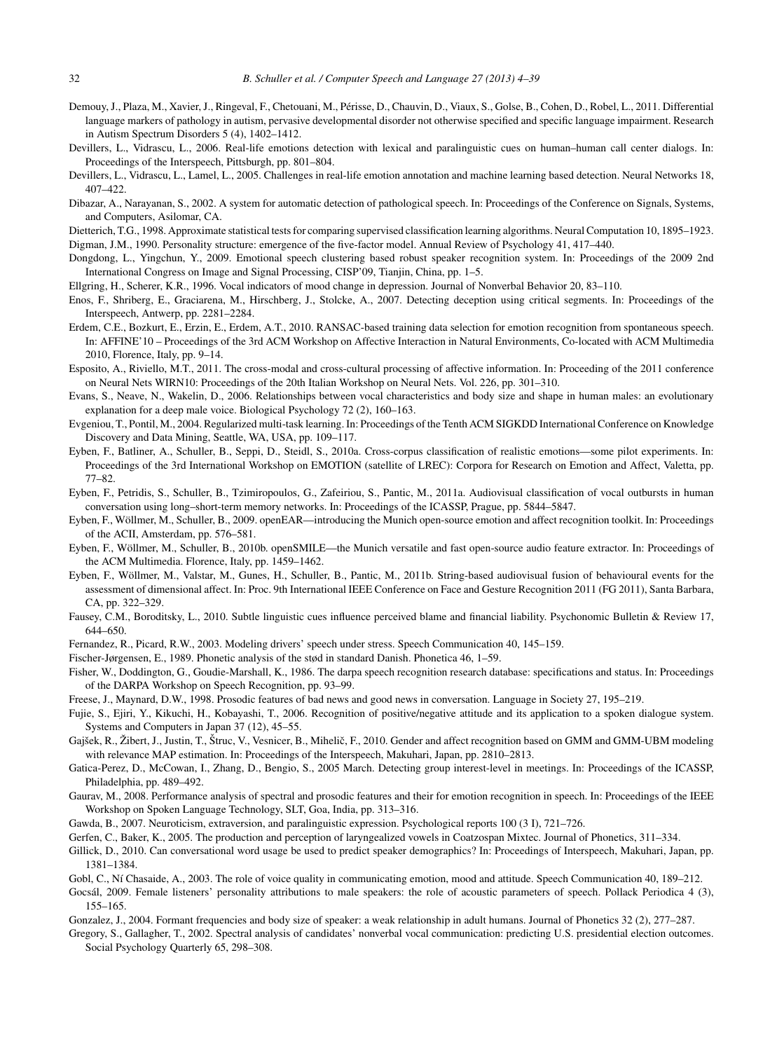Demouy, J., Plaza, M., Xavier, J., Ringeval, F., Chetouani, M., Périsse, D., Chauvin, D., Viaux, S., Golse, B., Cohen, D., Robel, L., 2011. Differential language markers of pathology in autism, pervasive developmental disorder not otherwise specified and specific language impairment. Research in Autism Spectrum Disorders 5 (4), 1402–1412.

Devillers, L., Vidrascu, L., 2006. Real-life emotions detection with lexical and paralinguistic cues on human–human call center dialogs. In: Proceedings of the Interspeech, Pittsburgh, pp. 801–804.

Devillers, L., Vidrascu, L., Lamel, L., 2005. Challenges in real-life emotion annotation and machine learning based detection. Neural Networks 18, 407–422.

Dibazar, A., Narayanan, S., 2002. A system for automatic detection of pathological speech. In: Proceedings of the Conference on Signals, Systems, and Computers, Asilomar, CA.

Dietterich, T.G., 1998. Approximate statistical tests for comparing supervised classification learning algorithms. Neural Computation 10, 1895–1923.

Digman, J.M., 1990. Personality structure: emergence of the five-factor model. Annual Review of Psychology 41, 417–440.

Dongdong, L., Yingchun, Y., 2009. Emotional speech clustering based robust speaker recognition system. In: Proceedings of the 2009 2nd International Congress on Image and Signal Processing, CISP'09, Tianjin, China, pp. 1–5.

Ellgring, H., Scherer, K.R., 1996. Vocal indicators of mood change in depression. Journal of Nonverbal Behavior 20, 83–110.

Enos, F., Shriberg, E., Graciarena, M., Hirschberg, J., Stolcke, A., 2007. Detecting deception using critical segments. In: Proceedings of the Interspeech, Antwerp, pp. 2281–2284.

Erdem, C.E., Bozkurt, E., Erzin, E., Erdem, A.T., 2010. RANSAC-based training data selection for emotion recognition from spontaneous speech. In: AFFINE'10 – Proceedings of the 3rd ACM Workshop on Affective Interaction in Natural Environments, Co-located with ACM Multimedia 2010, Florence, Italy, pp. 9–14.

Esposito, A., Riviello, M.T., 2011. The cross-modal and cross-cultural processing of affective information. In: Proceeding of the 2011 conference on Neural Nets WIRN10: Proceedings of the 20th Italian Workshop on Neural Nets. Vol. 226, pp. 301–310.

Evans, S., Neave, N., Wakelin, D., 2006. Relationships between vocal characteristics and body size and shape in human males: an evolutionary explanation for a deep male voice. Biological Psychology 72 (2), 160–163.

Evgeniou, T., Pontil, M., 2004. Regularized multi-task learning. In: Proceedings of the Tenth ACM SIGKDD International Conference on Knowledge Discovery and Data Mining, Seattle, WA, USA, pp. 109–117.

Eyben, F., Batliner, A., Schuller, B., Seppi, D., Steidl, S., 2010a. Cross-corpus classification of realistic emotions—some pilot experiments. In: Proceedings of the 3rd International Workshop on EMOTION (satellite of LREC): Corpora for Research on Emotion and Affect, Valetta, pp. 77–82.

Eyben, F., Petridis, S., Schuller, B., Tzimiropoulos, G., Zafeiriou, S., Pantic, M., 2011a. Audiovisual classification of vocal outbursts in human conversation using long–short-term memory networks. In: Proceedings of the ICASSP, Prague, pp. 5844–5847.

Eyben, F., Wöllmer, M., Schuller, B., 2009. openEAR—introducing the Munich open-source emotion and affect recognition toolkit. In: Proceedings of the ACII, Amsterdam, pp. 576–581.

Eyben, F., Wöllmer, M., Schuller, B., 2010b. openSMILE—the Munich versatile and fast open-source audio feature extractor. In: Proceedings of the ACM Multimedia. Florence, Italy, pp. 1459–1462.

Eyben, F., Wöllmer, M., Valstar, M., Gunes, H., Schuller, B., Pantic, M., 2011b. String-based audiovisual fusion of behavioural events for the assessment of dimensional affect. In: Proc. 9th International IEEE Conference on Face and Gesture Recognition 2011 (FG 2011), Santa Barbara, CA, pp. 322–329.

Fausey, C.M., Boroditsky, L., 2010. Subtle linguistic cues influence perceived blame and financial liability. Psychonomic Bulletin & Review 17, 644–650.

Fernandez, R., Picard, R.W., 2003. Modeling drivers' speech under stress. Speech Communication 40, 145–159.

Fischer-Jørgensen, E., 1989. Phonetic analysis of the stød in standard Danish. Phonetica 46, 1–59.

Fisher, W., Doddington, G., Goudie-Marshall, K., 1986. The darpa speech recognition research database: specifications and status. In: Proceedings of the DARPA Workshop on Speech Recognition, pp. 93–99.

Freese, J., Maynard, D.W., 1998. Prosodic features of bad news and good news in conversation. Language in Society 27, 195–219.

Fujie, S., Ejiri, Y., Kikuchi, H., Kobayashi, T., 2006. Recognition of positive/negative attitude and its application to a spoken dialogue system. Systems and Computers in Japan 37 (12), 45–55.

Gajšek, R., Žibert, J., Justin, T., Štruc, V., Vesnicer, B., Mihelič, F., 2010. Gender and affect recognition based on GMM and GMM-UBM modeling with relevance MAP estimation. In: Proceedings of the Interspeech, Makuhari, Japan, pp. 2810–2813.

Gatica-Perez, D., McCowan, I., Zhang, D., Bengio, S., 2005 March. Detecting group interest-level in meetings. In: Proceedings of the ICASSP, Philadelphia, pp. 489–492.

Gaurav, M., 2008. Performance analysis of spectral and prosodic features and their for emotion recognition in speech. In: Proceedings of the IEEE Workshop on Spoken Language Technology, SLT, Goa, India, pp. 313–316.

Gawda, B., 2007. Neuroticism, extraversion, and paralinguistic expression. Psychological reports 100 (3 I), 721–726.

Gerfen, C., Baker, K., 2005. The production and perception of laryngealized vowels in Coatzospan Mixtec. Journal of Phonetics, 311–334.

Gillick, D., 2010. Can conversational word usage be used to predict speaker demographics? In: Proceedings of Interspeech, Makuhari, Japan, pp. 1381–1384.

Gobl, C., Ní Chasaide, A., 2003. The role of voice quality in communicating emotion, mood and attitude. Speech Communication 40, 189–212.

Gocsál, 2009. Female listeners' personality attributions to male speakers: the role of acoustic parameters of speech. Pollack Periodica 4 (3), 155–165.

Gonzalez, J., 2004. Formant frequencies and body size of speaker: a weak relationship in adult humans. Journal of Phonetics 32 (2), 277–287.

Gregory, S., Gallagher, T., 2002. Spectral analysis of candidates' nonverbal vocal communication: predicting U.S. presidential election outcomes. Social Psychology Quarterly 65, 298–308.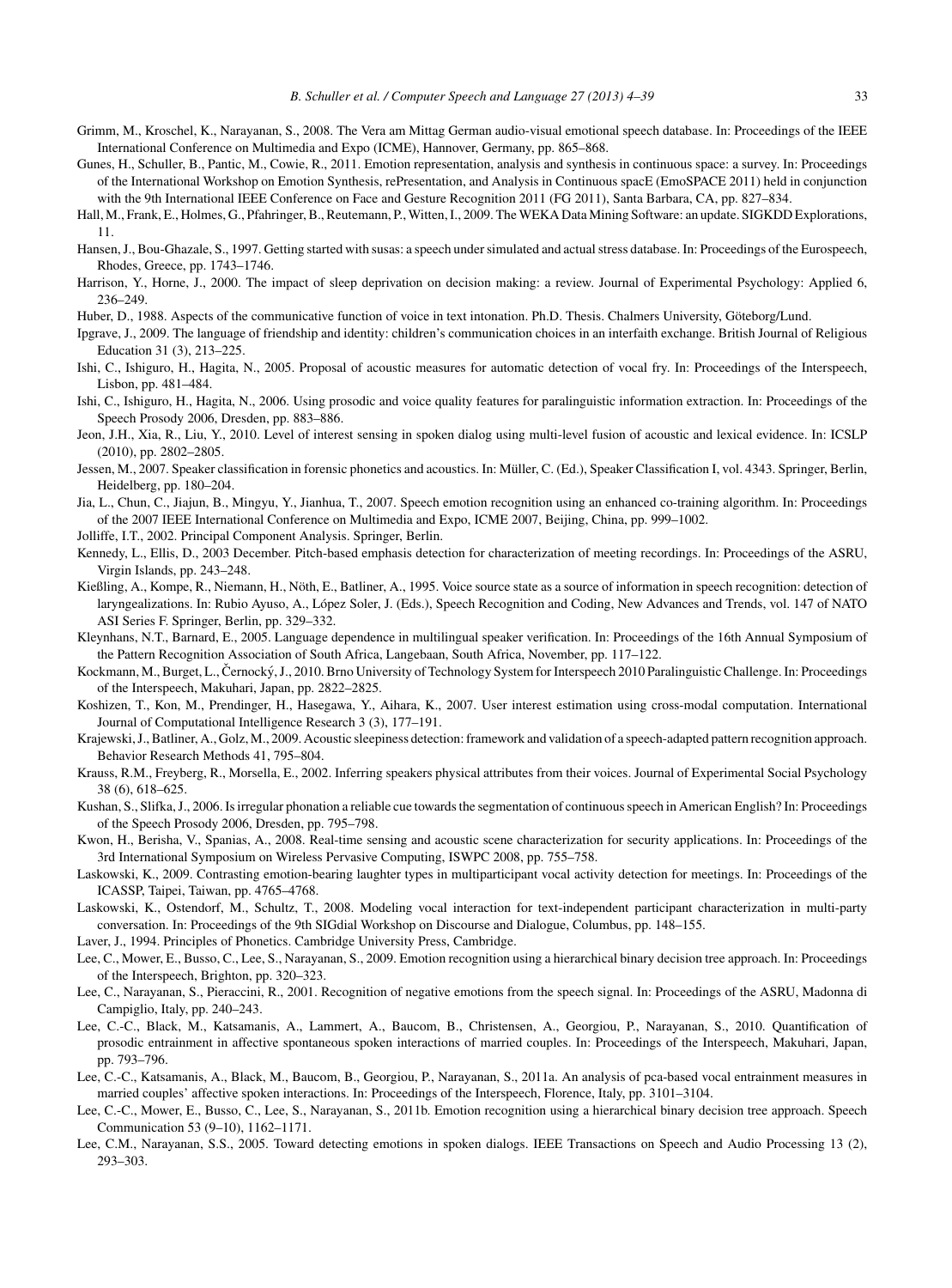Grimm, M., Kroschel, K., Narayanan, S., 2008. The Vera am Mittag German audio-visual emotional speech database. In: Proceedings of the IEEE International Conference on Multimedia and Expo (ICME), Hannover, Germany, pp. 865–868.

Gunes, H., Schuller, B., Pantic, M., Cowie, R., 2011. Emotion representation, analysis and synthesis in continuous space: a survey. In: Proceedings of the International Workshop on Emotion Synthesis, rePresentation, and Analysis in Continuous spacE (EmoSPACE 2011) held in conjunction with the 9th International IEEE Conference on Face and Gesture Recognition 2011 (FG 2011), Santa Barbara, CA, pp. 827–834.

Hall, M., Frank, E., Holmes, G., Pfahringer, B., Reutemann, P., Witten, I., 2009. The WEKA Data Mining Software: an update. SIGKDD Explorations, 11.

Hansen, J., Bou-Ghazale, S., 1997. Getting started with susas: a speech under simulated and actual stress database. In: Proceedings of the Eurospeech, Rhodes, Greece, pp. 1743–1746.

Harrison, Y., Horne, J., 2000. The impact of sleep deprivation on decision making: a review. Journal of Experimental Psychology: Applied 6, 236–249.

Huber, D., 1988. Aspects of the communicative function of voice in text intonation. Ph.D. Thesis. Chalmers University, Göteborg/Lund.

Ipgrave, J., 2009. The language of friendship and identity: children's communication choices in an interfaith exchange. British Journal of Religious Education 31 (3), 213–225.

Ishi, C., Ishiguro, H., Hagita, N., 2005. Proposal of acoustic measures for automatic detection of vocal fry. In: Proceedings of the Interspeech, Lisbon, pp. 481–484.

Ishi, C., Ishiguro, H., Hagita, N., 2006. Using prosodic and voice quality features for paralinguistic information extraction. In: Proceedings of the Speech Prosody 2006, Dresden, pp. 883–886.

Jeon, J.H., Xia, R., Liu, Y., 2010. Level of interest sensing in spoken dialog using multi-level fusion of acoustic and lexical evidence. In: ICSLP (2010), pp. 2802–2805.

Jessen, M., 2007. Speaker classification in forensic phonetics and acoustics. In: Müller, C. (Ed.), Speaker Classification I, vol. 4343. Springer, Berlin, Heidelberg, pp. 180–204.

Jia, L., Chun, C., Jiajun, B., Mingyu, Y., Jianhua, T., 2007. Speech emotion recognition using an enhanced co-training algorithm. In: Proceedings of the 2007 IEEE International Conference on Multimedia and Expo, ICME 2007, Beijing, China, pp. 999–1002.

Jolliffe, I.T., 2002. Principal Component Analysis. Springer, Berlin.

Kennedy, L., Ellis, D., 2003 December. Pitch-based emphasis detection for characterization of meeting recordings. In: Proceedings of the ASRU, Virgin Islands, pp. 243–248.

Kießling, A., Kompe, R., Niemann, H., Nöth, E., Batliner, A., 1995. Voice source state as a source of information in speech recognition: detection of laryngealizations. In: Rubio Ayuso, A., López Soler, J. (Eds.), Speech Recognition and Coding, New Advances and Trends, vol. 147 of NATO ASI Series F. Springer, Berlin, pp. 329–332.

Kleynhans, N.T., Barnard, E., 2005. Language dependence in multilingual speaker verification. In: Proceedings of the 16th Annual Symposium of the Pattern Recognition Association of South Africa, Langebaan, South Africa, November, pp. 117–122.

Kockmann, M., Burget, L., Černocký, J., 2010. Brno University of Technology System for Interspeech 2010 Paralinguistic Challenge. In: Proceedings of the Interspeech, Makuhari, Japan, pp. 2822–2825.

Koshizen, T., Kon, M., Prendinger, H., Hasegawa, Y., Aihara, K., 2007. User interest estimation using cross-modal computation. International Journal of Computational Intelligence Research 3 (3), 177–191.

Krajewski, J., Batliner, A., Golz, M., 2009. Acoustic sleepiness detection: framework and validation of a speech-adapted pattern recognition approach. Behavior Research Methods 41, 795–804.

Krauss, R.M., Freyberg, R., Morsella, E., 2002. Inferring speakers physical attributes from their voices. Journal of Experimental Social Psychology 38 (6), 618–625.

Kushan, S., Slifka, J., 2006. Is irregular phonation a reliable cue towards the segmentation of continuous speech in American English? In: Proceedings of the Speech Prosody 2006, Dresden, pp. 795–798.

Kwon, H., Berisha, V., Spanias, A., 2008. Real-time sensing and acoustic scene characterization for security applications. In: Proceedings of the 3rd International Symposium on Wireless Pervasive Computing, ISWPC 2008, pp. 755–758.

Laskowski, K., 2009. Contrasting emotion-bearing laughter types in multiparticipant vocal activity detection for meetings. In: Proceedings of the ICASSP, Taipei, Taiwan, pp. 4765–4768.

Laskowski, K., Ostendorf, M., Schultz, T., 2008. Modeling vocal interaction for text-independent participant characterization in multi-party conversation. In: Proceedings of the 9th SIGdial Workshop on Discourse and Dialogue, Columbus, pp. 148–155.

Laver, J., 1994. Principles of Phonetics. Cambridge University Press, Cambridge.

Lee, C., Mower, E., Busso, C., Lee, S., Narayanan, S., 2009. Emotion recognition using a hierarchical binary decision tree approach. In: Proceedings of the Interspeech, Brighton, pp. 320–323.

Lee, C., Narayanan, S., Pieraccini, R., 2001. Recognition of negative emotions from the speech signal. In: Proceedings of the ASRU, Madonna di Campiglio, Italy, pp. 240–243.

Lee, C.-C., Black, M., Katsamanis, A., Lammert, A., Baucom, B., Christensen, A., Georgiou, P., Narayanan, S., 2010. Quantification of prosodic entrainment in affective spontaneous spoken interactions of married couples. In: Proceedings of the Interspeech, Makuhari, Japan, pp. 793–796.

Lee, C.-C., Katsamanis, A., Black, M., Baucom, B., Georgiou, P., Narayanan, S., 2011a. An analysis of pca-based vocal entrainment measures in married couples' affective spoken interactions. In: Proceedings of the Interspeech, Florence, Italy, pp. 3101–3104.

Lee, C.-C., Mower, E., Busso, C., Lee, S., Narayanan, S., 2011b. Emotion recognition using a hierarchical binary decision tree approach. Speech Communication 53 (9–10), 1162–1171.

Lee, C.M., Narayanan, S.S., 2005. Toward detecting emotions in spoken dialogs. IEEE Transactions on Speech and Audio Processing 13 (2), 293–303.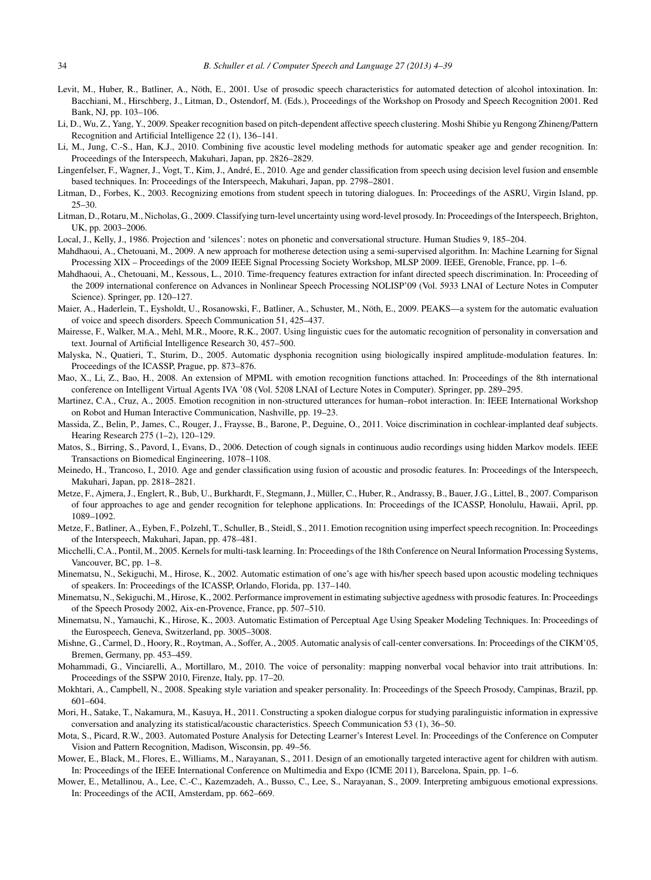Levit, M., Huber, R., Batliner, A., Nöth, E., 2001. Use of prosodic speech characteristics for automated detection of alcohol intoxination. In: Bacchiani, M., Hirschberg, J., Litman, D., Ostendorf, M. (Eds.), Proceedings of the Workshop on Prosody and Speech Recognition 2001. Red Bank, NJ, pp. 103–106.

Li, D., Wu, Z., Yang, Y., 2009. Speaker recognition based on pitch-dependent affective speech clustering. Moshi Shibie yu Rengong Zhineng/Pattern Recognition and Artificial Intelligence 22 (1), 136–141.

Li, M., Jung, C.-S., Han, K.J., 2010. Combining five acoustic level modeling methods for automatic speaker age and gender recognition. In: Proceedings of the Interspeech, Makuhari, Japan, pp. 2826–2829.

Lingenfelser, F., Wagner, J., Vogt, T., Kim, J., André, E., 2010. Age and gender classification from speech using decision level fusion and ensemble based techniques. In: Proceedings of the Interspeech, Makuhari, Japan, pp. 2798–2801.

Litman, D., Forbes, K., 2003. Recognizing emotions from student speech in tutoring dialogues. In: Proceedings of the ASRU, Virgin Island, pp. 25–30.

Litman, D., Rotaru, M., Nicholas, G., 2009. Classifying turn-level uncertainty using word-level prosody. In: Proceedings of the Interspeech, Brighton, UK, pp. 2003–2006.

Local, J., Kelly, J., 1986. Projection and 'silences': notes on phonetic and conversational structure. Human Studies 9, 185–204.

Mahdhaoui, A., Chetouani, M., 2009. A new approach for motherese detection using a semi-supervised algorithm. In: Machine Learning for Signal Processing XIX – Proceedings of the 2009 IEEE Signal Processing Society Workshop, MLSP 2009. IEEE, Grenoble, France, pp. 1–6.

Mahdhaoui, A., Chetouani, M., Kessous, L., 2010. Time-frequency features extraction for infant directed speech discrimination. In: Proceeding of the 2009 international conference on Advances in Nonlinear Speech Processing NOLISP'09 (Vol. 5933 LNAI of Lecture Notes in Computer Science). Springer, pp. 120–127.

Maier, A., Haderlein, T., Eysholdt, U., Rosanowski, F., Batliner, A., Schuster, M., Nöth, E., 2009. PEAKS—a system for the automatic evaluation of voice and speech disorders. Speech Communication 51, 425–437.

Mairesse, F., Walker, M.A., Mehl, M.R., Moore, R.K., 2007. Using linguistic cues for the automatic recognition of personality in conversation and text. Journal of Artificial Intelligence Research 30, 457–500.

Malyska, N., Quatieri, T., Sturim, D., 2005. Automatic dysphonia recognition using biologically inspired amplitude-modulation features. In: Proceedings of the ICASSP, Prague, pp. 873–876.

Mao, X., Li, Z., Bao, H., 2008. An extension of MPML with emotion recognition functions attached. In: Proceedings of the 8th international conference on Intelligent Virtual Agents IVA '08 (Vol. 5208 LNAI of Lecture Notes in Computer). Springer, pp. 289–295.

Martinez, C.A., Cruz, A., 2005. Emotion recognition in non-structured utterances for human–robot interaction. In: IEEE International Workshop on Robot and Human Interactive Communication, Nashville, pp. 19–23.

Massida, Z., Belin, P., James, C., Rouger, J., Fraysse, B., Barone, P., Deguine, O., 2011. Voice discrimination in cochlear-implanted deaf subjects. Hearing Research 275 (1–2), 120–129.

Matos, S., Birring, S., Pavord, I., Evans, D., 2006. Detection of cough signals in continuous audio recordings using hidden Markov models. IEEE Transactions on Biomedical Engineering, 1078–1108.

Meinedo, H., Trancoso, I., 2010. Age and gender classification using fusion of acoustic and prosodic features. In: Proceedings of the Interspeech, Makuhari, Japan, pp. 2818–2821.

Metze, F., Ajmera, J., Englert, R., Bub, U., Burkhardt, F., Stegmann, J., Müller, C., Huber, R., Andrassy, B., Bauer, J.G., Littel, B., 2007. Comparison of four approaches to age and gender recognition for telephone applications. In: Proceedings of the ICASSP, Honolulu, Hawaii, April, pp. 1089–1092.

Metze, F., Batliner, A., Eyben, F., Polzehl, T., Schuller, B., Steidl, S., 2011. Emotion recognition using imperfect speech recognition. In: Proceedings of the Interspeech, Makuhari, Japan, pp. 478–481.

Micchelli, C.A., Pontil, M., 2005. Kernels for multi-task learning. In: Proceedings of the 18th Conference on Neural Information Processing Systems, Vancouver, BC, pp. 1–8.

Minematsu, N., Sekiguchi, M., Hirose, K., 2002. Automatic estimation of one's age with his/her speech based upon acoustic modeling techniques of speakers. In: Proceedings of the ICASSP, Orlando, Florida, pp. 137–140.

Minematsu, N., Sekiguchi, M., Hirose, K., 2002. Performance improvement in estimating subjective agedness with prosodic features. In: Proceedings of the Speech Prosody 2002, Aix-en-Provence, France, pp. 507–510.

Minematsu, N., Yamauchi, K., Hirose, K., 2003. Automatic Estimation of Perceptual Age Using Speaker Modeling Techniques. In: Proceedings of the Eurospeech, Geneva, Switzerland, pp. 3005–3008.

Mishne, G., Carmel, D., Hoory, R., Roytman, A., Soffer, A., 2005. Automatic analysis of call-center conversations. In: Proceedings of the CIKM'05, Bremen, Germany, pp. 453–459.

Mohammadi, G., Vinciarelli, A., Mortillaro, M., 2010. The voice of personality: mapping nonverbal vocal behavior into trait attributions. In: Proceedings of the SSPW 2010, Firenze, Italy, pp. 17–20.

Mokhtari, A., Campbell, N., 2008. Speaking style variation and speaker personality. In: Proceedings of the Speech Prosody, Campinas, Brazil, pp. 601–604.

Mori, H., Satake, T., Nakamura, M., Kasuya, H., 2011. Constructing a spoken dialogue corpus for studying paralinguistic information in expressive conversation and analyzing its statistical/acoustic characteristics. Speech Communication 53 (1), 36–50.

Mota, S., Picard, R.W., 2003. Automated Posture Analysis for Detecting Learner's Interest Level. In: Proceedings of the Conference on Computer Vision and Pattern Recognition, Madison, Wisconsin, pp. 49–56.

Mower, E., Black, M., Flores, E., Williams, M., Narayanan, S., 2011. Design of an emotionally targeted interactive agent for children with autism. In: Proceedings of the IEEE International Conference on Multimedia and Expo (ICME 2011), Barcelona, Spain, pp. 1–6.

Mower, E., Metallinou, A., Lee, C.-C., Kazemzadeh, A., Busso, C., Lee, S., Narayanan, S., 2009. Interpreting ambiguous emotional expressions. In: Proceedings of the ACII, Amsterdam, pp. 662–669.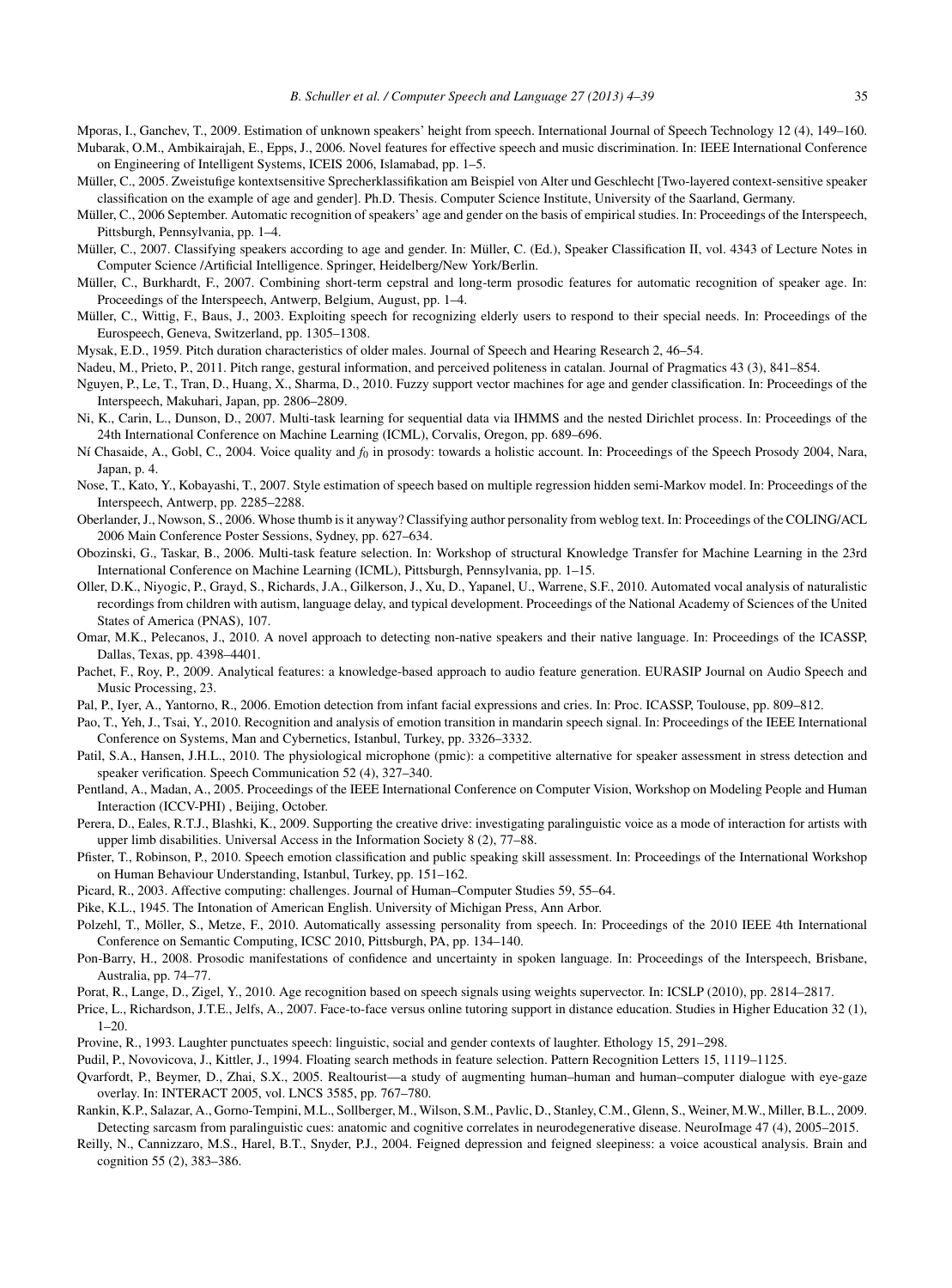Mporas, I., Ganchev, T., 2009. Estimation of unknown speakers' height from speech. International Journal of Speech Technology 12 (4), 149–160.

Mubarak, O.M., Ambikairajah, E., Epps, J., 2006. Novel features for effective speech and music discrimination. In: IEEE International Conference on Engineering of Intelligent Systems, ICEIS 2006, Islamabad, pp. 1–5.

Müller, C., 2005. Zweistufige kontextsensitive Sprecherklassifikation am Beispiel von Alter und Geschlecht [Two-layered context-sensitive speaker classification on the example of age and gender]. Ph.D. Thesis. Computer Science Institute, University of the Saarland, Germany.

Müller, C., 2006 September. Automatic recognition of speakers' age and gender on the basis of empirical studies. In: Proceedings of the Interspeech, Pittsburgh, Pennsylvania, pp. 1–4.

Müller, C., 2007. Classifying speakers according to age and gender. In: Müller, C. (Ed.), Speaker Classification II, vol. 4343 of Lecture Notes in Computer Science /Artificial Intelligence. Springer, Heidelberg/New York/Berlin.

Müller, C., Burkhardt, F., 2007. Combining short-term cepstral and long-term prosodic features for automatic recognition of speaker age. In: Proceedings of the Interspeech, Antwerp, Belgium, August, pp. 1–4.

Müller, C., Wittig, F., Baus, J., 2003. Exploiting speech for recognizing elderly users to respond to their special needs. In: Proceedings of the Eurospeech, Geneva, Switzerland, pp. 1305–1308.

Mysak, E.D., 1959. Pitch duration characteristics of older males. Journal of Speech and Hearing Research 2, 46–54.

Nadeu, M., Prieto, P., 2011. Pitch range, gestural information, and perceived politeness in catalan. Journal of Pragmatics 43 (3), 841–854.

Nguyen, P., Le, T., Tran, D., Huang, X., Sharma, D., 2010. Fuzzy support vector machines for age and gender classification. In: Proceedings of the Interspeech, Makuhari, Japan, pp. 2806–2809.

Ni, K., Carin, L., Dunson, D., 2007. Multi-task learning for sequential data via IHMMS and the nested Dirichlet process. In: Proceedings of the 24th International Conference on Machine Learning (ICML), Corvalis, Oregon, pp. 689–696.

Ní Chasaide, A., Gobl, C., 2004. Voice quality and $f_0$ in prosody: towards a holistic account. In: Proceedings of the Speech Prosody 2004, Nara, Japan, p. 4.

Nose, T., Kato, Y., Kobayashi, T., 2007. Style estimation of speech based on multiple regression hidden semi-Markov model. In: Proceedings of the Interspeech, Antwerp, pp. 2285–2288.

Oberlander, J., Nowson, S., 2006. Whose thumb is it anyway? Classifying author personality from weblog text. In: Proceedings of the COLING/ACL 2006 Main Conference Poster Sessions, Sydney, pp. 627–634.

Obozinski, G., Taskar, B., 2006. Multi-task feature selection. In: Workshop of structural Knowledge Transfer for Machine Learning in the 23rd International Conference on Machine Learning (ICML), Pittsburgh, Pennsylvania, pp. 1–15.

Oller, D.K., Niyogic, P., Grayd, S., Richards, J.A., Gilkerson, J., Xu, D., Yapanel, U., Warrene, S.F., 2010. Automated vocal analysis of naturalistic recordings from children with autism, language delay, and typical development. Proceedings of the National Academy of Sciences of the United States of America (PNAS), 107.

Omar, M.K., Pelecanos, J., 2010. A novel approach to detecting non-native speakers and their native language. In: Proceedings of the ICASSP, Dallas, Texas, pp. 4398–4401.

Pachet, F., Roy, P., 2009. Analytical features: a knowledge-based approach to audio feature generation. EURASIP Journal on Audio Speech and Music Processing, 23.

Pal, P., Iyer, A., Yantorno, R., 2006. Emotion detection from infant facial expressions and cries. In: Proc. ICASSP, Toulouse, pp. 809–812.

Pao, T., Yeh, J., Tsai, Y., 2010. Recognition and analysis of emotion transition in mandarin speech signal. In: Proceedings of the IEEE International Conference on Systems, Man and Cybernetics, Istanbul, Turkey, pp. 3326–3332.

Patil, S.A., Hansen, J.H.L., 2010. The physiological microphone (pmic): a competitive alternative for speaker assessment in stress detection and speaker verification. Speech Communication 52 (4), 327–340.

Pentland, A., Madan, A., 2005. Proceedings of the IEEE International Conference on Computer Vision, Workshop on Modeling People and Human Interaction (ICCV-PHI) , Beijing, October.

Perera, D., Eales, R.T.J., Blashki, K., 2009. Supporting the creative drive: investigating paralinguistic voice as a mode of interaction for artists with upper limb disabilities. Universal Access in the Information Society 8 (2), 77–88.

Pfister, T., Robinson, P., 2010. Speech emotion classification and public speaking skill assessment. In: Proceedings of the International Workshop on Human Behaviour Understanding, Istanbul, Turkey, pp. 151–162.

Picard, R., 2003. Affective computing: challenges. Journal of Human–Computer Studies 59, 55–64.

Pike, K.L., 1945. The Intonation of American English. University of Michigan Press, Ann Arbor.

Polzehl, T., Möller, S., Metze, F., 2010. Automatically assessing personality from speech. In: Proceedings of the 2010 IEEE 4th International Conference on Semantic Computing, ICSC 2010, Pittsburgh, PA, pp. 134–140.

Pon-Barry, H., 2008. Prosodic manifestations of confidence and uncertainty in spoken language. In: Proceedings of the Interspeech, Brisbane, Australia, pp. 74–77.

Porat, R., Lange, D., Zigel, Y., 2010. Age recognition based on speech signals using weights supervector. In: ICSLP (2010), pp. 2814–2817.

Price, L., Richardson, J.T.E., Jelfs, A., 2007. Face-to-face versus online tutoring support in distance education. Studies in Higher Education 32 (1), 1–20.

Provine, R., 1993. Laughter punctuates speech: linguistic, social and gender contexts of laughter. Ethology 15, 291–298.

Pudil, P., Novovicova, J., Kittler, J., 1994. Floating search methods in feature selection. Pattern Recognition Letters 15, 1119–1125.

Qvarfordt, P., Beymer, D., Zhai, S.X., 2005. Realtourist—a study of augmenting human–human and human–computer dialogue with eye-gaze overlay. In: INTERACT 2005, vol. LNCS 3585, pp. 767–780.

Rankin, K.P., Salazar, A., Gorno-Tempini, M.L., Sollberger, M., Wilson, S.M., Pavlic, D., Stanley, C.M., Glenn, S., Weiner, M.W., Miller, B.L., 2009. Detecting sarcasm from paralinguistic cues: anatomic and cognitive correlates in neurodegenerative disease. NeuroImage 47 (4), 2005–2015.

Reilly, N., Cannizzaro, M.S., Harel, B.T., Snyder, P.J., 2004. Feigned depression and feigned sleepiness: a voice acoustical analysis. Brain and cognition 55 (2), 383–386.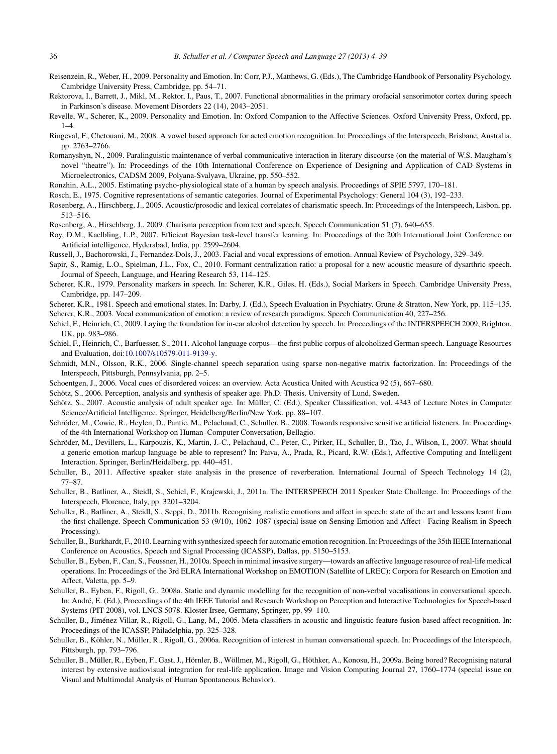Reisenzein, R., Weber, H., 2009. Personality and Emotion. In: Corr, P.J., Matthews, G. (Eds.), The Cambridge Handbook of Personality Psychology. Cambridge University Press, Cambridge, pp. 54–71.

Rektorova, I., Barrett, J., Mikl, M., Rektor, I., Paus, T., 2007. Functional abnormalities in the primary orofacial sensorimotor cortex during speech in Parkinson's disease. Movement Disorders 22 (14), 2043–2051.

Revelle, W., Scherer, K., 2009. Personality and Emotion. In: Oxford Companion to the Affective Sciences. Oxford University Press, Oxford, pp. 1–4.

Ringeval, F., Chetouani, M., 2008. A vowel based approach for acted emotion recognition. In: Proceedings of the Interspeech, Brisbane, Australia, pp. 2763–2766.

Romanyshyn, N., 2009. Paralinguistic maintenance of verbal communicative interaction in literary discourse (on the material of W.S. Maugham's novel "theatre"). In: Proceedings of the 10th International Conference on Experience of Designing and Application of CAD Systems in Microelectronics, CADSM 2009, Polyana-Svalyava, Ukraine, pp. 550–552.

Ronzhin, A.L., 2005. Estimating psycho-physiological state of a human by speech analysis. Proceedings of SPIE 5797, 170–181.

Rosch, E., 1975. Cognitive representations of semantic categories. Journal of Experimental Psychology: General 104 (3), 192–233.

Rosenberg, A., Hirschberg, J., 2005. Acoustic/prosodic and lexical correlates of charismatic speech. In: Proceedings of the Interspeech, Lisbon, pp. 513–516.

Rosenberg, A., Hirschberg, J., 2009. Charisma perception from text and speech. Speech Communication 51 (7), 640–655.

Roy, D.M., Kaelbling, L.P., 2007. Efficient Bayesian task-level transfer learning. In: Proceedings of the 20th International Joint Conference on Artificial intelligence, Hyderabad, India, pp. 2599–2604.

Russell, J., Bachorowski, J., Fernandez-Dols, J., 2003. Facial and vocal expressions of emotion. Annual Review of Psychology, 329–349.

Sapir, S., Ramig, L.O., Spielman, J.L., Fox, C., 2010. Formant centralization ratio: a proposal for a new acoustic measure of dysarthric speech. Journal of Speech, Language, and Hearing Research 53, 114–125.

Scherer, K.R., 1979. Personality markers in speech. In: Scherer, K.R., Giles, H. (Eds.), Social Markers in Speech. Cambridge University Press, Cambridge, pp. 147–209.

Scherer, K.R., 1981. Speech and emotional states. In: Darby, J. (Ed.), Speech Evaluation in Psychiatry. Grune & Stratton, New York, pp. 115–135.

Scherer, K.R., 2003. Vocal communication of emotion: a review of research paradigms. Speech Communication 40, 227–256.

Schiel, F., Heinrich, C., 2009. Laying the foundation for in-car alcohol detection by speech. In: Proceedings of the INTERSPEECH 2009, Brighton, UK, pp. 983–986.

Schiel, F., Heinrich, C., Barfuesser, S., 2011. Alcohol language corpus—the first public corpus of alcoholized German speech. Language Resources and Evaluation, doi:10.1007/s10579-011-9139-y.

Schmidt, M.N., Olsson, R.K., 2006. Single-channel speech separation using sparse non-negative matrix factorization. In: Proceedings of the Interspeech, Pittsburgh, Pennsylvania, pp. 2–5.

Schoentgen, J., 2006. Vocal cues of disordered voices: an overview. Acta Acustica United with Acustica 92 (5), 667–680.

Schötz, S., 2006. Perception, analysis and synthesis of speaker age. Ph.D. Thesis. University of Lund, Sweden.

Schötz, S., 2007. Acoustic analysis of adult speaker age. In: Müller, C. (Ed.), Speaker Classification, vol. 4343 of Lecture Notes in Computer Science/Artificial Intelligence. Springer, Heidelberg/Berlin/New York, pp. 88–107.

Schröder, M., Cowie, R., Heylen, D., Pantic, M., Pelachaud, C., Schuller, B., 2008. Towards responsive sensitive artificial listeners. In: Proceedings of the 4th International Workshop on Human–Computer Conversation, Bellagio.

Schröder, M., Devillers, L., Karpouzis, K., Martin, J.-C., Pelachaud, C., Peter, C., Pirker, H., Schuller, B., Tao, J., Wilson, I., 2007. What should a generic emotion markup language be able to represent? In: Paiva, A., Prada, R., Picard, R.W. (Eds.), Affective Computing and Intelligent Interaction. Springer, Berlin/Heidelberg, pp. 440–451.

Schuller, B., 2011. Affective speaker state analysis in the presence of reverberation. International Journal of Speech Technology 14 (2), 77–87.

Schuller, B., Batliner, A., Steidl, S., Schiel, F., Krajewski, J., 2011a. The INTERSPEECH 2011 Speaker State Challenge. In: Proceedings of the Interspeech, Florence, Italy, pp. 3201–3204.

Schuller, B., Batliner, A., Steidl, S., Seppi, D., 2011b. Recognising realistic emotions and affect in speech: state of the art and lessons learnt from the first challenge. Speech Communication 53 (9/10), 1062–1087 (special issue on Sensing Emotion and Affect - Facing Realism in Speech Processing).

Schuller, B., Burkhardt, F., 2010. Learning with synthesized speech for automatic emotion recognition. In: Proceedings of the 35th IEEE International Conference on Acoustics, Speech and Signal Processing (ICASSP), Dallas, pp. 5150–5153.

Schuller, B., Eyben, F., Can, S., Feussner, H., 2010a. Speech in minimal invasive surgery—towards an affective language resource of real-life medical operations. In: Proceedings of the 3rd ELRA International Workshop on EMOTION (Satellite of LREC): Corpora for Research on Emotion and Affect, Valetta, pp. 5–9.

Schuller, B., Eyben, F., Rigoll, G., 2008a. Static and dynamic modelling for the recognition of non-verbal vocalisations in conversational speech. In: André, E. (Ed.), Proceedings of the 4th IEEE Tutorial and Research Workshop on Perception and Interactive Technologies for Speech-based Systems (PIT 2008), vol. LNCS 5078. Kloster Irsee, Germany, Springer, pp. 99–110.

Schuller, B., Jiménez Villar, R., Rigoll, G., Lang, M., 2005. Meta-classifiers in acoustic and linguistic feature fusion-based affect recognition. In: Proceedings of the ICASSP, Philadelphia, pp. 325–328.

Schuller, B., Köhler, N., Müller, R., Rigoll, G., 2006a. Recognition of interest in human conversational speech. In: Proceedings of the Interspeech, Pittsburgh, pp. 793–796.

Schuller, B., Müller, R., Eyben, F., Gast, J., Hörnler, B., Wöllmer, M., Rigoll, G., Höthker, A., Konosu, H., 2009a. Being bored? Recognising natural interest by extensive audiovisual integration for real-life application. Image and Vision Computing Journal 27, 1760–1774 (special issue on Visual and Multimodal Analysis of Human Spontaneous Behavior).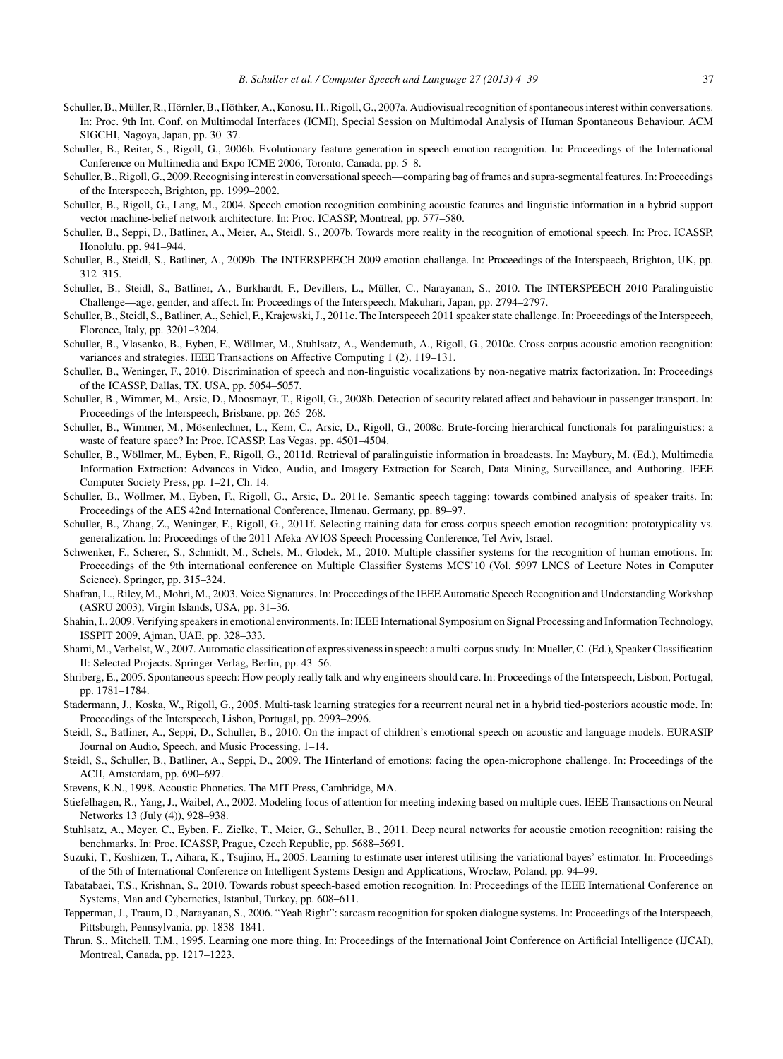Schuller, B., Müller, R., Hörnler, B., Höthker, A., Konosu, H., Rigoll, G., 2007a. Audiovisual recognition of spontaneous interest within conversations. In: Proc. 9th Int. Conf. on Multimodal Interfaces (ICMI), Special Session on Multimodal Analysis of Human Spontaneous Behaviour. ACM SIGCHI, Nagoya, Japan, pp. 30–37.

Schuller, B., Reiter, S., Rigoll, G., 2006b. Evolutionary feature generation in speech emotion recognition. In: Proceedings of the International Conference on Multimedia and Expo ICME 2006, Toronto, Canada, pp. 5–8.

Schuller, B., Rigoll, G., 2009. Recognising interest in conversational speech—comparing bag of frames and supra-segmental features. In: Proceedings of the Interspeech, Brighton, pp. 1999–2002.

Schuller, B., Rigoll, G., Lang, M., 2004. Speech emotion recognition combining acoustic features and linguistic information in a hybrid support vector machine-belief network architecture. In: Proc. ICASSP, Montreal, pp. 577–580.

Schuller, B., Seppi, D., Batliner, A., Meier, A., Steidl, S., 2007b. Towards more reality in the recognition of emotional speech. In: Proc. ICASSP, Honolulu, pp. 941–944.

Schuller, B., Steidl, S., Batliner, A., 2009b. The INTERSPEECH 2009 emotion challenge. In: Proceedings of the Interspeech, Brighton, UK, pp. 312–315.

Schuller, B., Steidl, S., Batliner, A., Burkhardt, F., Devillers, L., Müller, C., Narayanan, S., 2010. The INTERSPEECH 2010 Paralinguistic Challenge—age, gender, and affect. In: Proceedings of the Interspeech, Makuhari, Japan, pp. 2794–2797.

Schuller, B., Steidl, S., Batliner, A., Schiel, F., Krajewski, J., 2011c. The Interspeech 2011 speaker state challenge. In: Proceedings of the Interspeech, Florence, Italy, pp. 3201–3204.

Schuller, B., Vlasenko, B., Eyben, F., Wöllmer, M., Stuhlsatz, A., Wendemuth, A., Rigoll, G., 2010c. Cross-corpus acoustic emotion recognition: variances and strategies. IEEE Transactions on Affective Computing 1 (2), 119–131.

Schuller, B., Weninger, F., 2010. Discrimination of speech and non-linguistic vocalizations by non-negative matrix factorization. In: Proceedings of the ICASSP, Dallas, TX, USA, pp. 5054–5057.

Schuller, B., Wimmer, M., Arsic, D., Moosmayr, T., Rigoll, G., 2008b. Detection of security related affect and behaviour in passenger transport. In: Proceedings of the Interspeech, Brisbane, pp. 265–268.

Schuller, B., Wimmer, M., Mösenlechner, L., Kern, C., Arsic, D., Rigoll, G., 2008c. Brute-forcing hierarchical functionals for paralinguistics: a waste of feature space? In: Proc. ICASSP, Las Vegas, pp. 4501–4504.

Schuller, B., Wöllmer, M., Eyben, F., Rigoll, G., 2011d. Retrieval of paralinguistic information in broadcasts. In: Maybury, M. (Ed.), Multimedia Information Extraction: Advances in Video, Audio, and Imagery Extraction for Search, Data Mining, Surveillance, and Authoring. IEEE Computer Society Press, pp. 1–21, Ch. 14.

Schuller, B., Wöllmer, M., Eyben, F., Rigoll, G., Arsic, D., 2011e. Semantic speech tagging: towards combined analysis of speaker traits. In: Proceedings of the AES 42nd International Conference, Ilmenau, Germany, pp. 89–97.

Schuller, B., Zhang, Z., Weninger, F., Rigoll, G., 2011f. Selecting training data for cross-corpus speech emotion recognition: prototypicality vs. generalization. In: Proceedings of the 2011 Afeka-AVIOS Speech Processing Conference, Tel Aviv, Israel.

Schwenker, F., Scherer, S., Schmidt, M., Schels, M., Glodek, M., 2010. Multiple classifier systems for the recognition of human emotions. In: Proceedings of the 9th international conference on Multiple Classifier Systems MCS'10 (Vol. 5997 LNCS of Lecture Notes in Computer Science). Springer, pp. 315–324.

Shafran, L., Riley, M., Mohri, M., 2003. Voice Signatures. In: Proceedings of the IEEE Automatic Speech Recognition and Understanding Workshop (ASRU 2003), Virgin Islands, USA, pp. 31–36.

Shahin, I., 2009. Verifying speakers in emotional environments. In: IEEE International Symposium on Signal Processing and Information Technology, ISSPIT 2009, Ajman, UAE, pp. 328–333.

Shami, M., Verhelst, W., 2007. Automatic classification of expressiveness in speech: a multi-corpus study. In: Mueller, C. (Ed.), Speaker Classification II: Selected Projects. Springer-Verlag, Berlin, pp. 43–56.

Shriberg, E., 2005. Spontaneous speech: How peoply really talk and why engineers should care. In: Proceedings of the Interspeech, Lisbon, Portugal, pp. 1781–1784.

Stadermann, J., Koska, W., Rigoll, G., 2005. Multi-task learning strategies for a recurrent neural net in a hybrid tied-posteriors acoustic mode. In: Proceedings of the Interspeech, Lisbon, Portugal, pp. 2993–2996.

Steidl, S., Batliner, A., Seppi, D., Schuller, B., 2010. On the impact of children's emotional speech on acoustic and language models. EURASIP Journal on Audio, Speech, and Music Processing, 1–14.

Steidl, S., Schuller, B., Batliner, A., Seppi, D., 2009. The Hinterland of emotions: facing the open-microphone challenge. In: Proceedings of the ACII, Amsterdam, pp. 690–697.

Stevens, K.N., 1998. Acoustic Phonetics. The MIT Press, Cambridge, MA.

Stiefelhagen, R., Yang, J., Waibel, A., 2002. Modeling focus of attention for meeting indexing based on multiple cues. IEEE Transactions on Neural Networks 13 (July (4)), 928–938.

Stuhlsatz, A., Meyer, C., Eyben, F., Zielke, T., Meier, G., Schuller, B., 2011. Deep neural networks for acoustic emotion recognition: raising the benchmarks. In: Proc. ICASSP, Prague, Czech Republic, pp. 5688–5691.

Suzuki, T., Koshizen, T., Aihara, K., Tsujino, H., 2005. Learning to estimate user interest utilising the variational bayes' estimator. In: Proceedings of the 5th of International Conference on Intelligent Systems Design and Applications, Wroclaw, Poland, pp. 94–99.

Tabatabaei, T.S., Krishnan, S., 2010. Towards robust speech-based emotion recognition. In: Proceedings of the IEEE International Conference on Systems, Man and Cybernetics, Istanbul, Turkey, pp. 608–611.

Tepperman, J., Traum, D., Narayanan, S., 2006. "Yeah Right": sarcasm recognition for spoken dialogue systems. In: Proceedings of the Interspeech, Pittsburgh, Pennsylvania, pp. 1838–1841.

Thrun, S., Mitchell, T.M., 1995. Learning one more thing. In: Proceedings of the International Joint Conference on Artificial Intelligence (IJCAI), Montreal, Canada, pp. 1217–1223.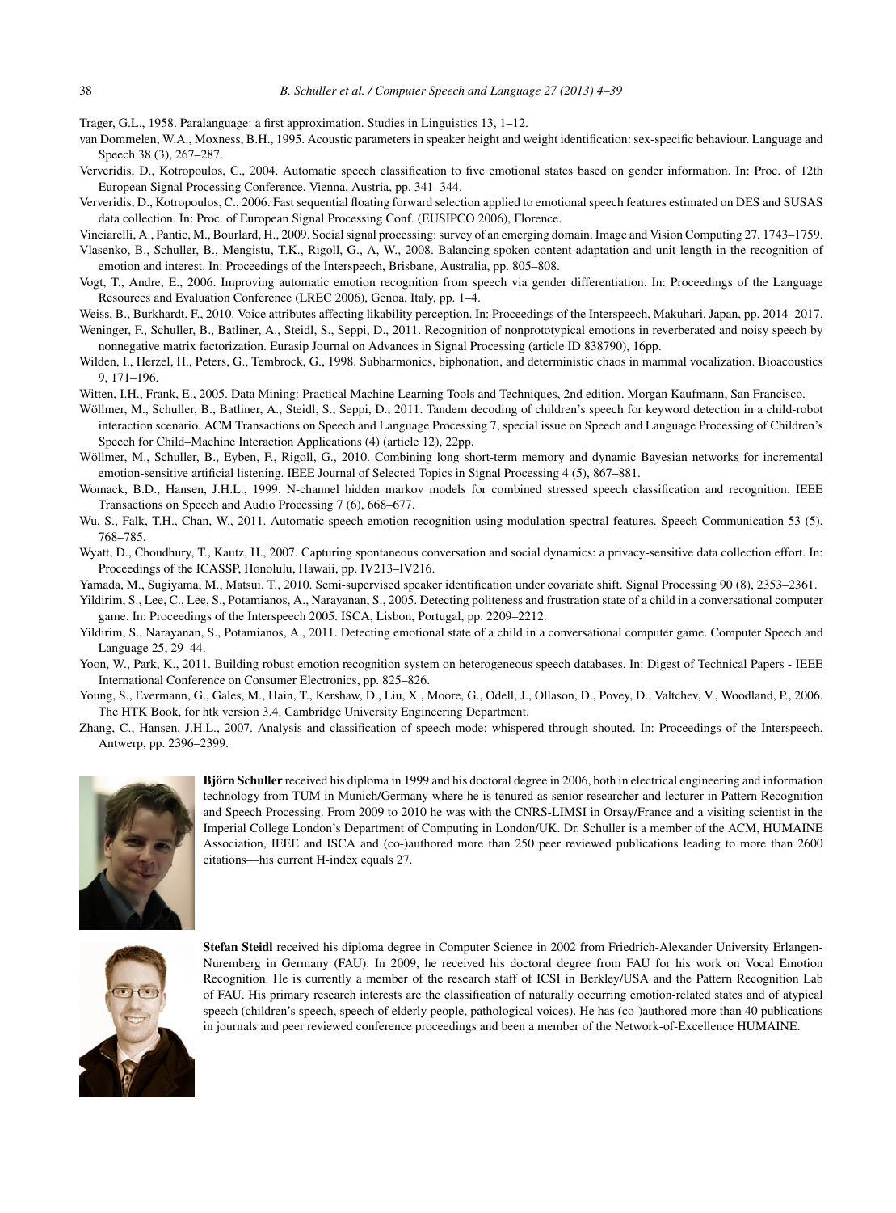Trager, G.L., 1958. Paralanguage: a first approximation. Studies in Linguistics 13, 1–12.

van Dommelen, W.A., Moxness, B.H., 1995. Acoustic parameters in speaker height and weight identification: sex-specific behaviour. Language and Speech 38 (3), 267–287.

Ververidis, D., Kotropoulos, C., 2004. Automatic speech classification to five emotional states based on gender information. In: Proc. of 12th European Signal Processing Conference, Vienna, Austria, pp. 341–344.

Ververidis, D., Kotropoulos, C., 2006. Fast sequential floating forward selection applied to emotional speech features estimated on DES and SUSAS data collection. In: Proc. of European Signal Processing Conf. (EUSIPCO 2006), Florence.

Vinciarelli, A., Pantic, M., Bourlard, H., 2009. Social signal processing: survey of an emerging domain. Image and Vision Computing 27, 1743–1759.

Vlasenko, B., Schuller, B., Mengistu, T.K., Rigoll, G., A, W., 2008. Balancing spoken content adaptation and unit length in the recognition of emotion and interest. In: Proceedings of the Interspeech, Brisbane, Australia, pp. 805–808.

Vogt, T., Andre, E., 2006. Improving automatic emotion recognition from speech via gender differentiation. In: Proceedings of the Language Resources and Evaluation Conference (LREC 2006), Genoa, Italy, pp. 1–4.

Weiss, B., Burkhardt, F., 2010. Voice attributes affecting likability perception. In: Proceedings of the Interspeech, Makuhari, Japan, pp. 2014–2017.

Weninger, F., Schuller, B., Batliner, A., Steidl, S., Seppi, D., 2011. Recognition of nonprototypical emotions in reverberated and noisy speech by nonnegative matrix factorization. Eurasip Journal on Advances in Signal Processing (article ID 838790), 16pp.

Wilden, I., Herzel, H., Peters, G., Tembrock, G., 1998. Subharmonics, biphonation, and deterministic chaos in mammal vocalization. Bioacoustics 9, 171–196.

Witten, I.H., Frank, E., 2005. Data Mining: Practical Machine Learning Tools and Techniques, 2nd edition. Morgan Kaufmann, San Francisco.

Wöllmer, M., Schuller, B., Batliner, A., Steidl, S., Seppi, D., 2011. Tandem decoding of children's speech for keyword detection in a child-robot interaction scenario. ACM Transactions on Speech and Language Processing 7, special issue on Speech and Language Processing of Children's Speech for Child–Machine Interaction Applications (4) (article 12), 22pp.

Wöllmer, M., Schuller, B., Eyben, F., Rigoll, G., 2010. Combining long short-term memory and dynamic Bayesian networks for incremental emotion-sensitive artificial listening. IEEE Journal of Selected Topics in Signal Processing 4 (5), 867–881.

Womack, B.D., Hansen, J.H.L., 1999. N-channel hidden markov models for combined stressed speech classification and recognition. IEEE Transactions on Speech and Audio Processing 7 (6), 668–677.

Wu, S., Falk, T.H., Chan, W., 2011. Automatic speech emotion recognition using modulation spectral features. Speech Communication 53 (5), 768–785.

Wyatt, D., Choudhury, T., Kautz, H., 2007. Capturing spontaneous conversation and social dynamics: a privacy-sensitive data collection effort. In: Proceedings of the ICASSP, Honolulu, Hawaii, pp. IV213–IV216.

Yamada, M., Sugiyama, M., Matsui, T., 2010. Semi-supervised speaker identification under covariate shift. Signal Processing 90 (8), 2353–2361.

Yildirim, S., Lee, C., Lee, S., Potamianos, A., Narayanan, S., 2005. Detecting politeness and frustration state of a child in a conversational computer game. In: Proceedings of the Interspeech 2005. ISCA, Lisbon, Portugal, pp. 2209–2212.

Yildirim, S., Narayanan, S., Potamianos, A., 2011. Detecting emotional state of a child in a conversational computer game. Computer Speech and Language 25, 29–44.

Yoon, W., Park, K., 2011. Building robust emotion recognition system on heterogeneous speech databases. In: Digest of Technical Papers - IEEE International Conference on Consumer Electronics, pp. 825–826.

Young, S., Evermann, G., Gales, M., Hain, T., Kershaw, D., Liu, X., Moore, G., Odell, J., Ollason, D., Povey, D., Valtchev, V., Woodland, P., 2006. The HTK Book, for htk version 3.4. Cambridge University Engineering Department.

Zhang, C., Hansen, J.H.L., 2007. Analysis and classification of speech mode: whispered through shouted. In: Proceedings of the Interspeech, Antwerp, pp. 2396–2399.

**Björn Schuller** received his diploma in 1999 and his doctoral degree in 2006, both in electrical engineering and information technology from TUM in Munich/Germany where he is tenured as senior researcher and lecturer in Pattern Recognition and Speech Processing. From 2009 to 2010 he was with the CNRS-LIMSI in Orsay/France and a visiting scientist in the Imperial College London's Department of Computing in London/UK. Dr. Schuller is a member of the ACM, HUMAINE Association, IEEE and ISCA and (co-)authored more than 250 peer reviewed publications leading to more than 2600 citations—his current H-index equals 27.

**Stefan Steidl** received his diploma degree in Computer Science in 2002 from Friedrich-Alexander University Erlangen-Nuremberg in Germany (FAU). In 2009, he received his doctoral degree from FAU for his work on Vocal Emotion Recognition. He is currently a member of the research staff of ICSI in Berkley/USA and the Pattern Recognition Lab of FAU. His primary research interests are the classification of naturally occurring emotion-related states and of atypical speech (children's speech, speech of elderly people, pathological voices). He has (co-)authored more than 40 publications in journals and peer reviewed conference proceedings and been a member of the Network-of-Excellence HUMAINE.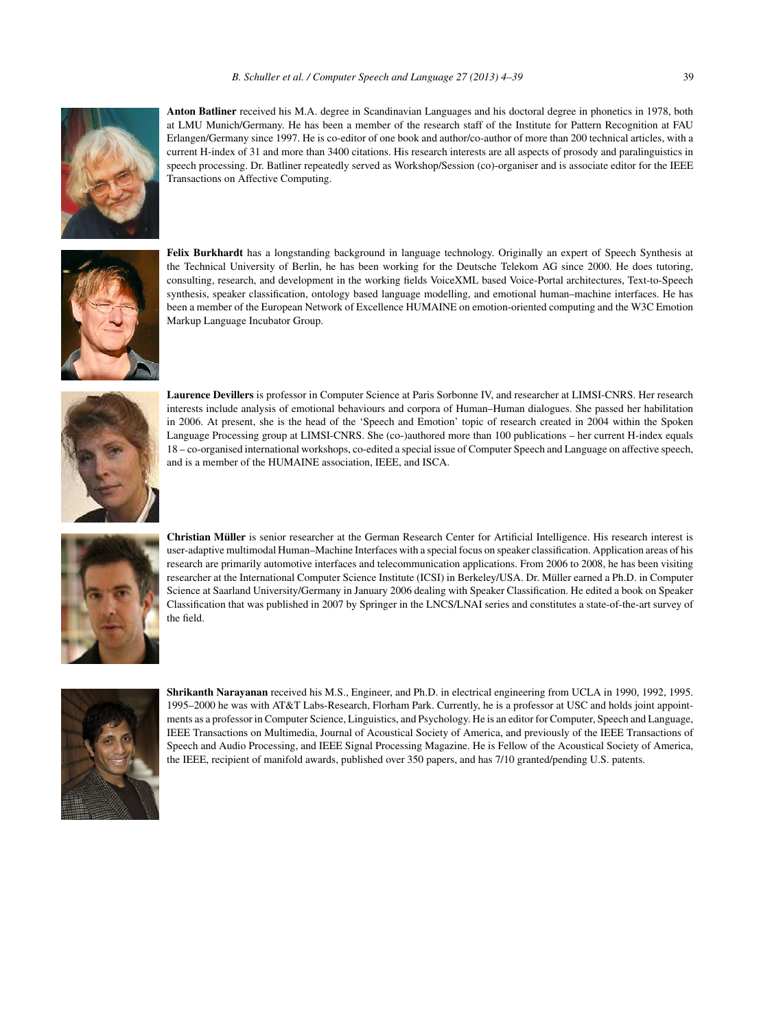**Anton Batliner** received his M.A. degree in Scandinavian Languages and his doctoral degree in phonetics in 1978, both at LMU Munich/Germany. He has been a member of the research staff of the Institute for Pattern Recognition at FAU Erlangen/Germany since 1997. He is co-editor of one book and author/co-author of more than 200 technical articles, with a current H-index of 31 and more than 3400 citations. His research interests are all aspects of prosody and paralinguistics in speech processing. Dr. Batliner repeatedly served as Workshop/Session (co)-organiser and is associate editor for the IEEE Transactions on Affective Computing.

**Felix Burkhardt** has a longstanding background in language technology. Originally an expert of Speech Synthesis at the Technical University of Berlin, he has been working for the Deutsche Telekom AG since 2000. He does tutoring, consulting, research, and development in the working fields VoiceXML based Voice-Portal architectures, Text-to-Speech synthesis, speaker classification, ontology based language modelling, and emotional human–machine interfaces. He has been a member of the European Network of Excellence HUMAINE on emotion-oriented computing and the W3C Emotion Markup Language Incubator Group.

**Laurence Devillers** is professor in Computer Science at Paris Sorbonne IV, and researcher at LIMSI-CNRS. Her research interests include analysis of emotional behaviours and corpora of Human–Human dialogues. She passed her habilitation in 2006. At present, she is the head of the 'Speech and Emotion' topic of research created in 2004 within the Spoken Language Processing group at LIMSI-CNRS. She (co-)authored more than 100 publications – her current H-index equals 18 – co-organised international workshops, co-edited a special issue of Computer Speech and Language on affective speech, and is a member of the HUMAINE association, IEEE, and ISCA.

**Christian Müller** is senior researcher at the German Research Center for Artificial Intelligence. His research interest is user-adaptive multimodal Human–Machine Interfaces with a special focus on speaker classification. Application areas of his research are primarily automotive interfaces and telecommunication applications. From 2006 to 2008, he has been visiting researcher at the International Computer Science Institute (ICSI) in Berkeley/USA. Dr. Müller earned a Ph.D. in Computer Science at Saarland University/Germany in January 2006 dealing with Speaker Classification. He edited a book on Speaker Classification that was published in 2007 by Springer in the LNCS/LNAI series and constitutes a state-of-the-art survey of the field.

**Shrikanth Narayanan** received his M.S., Engineer, and Ph.D. in electrical engineering from UCLA in 1990, 1992, 1995. 1995–2000 he was with AT&T Labs-Research, Florham Park. Currently, he is a professor at USC and holds joint appointments as a professor in Computer Science, Linguistics, and Psychology. He is an editor for Computer, Speech and Language, IEEE Transactions on Multimedia, Journal of Acoustical Society of America, and previously of the IEEE Transactions of Speech and Audio Processing, and IEEE Signal Processing Magazine. He is Fellow of the Acoustical Society of America, the IEEE, recipient of manifold awards, published over 350 papers, and has 7/10 granted/pending U.S. patents.